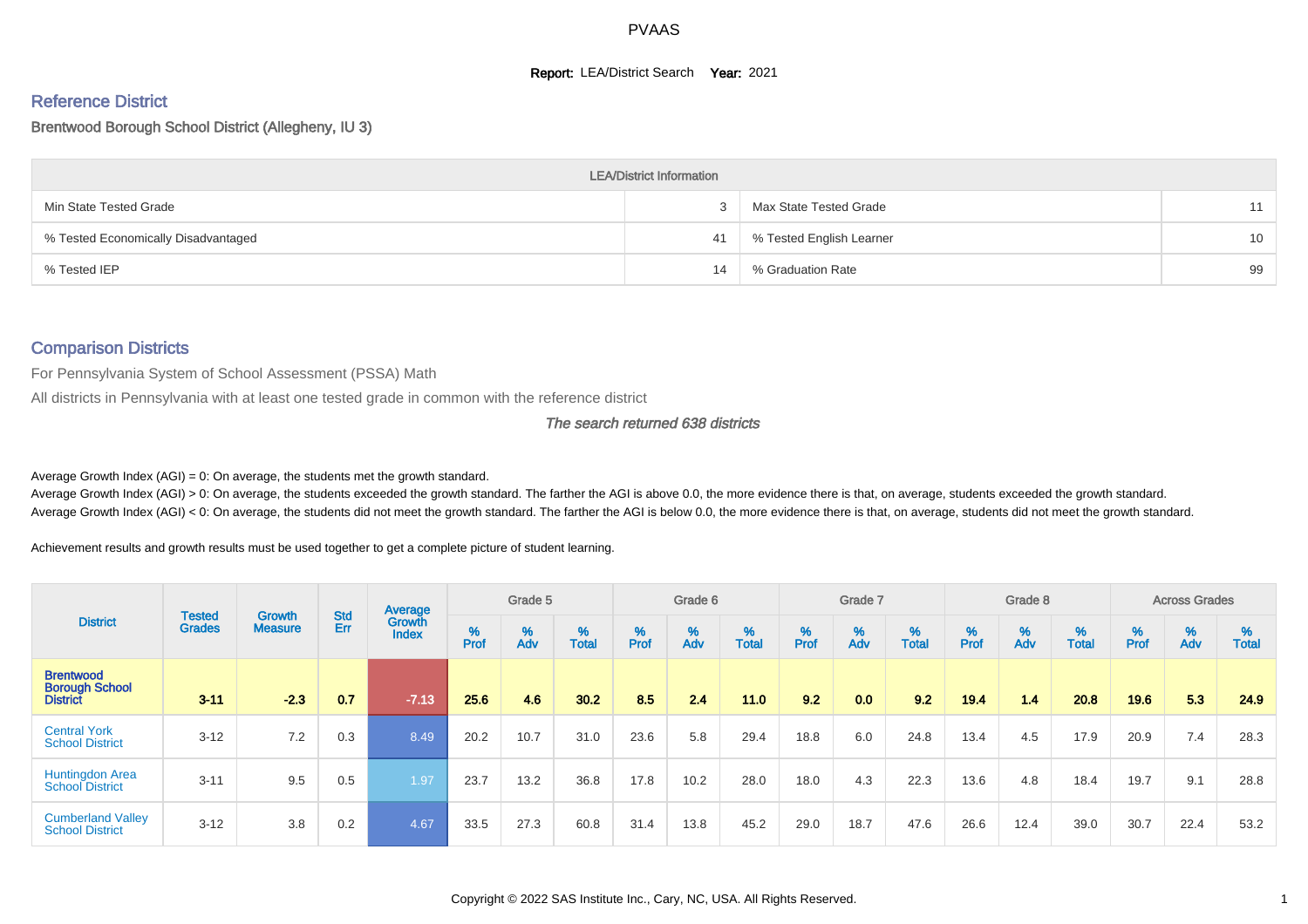# PVAAS

**Report:** LEA/District Search **Year:** 2021

## Reference District

Brentwood Borough School District (Allegheny, IU 3)

| LEA/District Information | | | |
|---|---|---|---|
| Min State Tested Grade | 3 | Max State Tested Grade | 11 |
| % Tested Economically Disadvantaged | 41 | % Tested English Learner | 10 |
| % Tested IEP | 14 | % Graduation Rate | 99 |

## Comparison Districts

For Pennsylvania System of School Assessment (PSSA) Math

All districts in Pennsylvania with at least one tested grade in common with the reference district

*The search returned 638 districts*

Average Growth Index (AGI) = 0: On average, the students met the growth standard.
Average Growth Index (AGI) > 0: On average, the students exceeded the growth standard. The farther the AGI is above 0.0, the more evidence there is that, on average, students exceeded the growth standard.
Average Growth Index (AGI) < 0: On average, the students did not meet the growth standard. The farther the AGI is below 0.0, the more evidence there is that, on average, students did not meet the growth standard.

Achievement results and growth results must be used together to get a complete picture of student learning.

| District | Tested Grades | Growth Measure | Std Err | Average Growth Index | Grade 5 | | | Grade 6 | | | Grade 7 | | | Grade 8 | | | Across Grades | | |
|---|---|---|---|---|---|---|---|---|---|---|---|---|---|---|---|---|---|---|---|
| | | | | | % Prof | % Adv | % Total | % Prof | % Adv | % Total | % Prof | % Adv | % Total | % Prof | % Adv | % Total | % Prof | % Adv | % Total |
| **Brentwood Borough School District** | **3-11** | **-2.3** | **0.7** | **-7.13** | **25.6** | **4.6** | **30.2** | **8.5** | **2.4** | **11.0** | **9.2** | **0.0** | **9.2** | **19.4** | **1.4** | **20.8** | **19.6** | **5.3** | **24.9** |
| Central York School District | 3-12 | 7.2 | 0.3 | 8.49 | 20.2 | 10.7 | 31.0 | 23.6 | 5.8 | 29.4 | 18.8 | 6.0 | 24.8 | 13.4 | 4.5 | 17.9 | 20.9 | 7.4 | 28.3 |
| Huntingdon Area School District | 3-11 | 9.5 | 0.5 | 1.97 | 23.7 | 13.2 | 36.8 | 17.8 | 10.2 | 28.0 | 18.0 | 4.3 | 22.3 | 13.6 | 4.8 | 18.4 | 19.7 | 9.1 | 28.8 |
| Cumberland Valley School District | 3-12 | 3.8 | 0.2 | 4.67 | 33.5 | 27.3 | 60.8 | 31.4 | 13.8 | 45.2 | 29.0 | 18.7 | 47.6 | 26.6 | 12.4 | 39.0 | 30.7 | 22.4 | 53.2 |

Copyright © 2022 SAS Institute Inc., Cary, NC, USA. All Rights Reserved.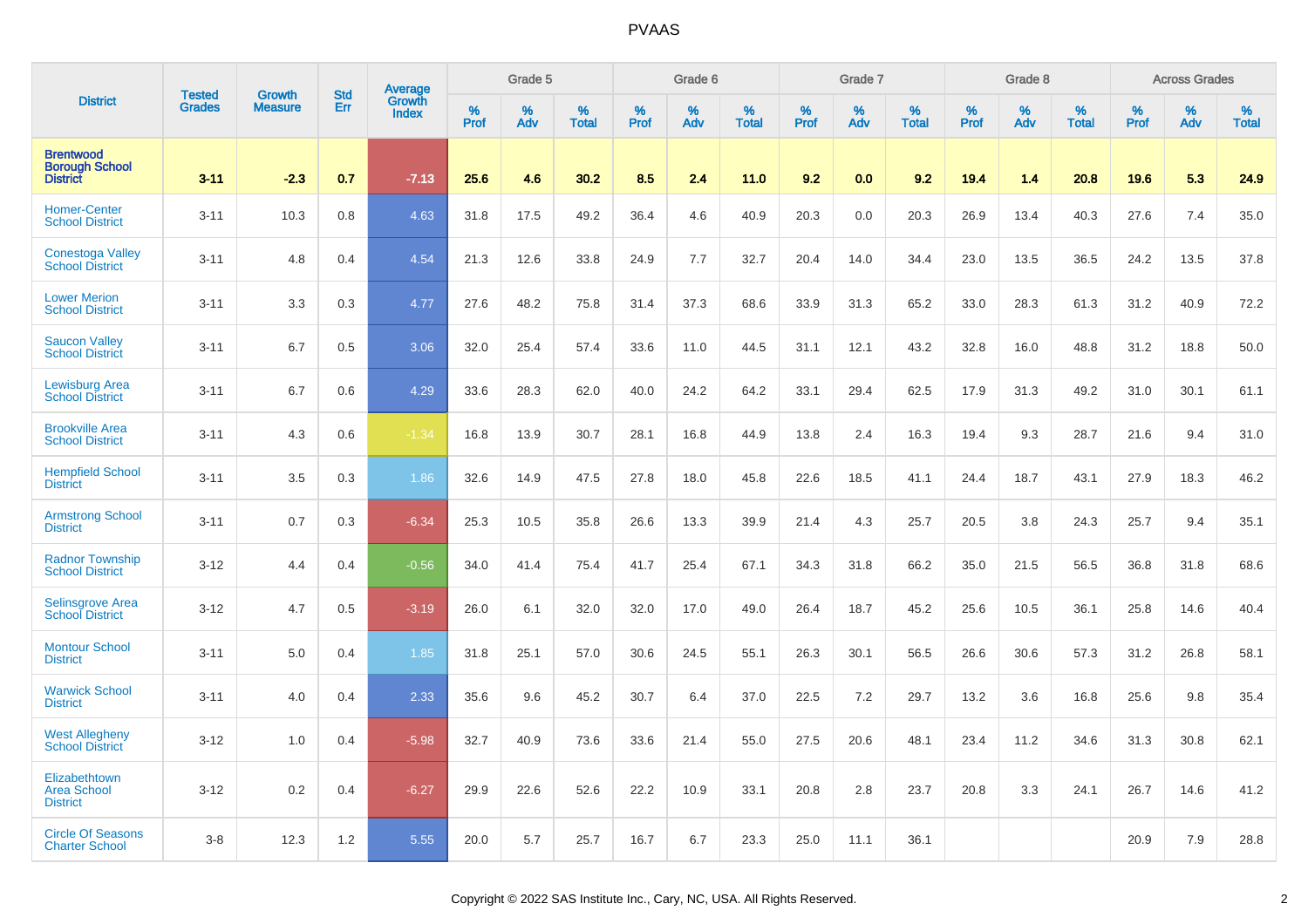# PVAAS

| District | Tested Grades | Growth Measure | Std Err | Average Growth Index | Grade 5 | | | Grade 6 | | | Grade 7 | | | Grade 8 | | | Across Grades | | |
|---|---|---|---|---|---|---|---|---|---|---|---|---|---|---|---|---|---|---|---|
| | | | | | % Prof | % Adv | % Total | % Prof | % Adv | % Total | % Prof | % Adv | % Total | % Prof | % Adv | % Total | % Prof | % Adv | % Total |
| **Brentwood Borough School District** | **3-11** | **-2.3** | **0.7** | **-7.13** | **25.6** | **4.6** | **30.2** | **8.5** | **2.4** | **11.0** | **9.2** | **0.0** | **9.2** | **19.4** | **1.4** | **20.8** | **19.6** | **5.3** | **24.9** |
| Homer-Center School District | 3-11 | 10.3 | 0.8 | 4.63 | 31.8 | 17.5 | 49.2 | 36.4 | 4.6 | 40.9 | 20.3 | 0.0 | 20.3 | 26.9 | 13.4 | 40.3 | 27.6 | 7.4 | 35.0 |
| Conestoga Valley School District | 3-11 | 4.8 | 0.4 | 4.54 | 21.3 | 12.6 | 33.8 | 24.9 | 7.7 | 32.7 | 20.4 | 14.0 | 34.4 | 23.0 | 13.5 | 36.5 | 24.2 | 13.5 | 37.8 |
| Lower Merion School District | 3-11 | 3.3 | 0.3 | 4.77 | 27.6 | 48.2 | 75.8 | 31.4 | 37.3 | 68.6 | 33.9 | 31.3 | 65.2 | 33.0 | 28.3 | 61.3 | 31.2 | 40.9 | 72.2 |
| Saucon Valley School District | 3-11 | 6.7 | 0.5 | 3.06 | 32.0 | 25.4 | 57.4 | 33.6 | 11.0 | 44.5 | 31.1 | 12.1 | 43.2 | 32.8 | 16.0 | 48.8 | 31.2 | 18.8 | 50.0 |
| Lewisburg Area School District | 3-11 | 6.7 | 0.6 | 4.29 | 33.6 | 28.3 | 62.0 | 40.0 | 24.2 | 64.2 | 33.1 | 29.4 | 62.5 | 17.9 | 31.3 | 49.2 | 31.0 | 30.1 | 61.1 |
| Brookville Area School District | 3-11 | 4.3 | 0.6 | -1.34 | 16.8 | 13.9 | 30.7 | 28.1 | 16.8 | 44.9 | 13.8 | 2.4 | 16.3 | 19.4 | 9.3 | 28.7 | 21.6 | 9.4 | 31.0 |
| Hempfield School District | 3-11 | 3.5 | 0.3 | 1.86 | 32.6 | 14.9 | 47.5 | 27.8 | 18.0 | 45.8 | 22.6 | 18.5 | 41.1 | 24.4 | 18.7 | 43.1 | 27.9 | 18.3 | 46.2 |
| Armstrong School District | 3-11 | 0.7 | 0.3 | -6.34 | 25.3 | 10.5 | 35.8 | 26.6 | 13.3 | 39.9 | 21.4 | 4.3 | 25.7 | 20.5 | 3.8 | 24.3 | 25.7 | 9.4 | 35.1 |
| Radnor Township School District | 3-12 | 4.4 | 0.4 | -0.56 | 34.0 | 41.4 | 75.4 | 41.7 | 25.4 | 67.1 | 34.3 | 31.8 | 66.2 | 35.0 | 21.5 | 56.5 | 36.8 | 31.8 | 68.6 |
| Selinsgrove Area School District | 3-12 | 4.7 | 0.5 | -3.19 | 26.0 | 6.1 | 32.0 | 32.0 | 17.0 | 49.0 | 26.4 | 18.7 | 45.2 | 25.6 | 10.5 | 36.1 | 25.8 | 14.6 | 40.4 |
| Montour School District | 3-11 | 5.0 | 0.4 | 1.85 | 31.8 | 25.1 | 57.0 | 30.6 | 24.5 | 55.1 | 26.3 | 30.1 | 56.5 | 26.6 | 30.6 | 57.3 | 31.2 | 26.8 | 58.1 |
| Warwick School District | 3-11 | 4.0 | 0.4 | 2.33 | 35.6 | 9.6 | 45.2 | 30.7 | 6.4 | 37.0 | 22.5 | 7.2 | 29.7 | 13.2 | 3.6 | 16.8 | 25.6 | 9.8 | 35.4 |
| West Allegheny School District | 3-12 | 1.0 | 0.4 | -5.98 | 32.7 | 40.9 | 73.6 | 33.6 | 21.4 | 55.0 | 27.5 | 20.6 | 48.1 | 23.4 | 11.2 | 34.6 | 31.3 | 30.8 | 62.1 |
| Elizabethtown Area School District | 3-12 | 0.2 | 0.4 | -6.27 | 29.9 | 22.6 | 52.6 | 22.2 | 10.9 | 33.1 | 20.8 | 2.8 | 23.7 | 20.8 | 3.3 | 24.1 | 26.7 | 14.6 | 41.2 |
| Circle Of Seasons Charter School | 3-8 | 12.3 | 1.2 | 5.55 | 20.0 | 5.7 | 25.7 | 16.7 | 6.7 | 23.3 | 25.0 | 11.1 | 36.1 | | | | 20.9 | 7.9 | 28.8 |

Copyright © 2022 SAS Institute Inc., Cary, NC, USA. All Rights Reserved.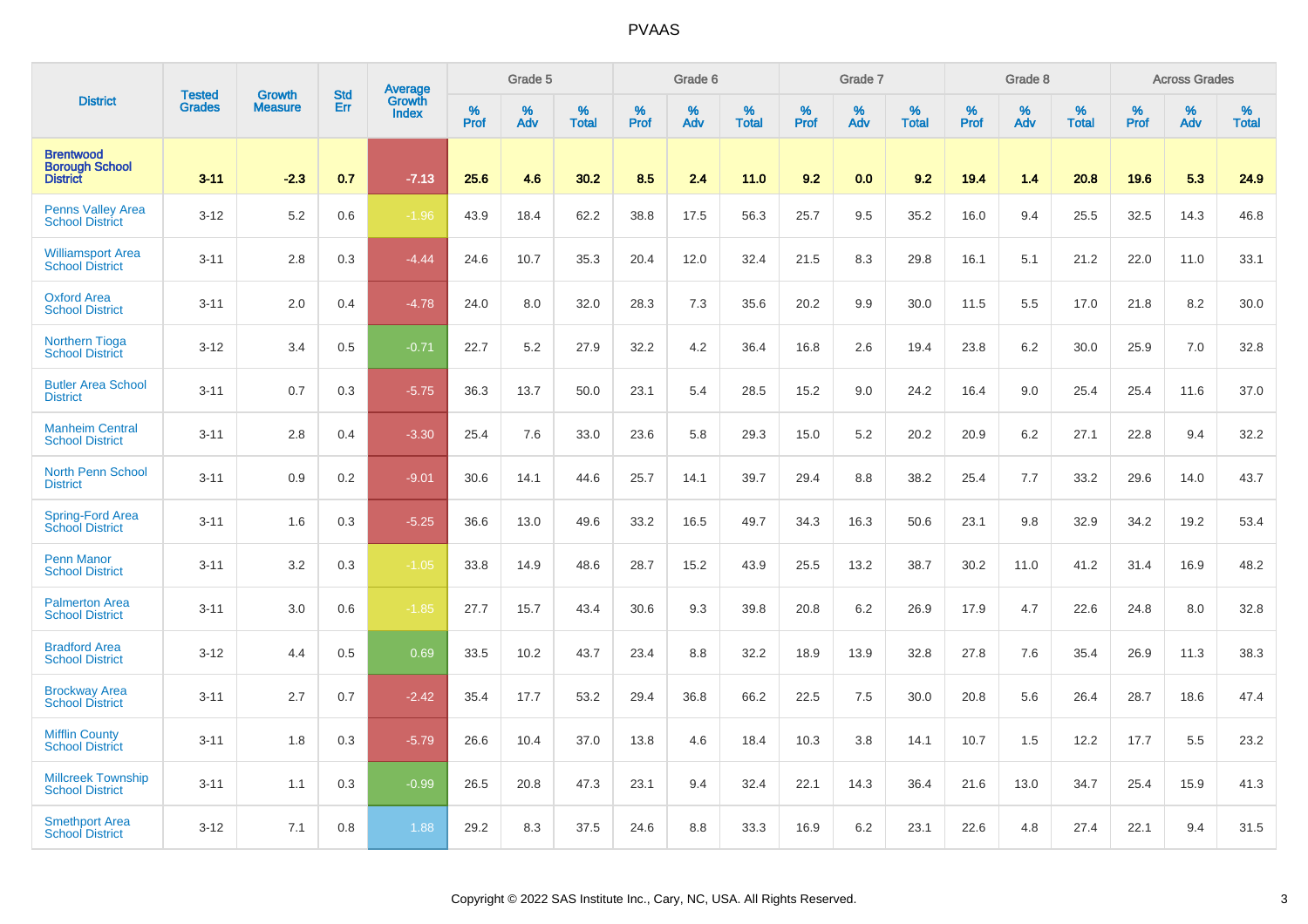# PVAAS

| District | Tested Grades | Growth Measure | Std Err | Average Growth Index | Grade 5 | | | Grade 6 | | | Grade 7 | | | Grade 8 | | | Across Grades | | |
|---|---|---|---|---|---|---|---|---|---|---|---|---|---|---|---|---|---|---|---|
| | | | | | % Prof | % Adv | % Total | % Prof | % Adv | % Total | % Prof | % Adv | % Total | % Prof | % Adv | % Total | % Prof | % Adv | % Total |
| **Brentwood Borough School District** | **3-11** | **-2.3** | **0.7** | **-7.13** | **25.6** | **4.6** | **30.2** | **8.5** | **2.4** | **11.0** | **9.2** | **0.0** | **9.2** | **19.4** | **1.4** | **20.8** | **19.6** | **5.3** | **24.9** |
| Penns Valley Area School District | 3-12 | 5.2 | 0.6 | -1.96 | 43.9 | 18.4 | 62.2 | 38.8 | 17.5 | 56.3 | 25.7 | 9.5 | 35.2 | 16.0 | 9.4 | 25.5 | 32.5 | 14.3 | 46.8 |
| Williamsport Area School District | 3-11 | 2.8 | 0.3 | -4.44 | 24.6 | 10.7 | 35.3 | 20.4 | 12.0 | 32.4 | 21.5 | 8.3 | 29.8 | 16.1 | 5.1 | 21.2 | 22.0 | 11.0 | 33.1 |
| Oxford Area School District | 3-11 | 2.0 | 0.4 | -4.78 | 24.0 | 8.0 | 32.0 | 28.3 | 7.3 | 35.6 | 20.2 | 9.9 | 30.0 | 11.5 | 5.5 | 17.0 | 21.8 | 8.2 | 30.0 |
| Northern Tioga School District | 3-12 | 3.4 | 0.5 | -0.71 | 22.7 | 5.2 | 27.9 | 32.2 | 4.2 | 36.4 | 16.8 | 2.6 | 19.4 | 23.8 | 6.2 | 30.0 | 25.9 | 7.0 | 32.8 |
| Butler Area School District | 3-11 | 0.7 | 0.3 | -5.75 | 36.3 | 13.7 | 50.0 | 23.1 | 5.4 | 28.5 | 15.2 | 9.0 | 24.2 | 16.4 | 9.0 | 25.4 | 25.4 | 11.6 | 37.0 |
| Manheim Central School District | 3-11 | 2.8 | 0.4 | -3.30 | 25.4 | 7.6 | 33.0 | 23.6 | 5.8 | 29.3 | 15.0 | 5.2 | 20.2 | 20.9 | 6.2 | 27.1 | 22.8 | 9.4 | 32.2 |
| North Penn School District | 3-11 | 0.9 | 0.2 | -9.01 | 30.6 | 14.1 | 44.6 | 25.7 | 14.1 | 39.7 | 29.4 | 8.8 | 38.2 | 25.4 | 7.7 | 33.2 | 29.6 | 14.0 | 43.7 |
| Spring-Ford Area School District | 3-11 | 1.6 | 0.3 | -5.25 | 36.6 | 13.0 | 49.6 | 33.2 | 16.5 | 49.7 | 34.3 | 16.3 | 50.6 | 23.1 | 9.8 | 32.9 | 34.2 | 19.2 | 53.4 |
| Penn Manor School District | 3-11 | 3.2 | 0.3 | -1.05 | 33.8 | 14.9 | 48.6 | 28.7 | 15.2 | 43.9 | 25.5 | 13.2 | 38.7 | 30.2 | 11.0 | 41.2 | 31.4 | 16.9 | 48.2 |
| Palmerton Area School District | 3-11 | 3.0 | 0.6 | -1.85 | 27.7 | 15.7 | 43.4 | 30.6 | 9.3 | 39.8 | 20.8 | 6.2 | 26.9 | 17.9 | 4.7 | 22.6 | 24.8 | 8.0 | 32.8 |
| Bradford Area School District | 3-12 | 4.4 | 0.5 | 0.69 | 33.5 | 10.2 | 43.7 | 23.4 | 8.8 | 32.2 | 18.9 | 13.9 | 32.8 | 27.8 | 7.6 | 35.4 | 26.9 | 11.3 | 38.3 |
| Brockway Area School District | 3-11 | 2.7 | 0.7 | -2.42 | 35.4 | 17.7 | 53.2 | 29.4 | 36.8 | 66.2 | 22.5 | 7.5 | 30.0 | 20.8 | 5.6 | 26.4 | 28.7 | 18.6 | 47.4 |
| Mifflin County School District | 3-11 | 1.8 | 0.3 | -5.79 | 26.6 | 10.4 | 37.0 | 13.8 | 4.6 | 18.4 | 10.3 | 3.8 | 14.1 | 10.7 | 1.5 | 12.2 | 17.7 | 5.5 | 23.2 |
| Millcreek Township School District | 3-11 | 1.1 | 0.3 | -0.99 | 26.5 | 20.8 | 47.3 | 23.1 | 9.4 | 32.4 | 22.1 | 14.3 | 36.4 | 21.6 | 13.0 | 34.7 | 25.4 | 15.9 | 41.3 |
| Smethport Area School District | 3-12 | 7.1 | 0.8 | 1.88 | 29.2 | 8.3 | 37.5 | 24.6 | 8.8 | 33.3 | 16.9 | 6.2 | 23.1 | 22.6 | 4.8 | 27.4 | 22.1 | 9.4 | 31.5 |

Copyright © 2022 SAS Institute Inc., Cary, NC, USA. All Rights Reserved.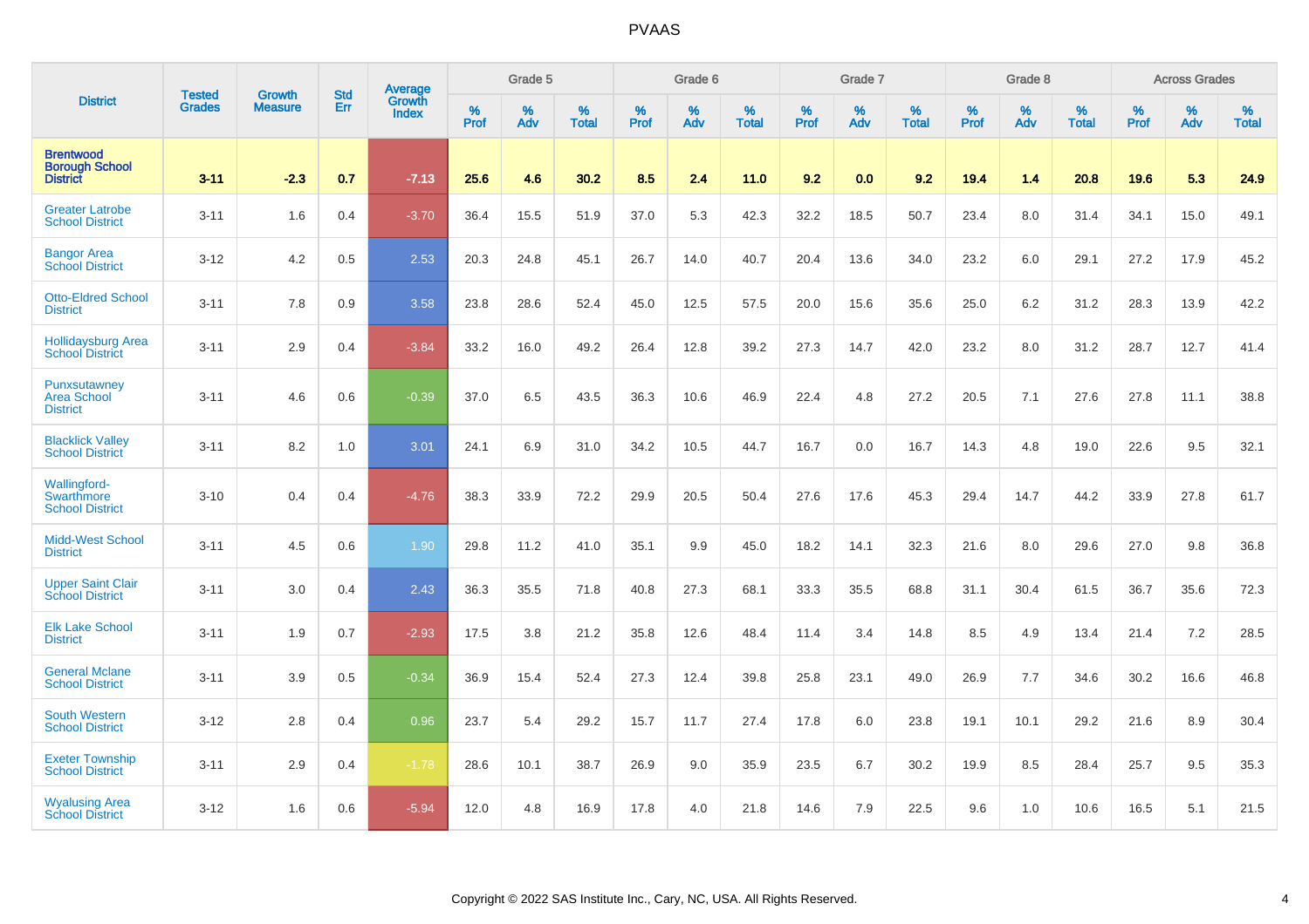# PVAAS

| District | Tested Grades | Growth Measure | Std Err | Average Growth Index | Grade 5 | | | Grade 6 | | | Grade 7 | | | Grade 8 | | | Across Grades | | |
|---|---|---|---|---|---|---|---|---|---|---|---|---|---|---|---|---|---|---|---|
| | | | | | % Prof | % Adv | % Total | % Prof | % Adv | % Total | % Prof | % Adv | % Total | % Prof | % Adv | % Total | % Prof | % Adv | % Total |
| **Brentwood Borough School District** | **3-11** | **-2.3** | **0.7** | **-7.13** | **25.6** | **4.6** | **30.2** | **8.5** | **2.4** | **11.0** | **9.2** | **0.0** | **9.2** | **19.4** | **1.4** | **20.8** | **19.6** | **5.3** | **24.9** |
| Greater Latrobe School District | 3-11 | 1.6 | 0.4 | -3.70 | 36.4 | 15.5 | 51.9 | 37.0 | 5.3 | 42.3 | 32.2 | 18.5 | 50.7 | 23.4 | 8.0 | 31.4 | 34.1 | 15.0 | 49.1 |
| Bangor Area School District | 3-12 | 4.2 | 0.5 | 2.53 | 20.3 | 24.8 | 45.1 | 26.7 | 14.0 | 40.7 | 20.4 | 13.6 | 34.0 | 23.2 | 6.0 | 29.1 | 27.2 | 17.9 | 45.2 |
| Otto-Eldred School District | 3-11 | 7.8 | 0.9 | 3.58 | 23.8 | 28.6 | 52.4 | 45.0 | 12.5 | 57.5 | 20.0 | 15.6 | 35.6 | 25.0 | 6.2 | 31.2 | 28.3 | 13.9 | 42.2 |
| Hollidaysburg Area School District | 3-11 | 2.9 | 0.4 | -3.84 | 33.2 | 16.0 | 49.2 | 26.4 | 12.8 | 39.2 | 27.3 | 14.7 | 42.0 | 23.2 | 8.0 | 31.2 | 28.7 | 12.7 | 41.4 |
| Punxsutawney Area School District | 3-11 | 4.6 | 0.6 | -0.39 | 37.0 | 6.5 | 43.5 | 36.3 | 10.6 | 46.9 | 22.4 | 4.8 | 27.2 | 20.5 | 7.1 | 27.6 | 27.8 | 11.1 | 38.8 |
| Blacklick Valley School District | 3-11 | 8.2 | 1.0 | 3.01 | 24.1 | 6.9 | 31.0 | 34.2 | 10.5 | 44.7 | 16.7 | 0.0 | 16.7 | 14.3 | 4.8 | 19.0 | 22.6 | 9.5 | 32.1 |
| Wallingford-Swarthmore School District | 3-10 | 0.4 | 0.4 | -4.76 | 38.3 | 33.9 | 72.2 | 29.9 | 20.5 | 50.4 | 27.6 | 17.6 | 45.3 | 29.4 | 14.7 | 44.2 | 33.9 | 27.8 | 61.7 |
| Midd-West School District | 3-11 | 4.5 | 0.6 | 1.90 | 29.8 | 11.2 | 41.0 | 35.1 | 9.9 | 45.0 | 18.2 | 14.1 | 32.3 | 21.6 | 8.0 | 29.6 | 27.0 | 9.8 | 36.8 |
| Upper Saint Clair School District | 3-11 | 3.0 | 0.4 | 2.43 | 36.3 | 35.5 | 71.8 | 40.8 | 27.3 | 68.1 | 33.3 | 35.5 | 68.8 | 31.1 | 30.4 | 61.5 | 36.7 | 35.6 | 72.3 |
| Elk Lake School District | 3-11 | 1.9 | 0.7 | -2.93 | 17.5 | 3.8 | 21.2 | 35.8 | 12.6 | 48.4 | 11.4 | 3.4 | 14.8 | 8.5 | 4.9 | 13.4 | 21.4 | 7.2 | 28.5 |
| General Mclane School District | 3-11 | 3.9 | 0.5 | -0.34 | 36.9 | 15.4 | 52.4 | 27.3 | 12.4 | 39.8 | 25.8 | 23.1 | 49.0 | 26.9 | 7.7 | 34.6 | 30.2 | 16.6 | 46.8 |
| South Western School District | 3-12 | 2.8 | 0.4 | 0.96 | 23.7 | 5.4 | 29.2 | 15.7 | 11.7 | 27.4 | 17.8 | 6.0 | 23.8 | 19.1 | 10.1 | 29.2 | 21.6 | 8.9 | 30.4 |
| Exeter Township School District | 3-11 | 2.9 | 0.4 | -1.78 | 28.6 | 10.1 | 38.7 | 26.9 | 9.0 | 35.9 | 23.5 | 6.7 | 30.2 | 19.9 | 8.5 | 28.4 | 25.7 | 9.5 | 35.3 |
| Wyalusing Area School District | 3-12 | 1.6 | 0.6 | -5.94 | 12.0 | 4.8 | 16.9 | 17.8 | 4.0 | 21.8 | 14.6 | 7.9 | 22.5 | 9.6 | 1.0 | 10.6 | 16.5 | 5.1 | 21.5 |

Copyright © 2022 SAS Institute Inc., Cary, NC, USA. All Rights Reserved.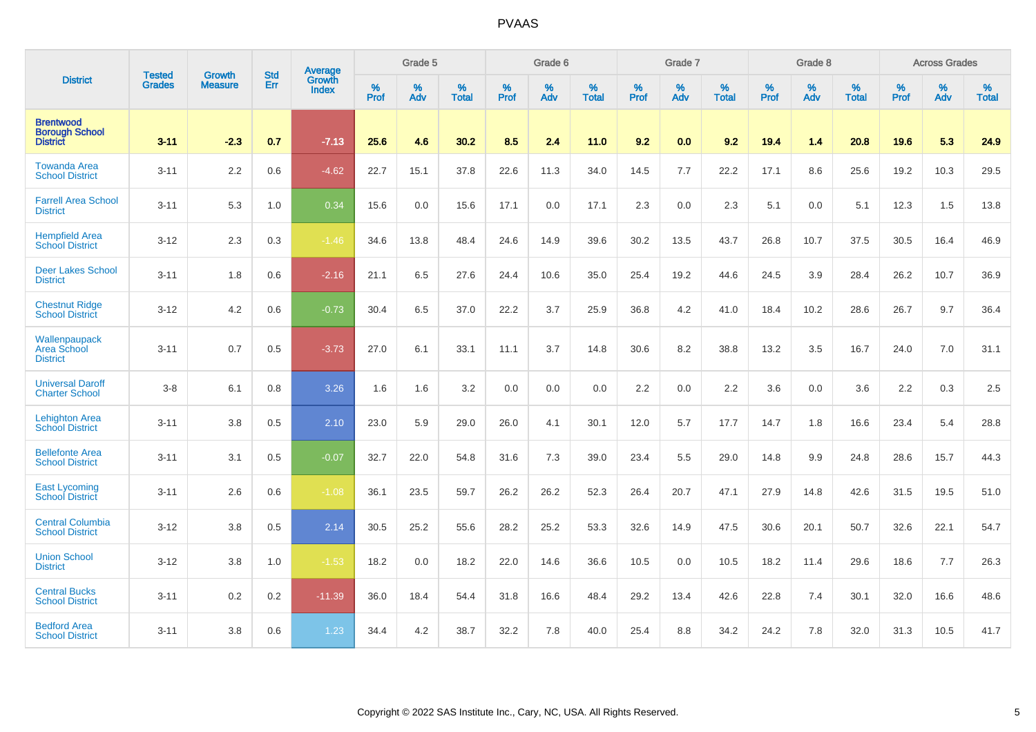# PVAAS

| District | Tested Grades | Growth Measure | Std Err | Average Growth Index | Grade 5 | | | Grade 6 | | | Grade 7 | | | Grade 8 | | | Across Grades | | |
|---|---|---|---|---|---|---|---|---|---|---|---|---|---|---|---|---|---|---|---|
| | | | | | % Prof | % Adv | % Total | % Prof | % Adv | % Total | % Prof | % Adv | % Total | % Prof | % Adv | % Total | % Prof | % Adv | % Total |
| **Brentwood Borough School District** | **3-11** | **-2.3** | **0.7** | **-7.13** | **25.6** | **4.6** | **30.2** | **8.5** | **2.4** | **11.0** | **9.2** | **0.0** | **9.2** | **19.4** | **1.4** | **20.8** | **19.6** | **5.3** | **24.9** |
| Towanda Area School District | 3-11 | 2.2 | 0.6 | -4.62 | 22.7 | 15.1 | 37.8 | 22.6 | 11.3 | 34.0 | 14.5 | 7.7 | 22.2 | 17.1 | 8.6 | 25.6 | 19.2 | 10.3 | 29.5 |
| Farrell Area School District | 3-11 | 5.3 | 1.0 | 0.34 | 15.6 | 0.0 | 15.6 | 17.1 | 0.0 | 17.1 | 2.3 | 0.0 | 2.3 | 5.1 | 0.0 | 5.1 | 12.3 | 1.5 | 13.8 |
| Hempfield Area School District | 3-12 | 2.3 | 0.3 | -1.46 | 34.6 | 13.8 | 48.4 | 24.6 | 14.9 | 39.6 | 30.2 | 13.5 | 43.7 | 26.8 | 10.7 | 37.5 | 30.5 | 16.4 | 46.9 |
| Deer Lakes School District | 3-11 | 1.8 | 0.6 | -2.16 | 21.1 | 6.5 | 27.6 | 24.4 | 10.6 | 35.0 | 25.4 | 19.2 | 44.6 | 24.5 | 3.9 | 28.4 | 26.2 | 10.7 | 36.9 |
| Chestnut Ridge School District | 3-12 | 4.2 | 0.6 | -0.73 | 30.4 | 6.5 | 37.0 | 22.2 | 3.7 | 25.9 | 36.8 | 4.2 | 41.0 | 18.4 | 10.2 | 28.6 | 26.7 | 9.7 | 36.4 |
| Wallenpaupack Area School District | 3-11 | 0.7 | 0.5 | -3.73 | 27.0 | 6.1 | 33.1 | 11.1 | 3.7 | 14.8 | 30.6 | 8.2 | 38.8 | 13.2 | 3.5 | 16.7 | 24.0 | 7.0 | 31.1 |
| Universal Daroff Charter School | 3-8 | 6.1 | 0.8 | 3.26 | 1.6 | 1.6 | 3.2 | 0.0 | 0.0 | 0.0 | 2.2 | 0.0 | 2.2 | 3.6 | 0.0 | 3.6 | 2.2 | 0.3 | 2.5 |
| Lehighton Area School District | 3-11 | 3.8 | 0.5 | 2.10 | 23.0 | 5.9 | 29.0 | 26.0 | 4.1 | 30.1 | 12.0 | 5.7 | 17.7 | 14.7 | 1.8 | 16.6 | 23.4 | 5.4 | 28.8 |
| Bellefonte Area School District | 3-11 | 3.1 | 0.5 | -0.07 | 32.7 | 22.0 | 54.8 | 31.6 | 7.3 | 39.0 | 23.4 | 5.5 | 29.0 | 14.8 | 9.9 | 24.8 | 28.6 | 15.7 | 44.3 |
| East Lycoming School District | 3-11 | 2.6 | 0.6 | -1.08 | 36.1 | 23.5 | 59.7 | 26.2 | 26.2 | 52.3 | 26.4 | 20.7 | 47.1 | 27.9 | 14.8 | 42.6 | 31.5 | 19.5 | 51.0 |
| Central Columbia School District | 3-12 | 3.8 | 0.5 | 2.14 | 30.5 | 25.2 | 55.6 | 28.2 | 25.2 | 53.3 | 32.6 | 14.9 | 47.5 | 30.6 | 20.1 | 50.7 | 32.6 | 22.1 | 54.7 |
| Union School District | 3-12 | 3.8 | 1.0 | -1.53 | 18.2 | 0.0 | 18.2 | 22.0 | 14.6 | 36.6 | 10.5 | 0.0 | 10.5 | 18.2 | 11.4 | 29.6 | 18.6 | 7.7 | 26.3 |
| Central Bucks School District | 3-11 | 0.2 | 0.2 | -11.39 | 36.0 | 18.4 | 54.4 | 31.8 | 16.6 | 48.4 | 29.2 | 13.4 | 42.6 | 22.8 | 7.4 | 30.1 | 32.0 | 16.6 | 48.6 |
| Bedford Area School District | 3-11 | 3.8 | 0.6 | 1.23 | 34.4 | 4.2 | 38.7 | 32.2 | 7.8 | 40.0 | 25.4 | 8.8 | 34.2 | 24.2 | 7.8 | 32.0 | 31.3 | 10.5 | 41.7 |

Copyright © 2022 SAS Institute Inc., Cary, NC, USA. All Rights Reserved.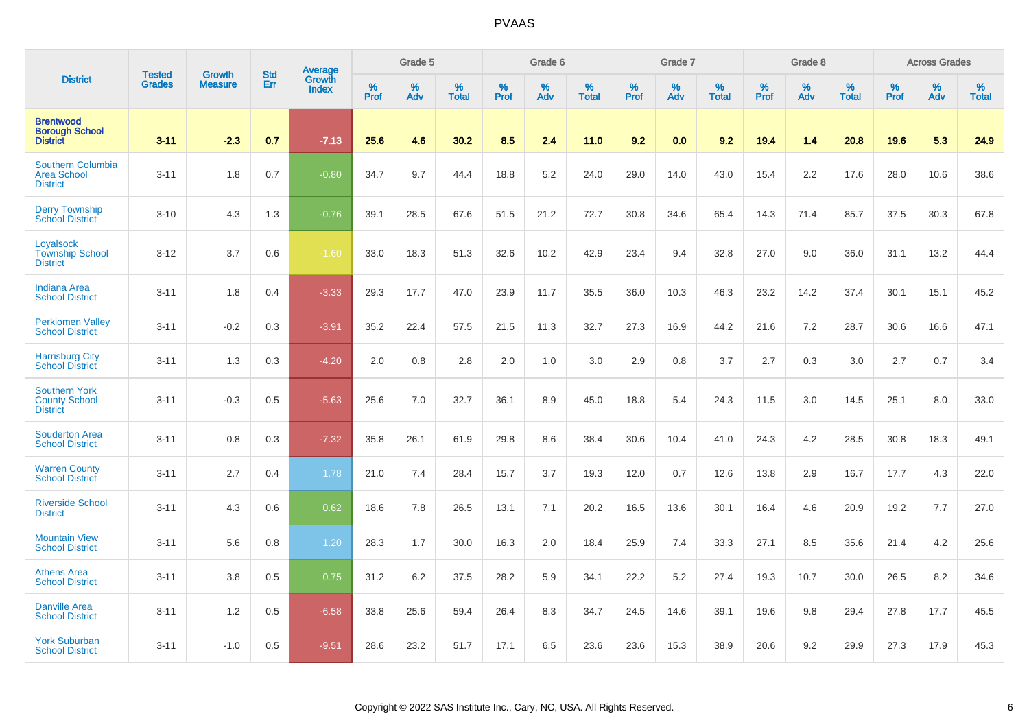# PVAAS

| District | Tested Grades | Growth Measure | Std Err | Average Growth Index | Grade 5 | | | Grade 6 | | | Grade 7 | | | Grade 8 | | | Across Grades | | |
|---|---|---|---|---|---|---|---|---|---|---|---|---|---|---|---|---|---|---|---|
| | | | | | % Prof | % Adv | % Total | % Prof | % Adv | % Total | % Prof | % Adv | % Total | % Prof | % Adv | % Total | % Prof | % Adv | % Total |
| **Brentwood Borough School District** | **3-11** | **-2.3** | **0.7** | **-7.13** | **25.6** | **4.6** | **30.2** | **8.5** | **2.4** | **11.0** | **9.2** | **0.0** | **9.2** | **19.4** | **1.4** | **20.8** | **19.6** | **5.3** | **24.9** |
| Southern Columbia Area School District | 3-11 | 1.8 | 0.7 | -0.80 | 34.7 | 9.7 | 44.4 | 18.8 | 5.2 | 24.0 | 29.0 | 14.0 | 43.0 | 15.4 | 2.2 | 17.6 | 28.0 | 10.6 | 38.6 |
| Derry Township School District | 3-10 | 4.3 | 1.3 | -0.76 | 39.1 | 28.5 | 67.6 | 51.5 | 21.2 | 72.7 | 30.8 | 34.6 | 65.4 | 14.3 | 71.4 | 85.7 | 37.5 | 30.3 | 67.8 |
| Loyalsock Township School District | 3-12 | 3.7 | 0.6 | -1.60 | 33.0 | 18.3 | 51.3 | 32.6 | 10.2 | 42.9 | 23.4 | 9.4 | 32.8 | 27.0 | 9.0 | 36.0 | 31.1 | 13.2 | 44.4 |
| Indiana Area School District | 3-11 | 1.8 | 0.4 | -3.33 | 29.3 | 17.7 | 47.0 | 23.9 | 11.7 | 35.5 | 36.0 | 10.3 | 46.3 | 23.2 | 14.2 | 37.4 | 30.1 | 15.1 | 45.2 |
| Perkiomen Valley School District | 3-11 | -0.2 | 0.3 | -3.91 | 35.2 | 22.4 | 57.5 | 21.5 | 11.3 | 32.7 | 27.3 | 16.9 | 44.2 | 21.6 | 7.2 | 28.7 | 30.6 | 16.6 | 47.1 |
| Harrisburg City School District | 3-11 | 1.3 | 0.3 | -4.20 | 2.0 | 0.8 | 2.8 | 2.0 | 1.0 | 3.0 | 2.9 | 0.8 | 3.7 | 2.7 | 0.3 | 3.0 | 2.7 | 0.7 | 3.4 |
| Southern York County School District | 3-11 | -0.3 | 0.5 | -5.63 | 25.6 | 7.0 | 32.7 | 36.1 | 8.9 | 45.0 | 18.8 | 5.4 | 24.3 | 11.5 | 3.0 | 14.5 | 25.1 | 8.0 | 33.0 |
| Souderton Area School District | 3-11 | 0.8 | 0.3 | -7.32 | 35.8 | 26.1 | 61.9 | 29.8 | 8.6 | 38.4 | 30.6 | 10.4 | 41.0 | 24.3 | 4.2 | 28.5 | 30.8 | 18.3 | 49.1 |
| Warren County School District | 3-11 | 2.7 | 0.4 | 1.78 | 21.0 | 7.4 | 28.4 | 15.7 | 3.7 | 19.3 | 12.0 | 0.7 | 12.6 | 13.8 | 2.9 | 16.7 | 17.7 | 4.3 | 22.0 |
| Riverside School District | 3-11 | 4.3 | 0.6 | 0.62 | 18.6 | 7.8 | 26.5 | 13.1 | 7.1 | 20.2 | 16.5 | 13.6 | 30.1 | 16.4 | 4.6 | 20.9 | 19.2 | 7.7 | 27.0 |
| Mountain View School District | 3-11 | 5.6 | 0.8 | 1.20 | 28.3 | 1.7 | 30.0 | 16.3 | 2.0 | 18.4 | 25.9 | 7.4 | 33.3 | 27.1 | 8.5 | 35.6 | 21.4 | 4.2 | 25.6 |
| Athens Area School District | 3-11 | 3.8 | 0.5 | 0.75 | 31.2 | 6.2 | 37.5 | 28.2 | 5.9 | 34.1 | 22.2 | 5.2 | 27.4 | 19.3 | 10.7 | 30.0 | 26.5 | 8.2 | 34.6 |
| Danville Area School District | 3-11 | 1.2 | 0.5 | -6.58 | 33.8 | 25.6 | 59.4 | 26.4 | 8.3 | 34.7 | 24.5 | 14.6 | 39.1 | 19.6 | 9.8 | 29.4 | 27.8 | 17.7 | 45.5 |
| York Suburban School District | 3-11 | -1.0 | 0.5 | -9.51 | 28.6 | 23.2 | 51.7 | 17.1 | 6.5 | 23.6 | 23.6 | 15.3 | 38.9 | 20.6 | 9.2 | 29.9 | 27.3 | 17.9 | 45.3 |

Copyright © 2022 SAS Institute Inc., Cary, NC, USA. All Rights Reserved.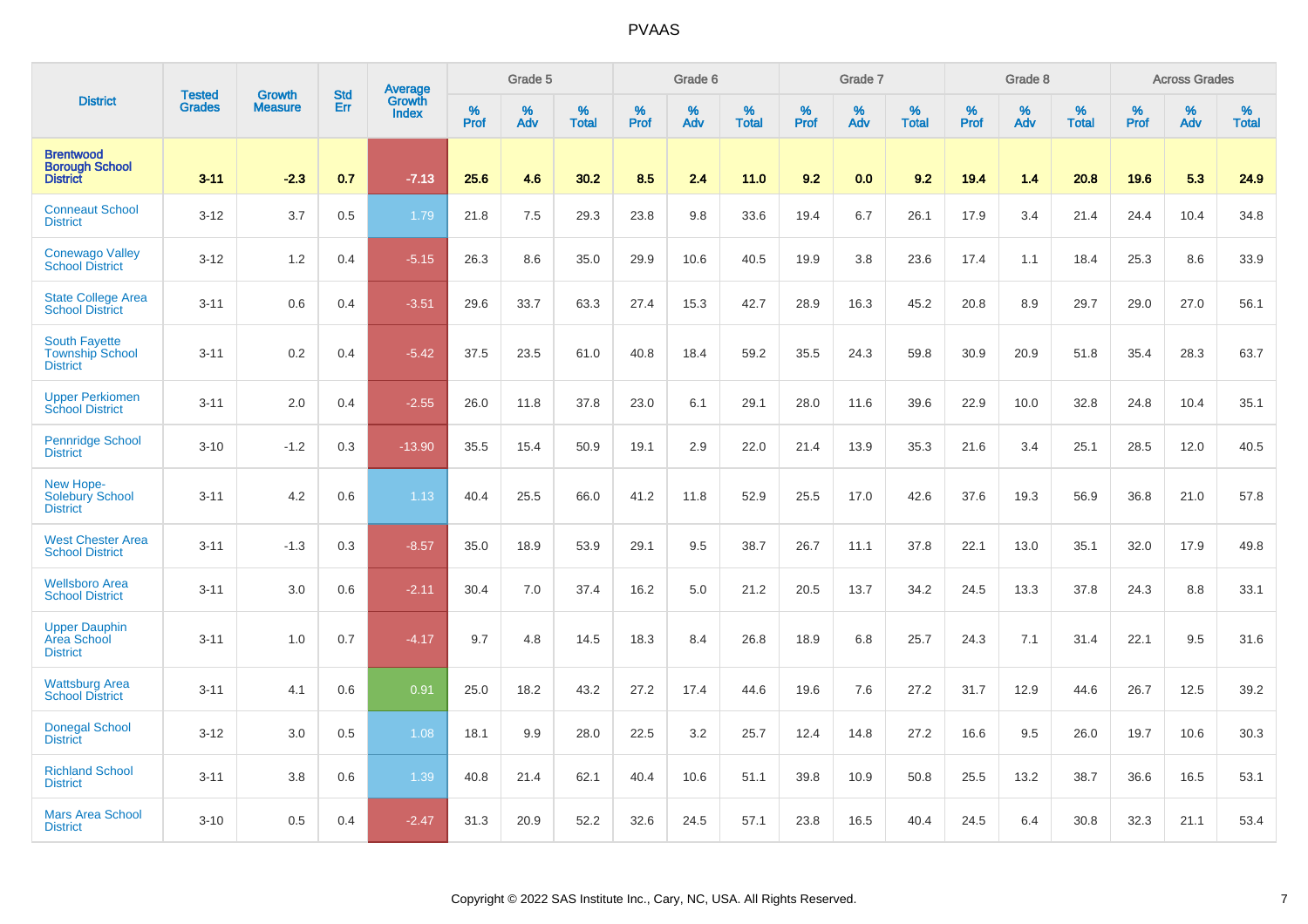PVAAS

| District | Tested Grades | Growth Measure | Std Err | Average Growth Index | Grade 5 | | | Grade 6 | | | Grade 7 | | | Grade 8 | | | Across Grades | | |
|---|---|---|---|---|---|---|---|---|---|---|---|---|---|---|---|---|---|---|---|
| | | | | | % Prof | % Adv | % Total | % Prof | % Adv | % Total | % Prof | % Adv | % Total | % Prof | % Adv | % Total | % Prof | % Adv | % Total |
| **Brentwood Borough School District** | **3-11** | **-2.3** | **0.7** | **-7.13** | **25.6** | **4.6** | **30.2** | **8.5** | **2.4** | **11.0** | **9.2** | **0.0** | **9.2** | **19.4** | **1.4** | **20.8** | **19.6** | **5.3** | **24.9** |
| Conneaut School District | 3-12 | 3.7 | 0.5 | 1.79 | 21.8 | 7.5 | 29.3 | 23.8 | 9.8 | 33.6 | 19.4 | 6.7 | 26.1 | 17.9 | 3.4 | 21.4 | 24.4 | 10.4 | 34.8 |
| Conewago Valley School District | 3-12 | 1.2 | 0.4 | -5.15 | 26.3 | 8.6 | 35.0 | 29.9 | 10.6 | 40.5 | 19.9 | 3.8 | 23.6 | 17.4 | 1.1 | 18.4 | 25.3 | 8.6 | 33.9 |
| State College Area School District | 3-11 | 0.6 | 0.4 | -3.51 | 29.6 | 33.7 | 63.3 | 27.4 | 15.3 | 42.7 | 28.9 | 16.3 | 45.2 | 20.8 | 8.9 | 29.7 | 29.0 | 27.0 | 56.1 |
| South Fayette Township School District | 3-11 | 0.2 | 0.4 | -5.42 | 37.5 | 23.5 | 61.0 | 40.8 | 18.4 | 59.2 | 35.5 | 24.3 | 59.8 | 30.9 | 20.9 | 51.8 | 35.4 | 28.3 | 63.7 |
| Upper Perkiomen School District | 3-11 | 2.0 | 0.4 | -2.55 | 26.0 | 11.8 | 37.8 | 23.0 | 6.1 | 29.1 | 28.0 | 11.6 | 39.6 | 22.9 | 10.0 | 32.8 | 24.8 | 10.4 | 35.1 |
| Pennridge School District | 3-10 | -1.2 | 0.3 | -13.90 | 35.5 | 15.4 | 50.9 | 19.1 | 2.9 | 22.0 | 21.4 | 13.9 | 35.3 | 21.6 | 3.4 | 25.1 | 28.5 | 12.0 | 40.5 |
| New Hope-Solebury School District | 3-11 | 4.2 | 0.6 | 1.13 | 40.4 | 25.5 | 66.0 | 41.2 | 11.8 | 52.9 | 25.5 | 17.0 | 42.6 | 37.6 | 19.3 | 56.9 | 36.8 | 21.0 | 57.8 |
| West Chester Area School District | 3-11 | -1.3 | 0.3 | -8.57 | 35.0 | 18.9 | 53.9 | 29.1 | 9.5 | 38.7 | 26.7 | 11.1 | 37.8 | 22.1 | 13.0 | 35.1 | 32.0 | 17.9 | 49.8 |
| Wellsboro Area School District | 3-11 | 3.0 | 0.6 | -2.11 | 30.4 | 7.0 | 37.4 | 16.2 | 5.0 | 21.2 | 20.5 | 13.7 | 34.2 | 24.5 | 13.3 | 37.8 | 24.3 | 8.8 | 33.1 |
| Upper Dauphin Area School District | 3-11 | 1.0 | 0.7 | -4.17 | 9.7 | 4.8 | 14.5 | 18.3 | 8.4 | 26.8 | 18.9 | 6.8 | 25.7 | 24.3 | 7.1 | 31.4 | 22.1 | 9.5 | 31.6 |
| Wattsburg Area School District | 3-11 | 4.1 | 0.6 | 0.91 | 25.0 | 18.2 | 43.2 | 27.2 | 17.4 | 44.6 | 19.6 | 7.6 | 27.2 | 31.7 | 12.9 | 44.6 | 26.7 | 12.5 | 39.2 |
| Donegal School District | 3-12 | 3.0 | 0.5 | 1.08 | 18.1 | 9.9 | 28.0 | 22.5 | 3.2 | 25.7 | 12.4 | 14.8 | 27.2 | 16.6 | 9.5 | 26.0 | 19.7 | 10.6 | 30.3 |
| Richland School District | 3-11 | 3.8 | 0.6 | 1.39 | 40.8 | 21.4 | 62.1 | 40.4 | 10.6 | 51.1 | 39.8 | 10.9 | 50.8 | 25.5 | 13.2 | 38.7 | 36.6 | 16.5 | 53.1 |
| Mars Area School District | 3-10 | 0.5 | 0.4 | -2.47 | 31.3 | 20.9 | 52.2 | 32.6 | 24.5 | 57.1 | 23.8 | 16.5 | 40.4 | 24.5 | 6.4 | 30.8 | 32.3 | 21.1 | 53.4 |

Copyright © 2022 SAS Institute Inc., Cary, NC, USA. All Rights Reserved.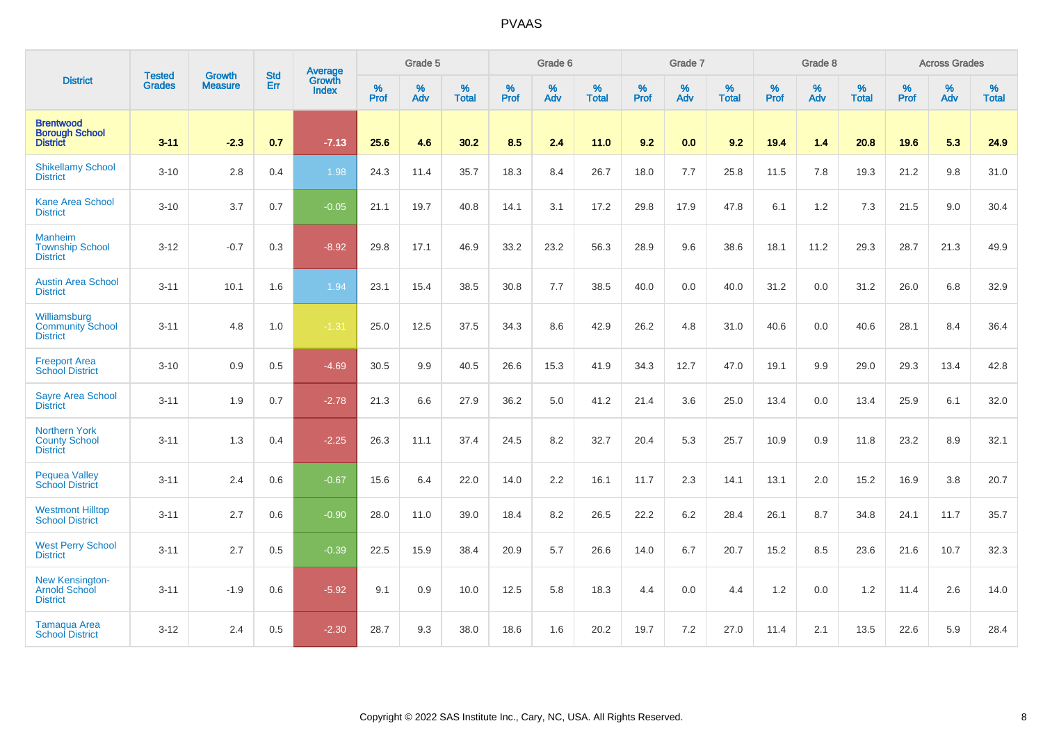# PVAAS

| District | Tested Grades | Growth Measure | Std Err | Average Growth Index | Grade 5 | | | Grade 6 | | | Grade 7 | | | Grade 8 | | | Across Grades | | |
|---|---|---|---|---|---|---|---|---|---|---|---|---|---|---|---|---|---|---|---|
| | | | | | % Prof | % Adv | % Total | % Prof | % Adv | % Total | % Prof | % Adv | % Total | % Prof | % Adv | % Total | % Prof | % Adv | % Total |
| **Brentwood Borough School District** | **3-11** | **-2.3** | **0.7** | **-7.13** | **25.6** | **4.6** | **30.2** | **8.5** | **2.4** | **11.0** | **9.2** | **0.0** | **9.2** | **19.4** | **1.4** | **20.8** | **19.6** | **5.3** | **24.9** |
| Shikellamy School District | 3-10 | 2.8 | 0.4 | 1.98 | 24.3 | 11.4 | 35.7 | 18.3 | 8.4 | 26.7 | 18.0 | 7.7 | 25.8 | 11.5 | 7.8 | 19.3 | 21.2 | 9.8 | 31.0 |
| Kane Area School District | 3-10 | 3.7 | 0.7 | -0.05 | 21.1 | 19.7 | 40.8 | 14.1 | 3.1 | 17.2 | 29.8 | 17.9 | 47.8 | 6.1 | 1.2 | 7.3 | 21.5 | 9.0 | 30.4 |
| Manheim Township School District | 3-12 | -0.7 | 0.3 | -8.92 | 29.8 | 17.1 | 46.9 | 33.2 | 23.2 | 56.3 | 28.9 | 9.6 | 38.6 | 18.1 | 11.2 | 29.3 | 28.7 | 21.3 | 49.9 |
| Austin Area School District | 3-11 | 10.1 | 1.6 | 1.94 | 23.1 | 15.4 | 38.5 | 30.8 | 7.7 | 38.5 | 40.0 | 0.0 | 40.0 | 31.2 | 0.0 | 31.2 | 26.0 | 6.8 | 32.9 |
| Williamsburg Community School District | 3-11 | 4.8 | 1.0 | -1.31 | 25.0 | 12.5 | 37.5 | 34.3 | 8.6 | 42.9 | 26.2 | 4.8 | 31.0 | 40.6 | 0.0 | 40.6 | 28.1 | 8.4 | 36.4 |
| Freeport Area School District | 3-10 | 0.9 | 0.5 | -4.69 | 30.5 | 9.9 | 40.5 | 26.6 | 15.3 | 41.9 | 34.3 | 12.7 | 47.0 | 19.1 | 9.9 | 29.0 | 29.3 | 13.4 | 42.8 |
| Sayre Area School District | 3-11 | 1.9 | 0.7 | -2.78 | 21.3 | 6.6 | 27.9 | 36.2 | 5.0 | 41.2 | 21.4 | 3.6 | 25.0 | 13.4 | 0.0 | 13.4 | 25.9 | 6.1 | 32.0 |
| Northern York County School District | 3-11 | 1.3 | 0.4 | -2.25 | 26.3 | 11.1 | 37.4 | 24.5 | 8.2 | 32.7 | 20.4 | 5.3 | 25.7 | 10.9 | 0.9 | 11.8 | 23.2 | 8.9 | 32.1 |
| Pequea Valley School District | 3-11 | 2.4 | 0.6 | -0.67 | 15.6 | 6.4 | 22.0 | 14.0 | 2.2 | 16.1 | 11.7 | 2.3 | 14.1 | 13.1 | 2.0 | 15.2 | 16.9 | 3.8 | 20.7 |
| Westmont Hilltop School District | 3-11 | 2.7 | 0.6 | -0.90 | 28.0 | 11.0 | 39.0 | 18.4 | 8.2 | 26.5 | 22.2 | 6.2 | 28.4 | 26.1 | 8.7 | 34.8 | 24.1 | 11.7 | 35.7 |
| West Perry School District | 3-11 | 2.7 | 0.5 | -0.39 | 22.5 | 15.9 | 38.4 | 20.9 | 5.7 | 26.6 | 14.0 | 6.7 | 20.7 | 15.2 | 8.5 | 23.6 | 21.6 | 10.7 | 32.3 |
| New Kensington-Arnold School District | 3-11 | -1.9 | 0.6 | -5.92 | 9.1 | 0.9 | 10.0 | 12.5 | 5.8 | 18.3 | 4.4 | 0.0 | 4.4 | 1.2 | 0.0 | 1.2 | 11.4 | 2.6 | 14.0 |
| Tamaqua Area School District | 3-12 | 2.4 | 0.5 | -2.30 | 28.7 | 9.3 | 38.0 | 18.6 | 1.6 | 20.2 | 19.7 | 7.2 | 27.0 | 11.4 | 2.1 | 13.5 | 22.6 | 5.9 | 28.4 |

Copyright © 2022 SAS Institute Inc., Cary, NC, USA. All Rights Reserved.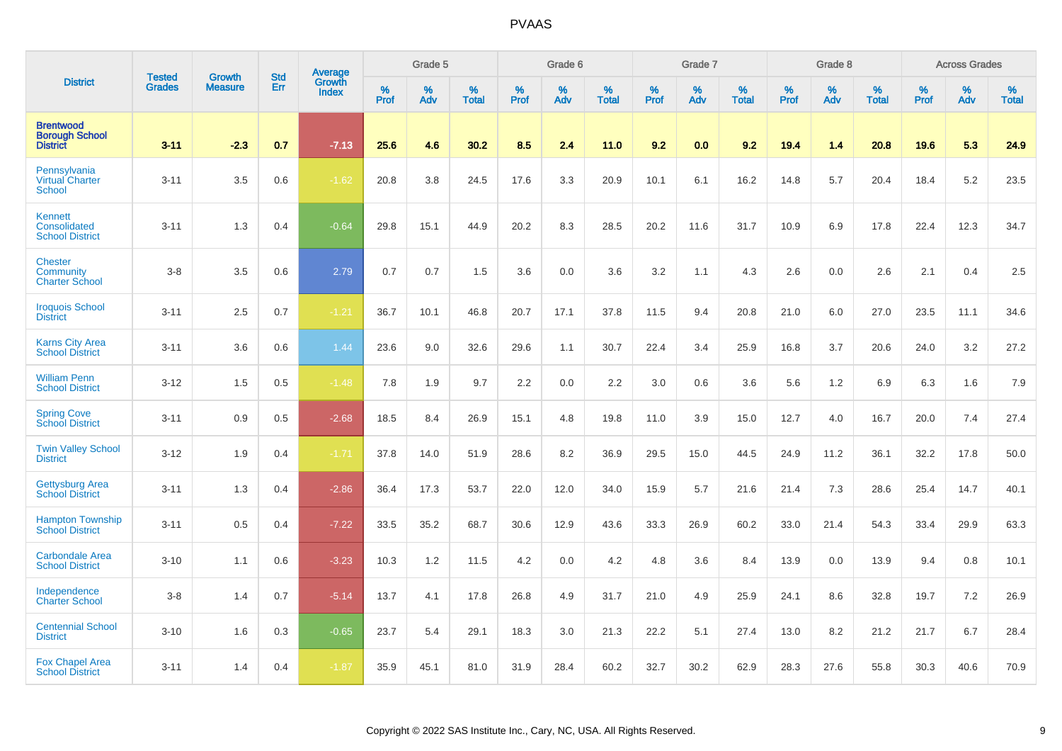# PVAAS

| District | Tested Grades | Growth Measure | Std Err | Average Growth Index | Grade 5 | | | Grade 6 | | | Grade 7 | | | Grade 8 | | | Across Grades | | |
|---|---|---|---|---|---|---|---|---|---|---|---|---|---|---|---|---|---|---|---|
| | | | | | % Prof | % Adv | % Total | % Prof | % Adv | % Total | % Prof | % Adv | % Total | % Prof | % Adv | % Total | % Prof | % Adv | % Total |
| **Brentwood Borough School District** | **3-11** | **-2.3** | **0.7** | **-7.13** | **25.6** | **4.6** | **30.2** | **8.5** | **2.4** | **11.0** | **9.2** | **0.0** | **9.2** | **19.4** | **1.4** | **20.8** | **19.6** | **5.3** | **24.9** |
| Pennsylvania Virtual Charter School | 3-11 | 3.5 | 0.6 | -1.62 | 20.8 | 3.8 | 24.5 | 17.6 | 3.3 | 20.9 | 10.1 | 6.1 | 16.2 | 14.8 | 5.7 | 20.4 | 18.4 | 5.2 | 23.5 |
| Kennett Consolidated School District | 3-11 | 1.3 | 0.4 | -0.64 | 29.8 | 15.1 | 44.9 | 20.2 | 8.3 | 28.5 | 20.2 | 11.6 | 31.7 | 10.9 | 6.9 | 17.8 | 22.4 | 12.3 | 34.7 |
| Chester Community Charter School | 3-8 | 3.5 | 0.6 | 2.79 | 0.7 | 0.7 | 1.5 | 3.6 | 0.0 | 3.6 | 3.2 | 1.1 | 4.3 | 2.6 | 0.0 | 2.6 | 2.1 | 0.4 | 2.5 |
| Iroquois School District | 3-11 | 2.5 | 0.7 | -1.21 | 36.7 | 10.1 | 46.8 | 20.7 | 17.1 | 37.8 | 11.5 | 9.4 | 20.8 | 21.0 | 6.0 | 27.0 | 23.5 | 11.1 | 34.6 |
| Karns City Area School District | 3-11 | 3.6 | 0.6 | 1.44 | 23.6 | 9.0 | 32.6 | 29.6 | 1.1 | 30.7 | 22.4 | 3.4 | 25.9 | 16.8 | 3.7 | 20.6 | 24.0 | 3.2 | 27.2 |
| William Penn School District | 3-12 | 1.5 | 0.5 | -1.48 | 7.8 | 1.9 | 9.7 | 2.2 | 0.0 | 2.2 | 3.0 | 0.6 | 3.6 | 5.6 | 1.2 | 6.9 | 6.3 | 1.6 | 7.9 |
| Spring Cove School District | 3-11 | 0.9 | 0.5 | -2.68 | 18.5 | 8.4 | 26.9 | 15.1 | 4.8 | 19.8 | 11.0 | 3.9 | 15.0 | 12.7 | 4.0 | 16.7 | 20.0 | 7.4 | 27.4 |
| Twin Valley School District | 3-12 | 1.9 | 0.4 | -1.71 | 37.8 | 14.0 | 51.9 | 28.6 | 8.2 | 36.9 | 29.5 | 15.0 | 44.5 | 24.9 | 11.2 | 36.1 | 32.2 | 17.8 | 50.0 |
| Gettysburg Area School District | 3-11 | 1.3 | 0.4 | -2.86 | 36.4 | 17.3 | 53.7 | 22.0 | 12.0 | 34.0 | 15.9 | 5.7 | 21.6 | 21.4 | 7.3 | 28.6 | 25.4 | 14.7 | 40.1 |
| Hampton Township School District | 3-11 | 0.5 | 0.4 | -7.22 | 33.5 | 35.2 | 68.7 | 30.6 | 12.9 | 43.6 | 33.3 | 26.9 | 60.2 | 33.0 | 21.4 | 54.3 | 33.4 | 29.9 | 63.3 |
| Carbondale Area School District | 3-10 | 1.1 | 0.6 | -3.23 | 10.3 | 1.2 | 11.5 | 4.2 | 0.0 | 4.2 | 4.8 | 3.6 | 8.4 | 13.9 | 0.0 | 13.9 | 9.4 | 0.8 | 10.1 |
| Independence Charter School | 3-8 | 1.4 | 0.7 | -5.14 | 13.7 | 4.1 | 17.8 | 26.8 | 4.9 | 31.7 | 21.0 | 4.9 | 25.9 | 24.1 | 8.6 | 32.8 | 19.7 | 7.2 | 26.9 |
| Centennial School District | 3-10 | 1.6 | 0.3 | -0.65 | 23.7 | 5.4 | 29.1 | 18.3 | 3.0 | 21.3 | 22.2 | 5.1 | 27.4 | 13.0 | 8.2 | 21.2 | 21.7 | 6.7 | 28.4 |
| Fox Chapel Area School District | 3-11 | 1.4 | 0.4 | -1.87 | 35.9 | 45.1 | 81.0 | 31.9 | 28.4 | 60.2 | 32.7 | 30.2 | 62.9 | 28.3 | 27.6 | 55.8 | 30.3 | 40.6 | 70.9 |

Copyright © 2022 SAS Institute Inc., Cary, NC, USA. All Rights Reserved.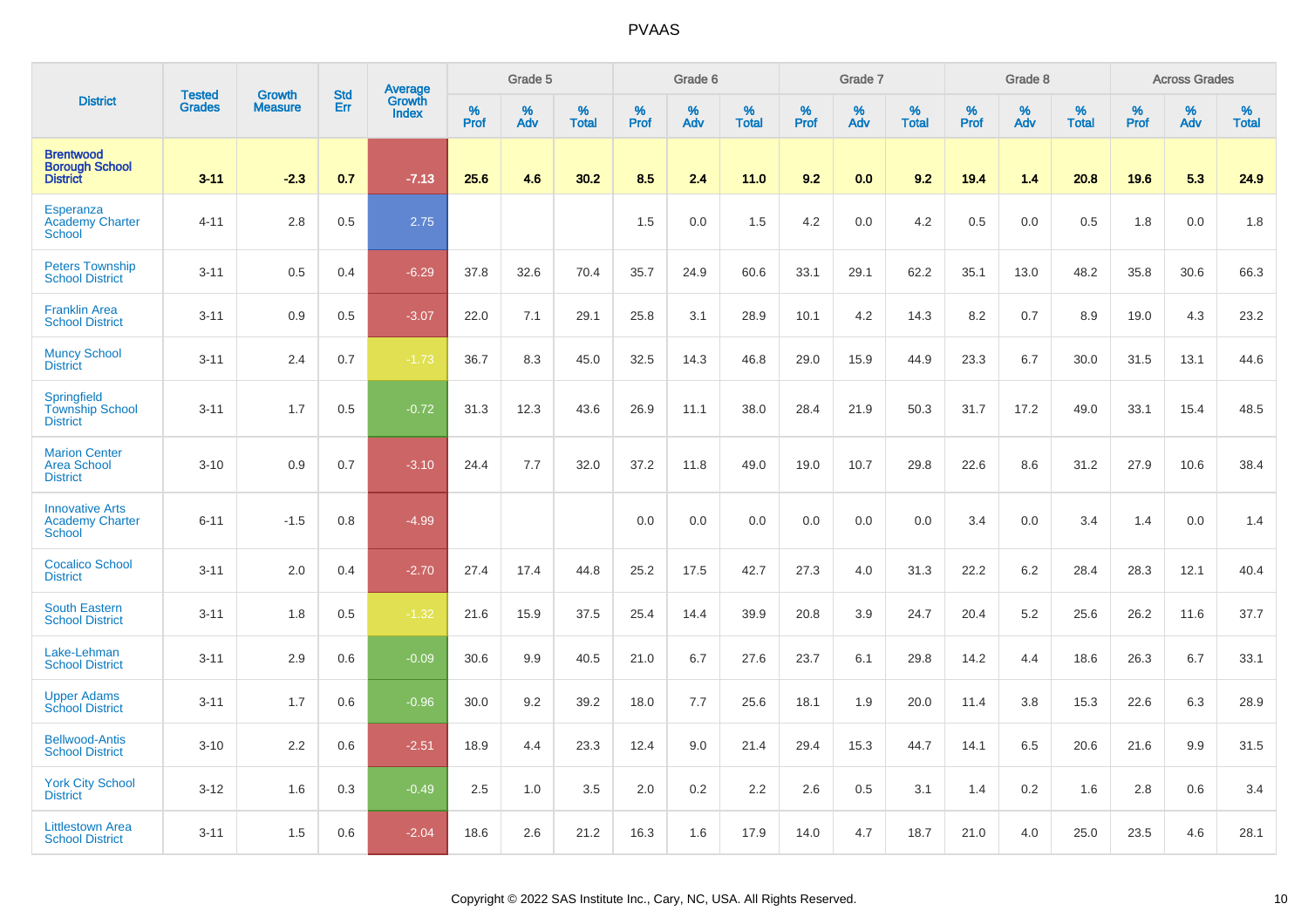# PVAAS

| District | Tested Grades | Growth Measure | Std Err | Average Growth Index | Grade 5 | | | Grade 6 | | | Grade 7 | | | Grade 8 | | | Across Grades | | |
|---|---|---|---|---|---|---|---|---|---|---|---|---|---|---|---|---|---|---|---|
| | | | | | % Prof | % Adv | % Total | % Prof | % Adv | % Total | % Prof | % Adv | % Total | % Prof | % Adv | % Total | % Prof | % Adv | % Total |
| **Brentwood Borough School District** | **3-11** | **-2.3** | **0.7** | **-7.13** | **25.6** | **4.6** | **30.2** | **8.5** | **2.4** | **11.0** | **9.2** | **0.0** | **9.2** | **19.4** | **1.4** | **20.8** | **19.6** | **5.3** | **24.9** |
| Esperanza Academy Charter School | 4-11 | 2.8 | 0.5 | 2.75 | | | | 1.5 | 0.0 | 1.5 | 4.2 | 0.0 | 4.2 | 0.5 | 0.0 | 0.5 | 1.8 | 0.0 | 1.8 |
| Peters Township School District | 3-11 | 0.5 | 0.4 | -6.29 | 37.8 | 32.6 | 70.4 | 35.7 | 24.9 | 60.6 | 33.1 | 29.1 | 62.2 | 35.1 | 13.0 | 48.2 | 35.8 | 30.6 | 66.3 |
| Franklin Area School District | 3-11 | 0.9 | 0.5 | -3.07 | 22.0 | 7.1 | 29.1 | 25.8 | 3.1 | 28.9 | 10.1 | 4.2 | 14.3 | 8.2 | 0.7 | 8.9 | 19.0 | 4.3 | 23.2 |
| Muncy School District | 3-11 | 2.4 | 0.7 | -1.73 | 36.7 | 8.3 | 45.0 | 32.5 | 14.3 | 46.8 | 29.0 | 15.9 | 44.9 | 23.3 | 6.7 | 30.0 | 31.5 | 13.1 | 44.6 |
| Springfield Township School District | 3-11 | 1.7 | 0.5 | -0.72 | 31.3 | 12.3 | 43.6 | 26.9 | 11.1 | 38.0 | 28.4 | 21.9 | 50.3 | 31.7 | 17.2 | 49.0 | 33.1 | 15.4 | 48.5 |
| Marion Center Area School District | 3-10 | 0.9 | 0.7 | -3.10 | 24.4 | 7.7 | 32.0 | 37.2 | 11.8 | 49.0 | 19.0 | 10.7 | 29.8 | 22.6 | 8.6 | 31.2 | 27.9 | 10.6 | 38.4 |
| Innovative Arts Academy Charter School | 6-11 | -1.5 | 0.8 | -4.99 | | | | 0.0 | 0.0 | 0.0 | 0.0 | 0.0 | 0.0 | 3.4 | 0.0 | 3.4 | 1.4 | 0.0 | 1.4 |
| Cocalico School District | 3-11 | 2.0 | 0.4 | -2.70 | 27.4 | 17.4 | 44.8 | 25.2 | 17.5 | 42.7 | 27.3 | 4.0 | 31.3 | 22.2 | 6.2 | 28.4 | 28.3 | 12.1 | 40.4 |
| South Eastern School District | 3-11 | 1.8 | 0.5 | -1.32 | 21.6 | 15.9 | 37.5 | 25.4 | 14.4 | 39.9 | 20.8 | 3.9 | 24.7 | 20.4 | 5.2 | 25.6 | 26.2 | 11.6 | 37.7 |
| Lake-Lehman School District | 3-11 | 2.9 | 0.6 | -0.09 | 30.6 | 9.9 | 40.5 | 21.0 | 6.7 | 27.6 | 23.7 | 6.1 | 29.8 | 14.2 | 4.4 | 18.6 | 26.3 | 6.7 | 33.1 |
| Upper Adams School District | 3-11 | 1.7 | 0.6 | -0.96 | 30.0 | 9.2 | 39.2 | 18.0 | 7.7 | 25.6 | 18.1 | 1.9 | 20.0 | 11.4 | 3.8 | 15.3 | 22.6 | 6.3 | 28.9 |
| Bellwood-Antis School District | 3-10 | 2.2 | 0.6 | -2.51 | 18.9 | 4.4 | 23.3 | 12.4 | 9.0 | 21.4 | 29.4 | 15.3 | 44.7 | 14.1 | 6.5 | 20.6 | 21.6 | 9.9 | 31.5 |
| York City School District | 3-12 | 1.6 | 0.3 | -0.49 | 2.5 | 1.0 | 3.5 | 2.0 | 0.2 | 2.2 | 2.6 | 0.5 | 3.1 | 1.4 | 0.2 | 1.6 | 2.8 | 0.6 | 3.4 |
| Littlestown Area School District | 3-11 | 1.5 | 0.6 | -2.04 | 18.6 | 2.6 | 21.2 | 16.3 | 1.6 | 17.9 | 14.0 | 4.7 | 18.7 | 21.0 | 4.0 | 25.0 | 23.5 | 4.6 | 28.1 |

Copyright © 2022 SAS Institute Inc., Cary, NC, USA. All Rights Reserved.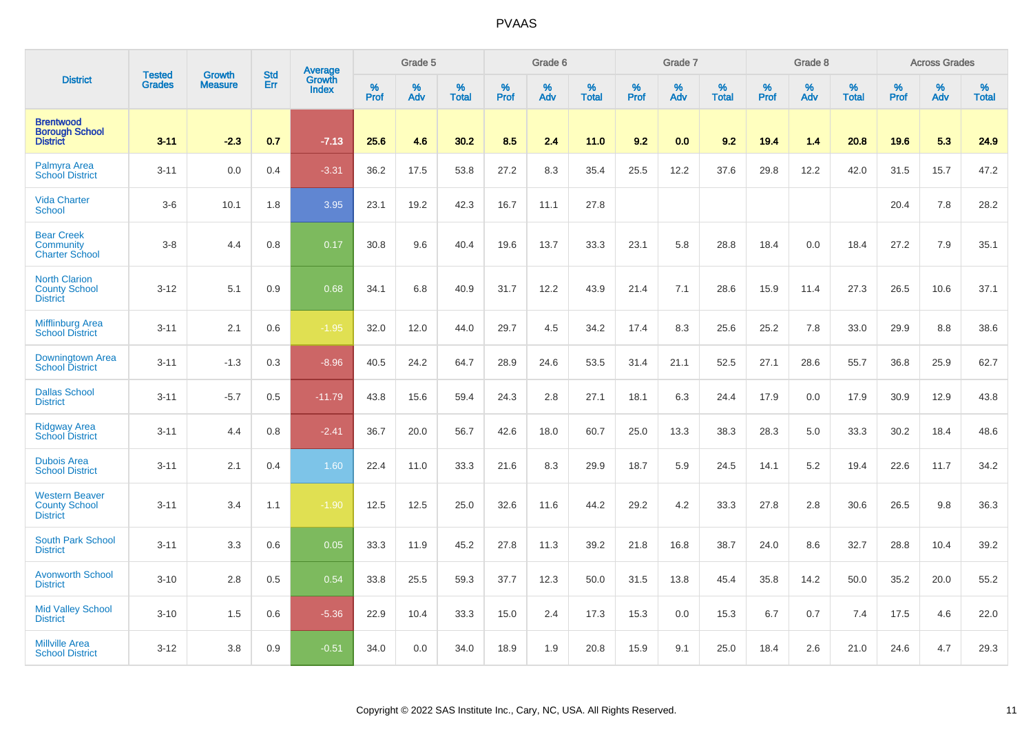# PVAAS

| District | Tested Grades | Growth Measure | Std Err | Average Growth Index | Grade 5 | | | Grade 6 | | | Grade 7 | | | Grade 8 | | | Across Grades | | |
|---|---|---|---|---|---|---|---|---|---|---|---|---|---|---|---|---|---|---|---|
| | | | | | % Prof | % Adv | % Total | % Prof | % Adv | % Total | % Prof | % Adv | % Total | % Prof | % Adv | % Total | % Prof | % Adv | % Total |
| **Brentwood Borough School District** | **3-11** | **-2.3** | **0.7** | **-7.13** | **25.6** | **4.6** | **30.2** | **8.5** | **2.4** | **11.0** | **9.2** | **0.0** | **9.2** | **19.4** | **1.4** | **20.8** | **19.6** | **5.3** | **24.9** |
| Palmyra Area School District | 3-11 | 0.0 | 0.4 | -3.31 | 36.2 | 17.5 | 53.8 | 27.2 | 8.3 | 35.4 | 25.5 | 12.2 | 37.6 | 29.8 | 12.2 | 42.0 | 31.5 | 15.7 | 47.2 |
| Vida Charter School | 3-6 | 10.1 | 1.8 | 3.95 | 23.1 | 19.2 | 42.3 | 16.7 | 11.1 | 27.8 | | | | | | | 20.4 | 7.8 | 28.2 |
| Bear Creek Community Charter School | 3-8 | 4.4 | 0.8 | 0.17 | 30.8 | 9.6 | 40.4 | 19.6 | 13.7 | 33.3 | 23.1 | 5.8 | 28.8 | 18.4 | 0.0 | 18.4 | 27.2 | 7.9 | 35.1 |
| North Clarion County School District | 3-12 | 5.1 | 0.9 | 0.68 | 34.1 | 6.8 | 40.9 | 31.7 | 12.2 | 43.9 | 21.4 | 7.1 | 28.6 | 15.9 | 11.4 | 27.3 | 26.5 | 10.6 | 37.1 |
| Mifflinburg Area School District | 3-11 | 2.1 | 0.6 | -1.95 | 32.0 | 12.0 | 44.0 | 29.7 | 4.5 | 34.2 | 17.4 | 8.3 | 25.6 | 25.2 | 7.8 | 33.0 | 29.9 | 8.8 | 38.6 |
| Downingtown Area School District | 3-11 | -1.3 | 0.3 | -8.96 | 40.5 | 24.2 | 64.7 | 28.9 | 24.6 | 53.5 | 31.4 | 21.1 | 52.5 | 27.1 | 28.6 | 55.7 | 36.8 | 25.9 | 62.7 |
| Dallas School District | 3-11 | -5.7 | 0.5 | -11.79 | 43.8 | 15.6 | 59.4 | 24.3 | 2.8 | 27.1 | 18.1 | 6.3 | 24.4 | 17.9 | 0.0 | 17.9 | 30.9 | 12.9 | 43.8 |
| Ridgway Area School District | 3-11 | 4.4 | 0.8 | -2.41 | 36.7 | 20.0 | 56.7 | 42.6 | 18.0 | 60.7 | 25.0 | 13.3 | 38.3 | 28.3 | 5.0 | 33.3 | 30.2 | 18.4 | 48.6 |
| Dubois Area School District | 3-11 | 2.1 | 0.4 | 1.60 | 22.4 | 11.0 | 33.3 | 21.6 | 8.3 | 29.9 | 18.7 | 5.9 | 24.5 | 14.1 | 5.2 | 19.4 | 22.6 | 11.7 | 34.2 |
| Western Beaver County School District | 3-11 | 3.4 | 1.1 | -1.90 | 12.5 | 12.5 | 25.0 | 32.6 | 11.6 | 44.2 | 29.2 | 4.2 | 33.3 | 27.8 | 2.8 | 30.6 | 26.5 | 9.8 | 36.3 |
| South Park School District | 3-11 | 3.3 | 0.6 | 0.05 | 33.3 | 11.9 | 45.2 | 27.8 | 11.3 | 39.2 | 21.8 | 16.8 | 38.7 | 24.0 | 8.6 | 32.7 | 28.8 | 10.4 | 39.2 |
| Avonworth School District | 3-10 | 2.8 | 0.5 | 0.54 | 33.8 | 25.5 | 59.3 | 37.7 | 12.3 | 50.0 | 31.5 | 13.8 | 45.4 | 35.8 | 14.2 | 50.0 | 35.2 | 20.0 | 55.2 |
| Mid Valley School District | 3-10 | 1.5 | 0.6 | -5.36 | 22.9 | 10.4 | 33.3 | 15.0 | 2.4 | 17.3 | 15.3 | 0.0 | 15.3 | 6.7 | 0.7 | 7.4 | 17.5 | 4.6 | 22.0 |
| Millville Area School District | 3-12 | 3.8 | 0.9 | -0.51 | 34.0 | 0.0 | 34.0 | 18.9 | 1.9 | 20.8 | 15.9 | 9.1 | 25.0 | 18.4 | 2.6 | 21.0 | 24.6 | 4.7 | 29.3 |

Copyright © 2022 SAS Institute Inc., Cary, NC, USA. All Rights Reserved.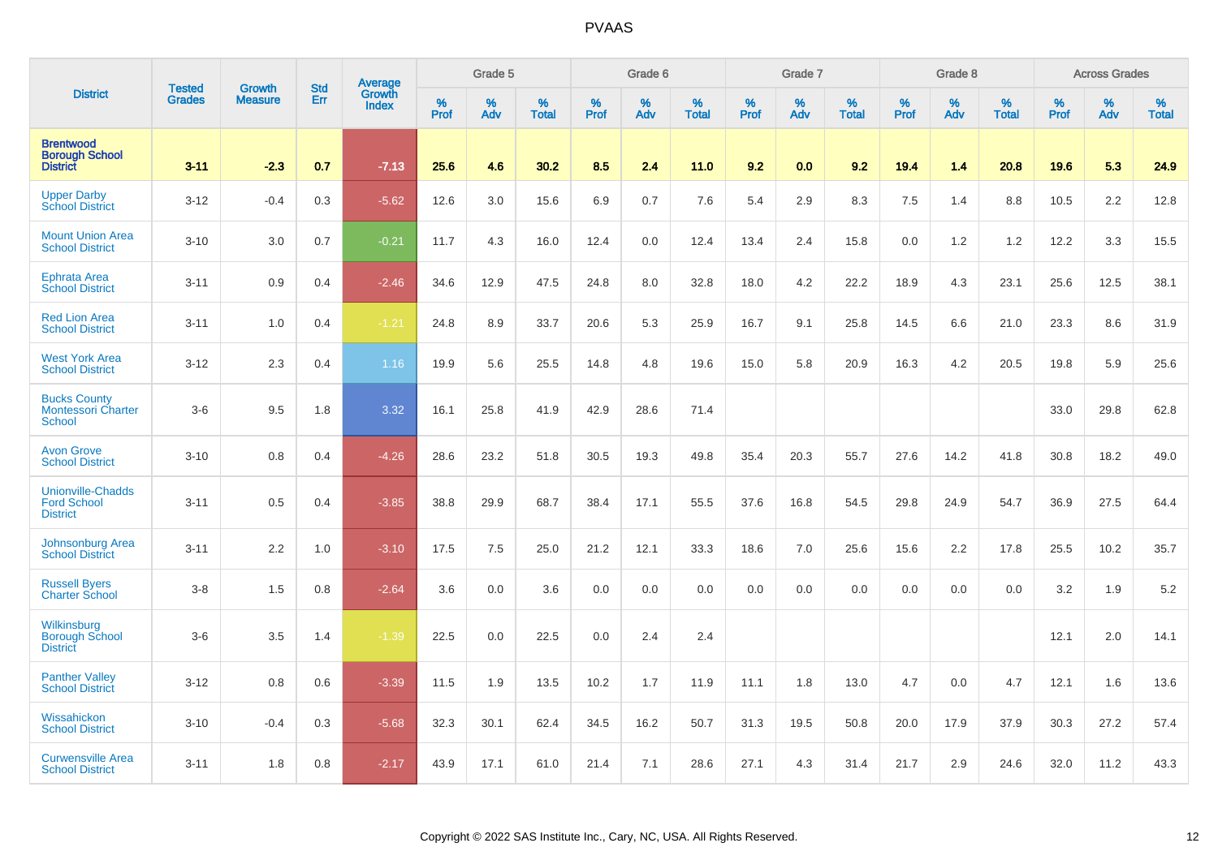| District | Tested Grades | Growth Measure | Std Err | Average Growth Index | Grade 5 | | | Grade 6 | | | Grade 7 | | | Grade 8 | | | Across Grades | | |
|---|---|---|---|---|---|---|---|---|---|---|---|---|---|---|---|---|---|---|---|
| | | | | | % Prof | % Adv | % Total | % Prof | % Adv | % Total | % Prof | % Adv | % Total | % Prof | % Adv | % Total | % Prof | % Adv | % Total |
| **Brentwood Borough School District** | **3-11** | **-2.3** | **0.7** | **-7.13** | **25.6** | **4.6** | **30.2** | **8.5** | **2.4** | **11.0** | **9.2** | **0.0** | **9.2** | **19.4** | **1.4** | **20.8** | **19.6** | **5.3** | **24.9** |
| Upper Darby School District | 3-12 | -0.4 | 0.3 | -5.62 | 12.6 | 3.0 | 15.6 | 6.9 | 0.7 | 7.6 | 5.4 | 2.9 | 8.3 | 7.5 | 1.4 | 8.8 | 10.5 | 2.2 | 12.8 |
| Mount Union Area School District | 3-10 | 3.0 | 0.7 | -0.21 | 11.7 | 4.3 | 16.0 | 12.4 | 0.0 | 12.4 | 13.4 | 2.4 | 15.8 | 0.0 | 1.2 | 1.2 | 12.2 | 3.3 | 15.5 |
| Ephrata Area School District | 3-11 | 0.9 | 0.4 | -2.46 | 34.6 | 12.9 | 47.5 | 24.8 | 8.0 | 32.8 | 18.0 | 4.2 | 22.2 | 18.9 | 4.3 | 23.1 | 25.6 | 12.5 | 38.1 |
| Red Lion Area School District | 3-11 | 1.0 | 0.4 | -1.21 | 24.8 | 8.9 | 33.7 | 20.6 | 5.3 | 25.9 | 16.7 | 9.1 | 25.8 | 14.5 | 6.6 | 21.0 | 23.3 | 8.6 | 31.9 |
| West York Area School District | 3-12 | 2.3 | 0.4 | 1.16 | 19.9 | 5.6 | 25.5 | 14.8 | 4.8 | 19.6 | 15.0 | 5.8 | 20.9 | 16.3 | 4.2 | 20.5 | 19.8 | 5.9 | 25.6 |
| Bucks County Montessori Charter School | 3-6 | 9.5 | 1.8 | 3.32 | 16.1 | 25.8 | 41.9 | 42.9 | 28.6 | 71.4 | | | | | | | 33.0 | 29.8 | 62.8 |
| Avon Grove School District | 3-10 | 0.8 | 0.4 | -4.26 | 28.6 | 23.2 | 51.8 | 30.5 | 19.3 | 49.8 | 35.4 | 20.3 | 55.7 | 27.6 | 14.2 | 41.8 | 30.8 | 18.2 | 49.0 |
| Unionville-Chadds Ford School District | 3-11 | 0.5 | 0.4 | -3.85 | 38.8 | 29.9 | 68.7 | 38.4 | 17.1 | 55.5 | 37.6 | 16.8 | 54.5 | 29.8 | 24.9 | 54.7 | 36.9 | 27.5 | 64.4 |
| Johnsonburg Area School District | 3-11 | 2.2 | 1.0 | -3.10 | 17.5 | 7.5 | 25.0 | 21.2 | 12.1 | 33.3 | 18.6 | 7.0 | 25.6 | 15.6 | 2.2 | 17.8 | 25.5 | 10.2 | 35.7 |
| Russell Byers Charter School | 3-8 | 1.5 | 0.8 | -2.64 | 3.6 | 0.0 | 3.6 | 0.0 | 0.0 | 0.0 | 0.0 | 0.0 | 0.0 | 0.0 | 0.0 | 0.0 | 3.2 | 1.9 | 5.2 |
| Wilkinsburg Borough School District | 3-6 | 3.5 | 1.4 | -1.39 | 22.5 | 0.0 | 22.5 | 0.0 | 2.4 | 2.4 | | | | | | | 12.1 | 2.0 | 14.1 |
| Panther Valley School District | 3-12 | 0.8 | 0.6 | -3.39 | 11.5 | 1.9 | 13.5 | 10.2 | 1.7 | 11.9 | 11.1 | 1.8 | 13.0 | 4.7 | 0.0 | 4.7 | 12.1 | 1.6 | 13.6 |
| Wissahickon School District | 3-10 | -0.4 | 0.3 | -5.68 | 32.3 | 30.1 | 62.4 | 34.5 | 16.2 | 50.7 | 31.3 | 19.5 | 50.8 | 20.0 | 17.9 | 37.9 | 30.3 | 27.2 | 57.4 |
| Curwensville Area School District | 3-11 | 1.8 | 0.8 | -2.17 | 43.9 | 17.1 | 61.0 | 21.4 | 7.1 | 28.6 | 27.1 | 4.3 | 31.4 | 21.7 | 2.9 | 24.6 | 32.0 | 11.2 | 43.3 |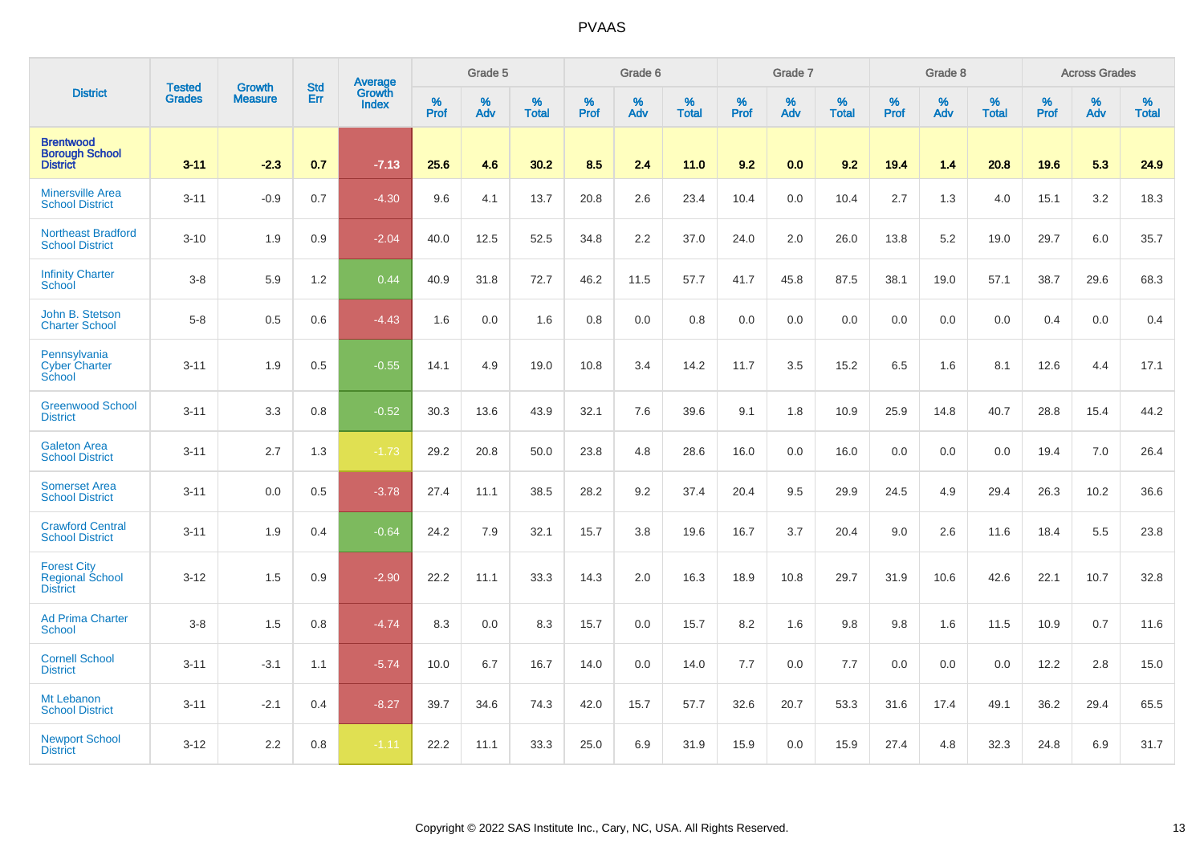# PVAAS

| District | Tested Grades | Growth Measure | Std Err | Average Growth Index | Grade 5 | | | Grade 6 | | | Grade 7 | | | Grade 8 | | | Across Grades | | |
|---|---|---|---|---|---|---|---|---|---|---|---|---|---|---|---|---|---|---|---|
| | | | | | % Prof | % Adv | % Total | % Prof | % Adv | % Total | % Prof | % Adv | % Total | % Prof | % Adv | % Total | % Prof | % Adv | % Total |
| **Brentwood Borough School District** | **3-11** | **-2.3** | **0.7** | **-7.13** | **25.6** | **4.6** | **30.2** | **8.5** | **2.4** | **11.0** | **9.2** | **0.0** | **9.2** | **19.4** | **1.4** | **20.8** | **19.6** | **5.3** | **24.9** |
| Minersville Area School District | 3-11 | -0.9 | 0.7 | -4.30 | 9.6 | 4.1 | 13.7 | 20.8 | 2.6 | 23.4 | 10.4 | 0.0 | 10.4 | 2.7 | 1.3 | 4.0 | 15.1 | 3.2 | 18.3 |
| Northeast Bradford School District | 3-10 | 1.9 | 0.9 | -2.04 | 40.0 | 12.5 | 52.5 | 34.8 | 2.2 | 37.0 | 24.0 | 2.0 | 26.0 | 13.8 | 5.2 | 19.0 | 29.7 | 6.0 | 35.7 |
| Infinity Charter School | 3-8 | 5.9 | 1.2 | 0.44 | 40.9 | 31.8 | 72.7 | 46.2 | 11.5 | 57.7 | 41.7 | 45.8 | 87.5 | 38.1 | 19.0 | 57.1 | 38.7 | 29.6 | 68.3 |
| John B. Stetson Charter School | 5-8 | 0.5 | 0.6 | -4.43 | 1.6 | 0.0 | 1.6 | 0.8 | 0.0 | 0.8 | 0.0 | 0.0 | 0.0 | 0.0 | 0.0 | 0.0 | 0.4 | 0.0 | 0.4 |
| Pennsylvania Cyber Charter School | 3-11 | 1.9 | 0.5 | -0.55 | 14.1 | 4.9 | 19.0 | 10.8 | 3.4 | 14.2 | 11.7 | 3.5 | 15.2 | 6.5 | 1.6 | 8.1 | 12.6 | 4.4 | 17.1 |
| Greenwood School District | 3-11 | 3.3 | 0.8 | -0.52 | 30.3 | 13.6 | 43.9 | 32.1 | 7.6 | 39.6 | 9.1 | 1.8 | 10.9 | 25.9 | 14.8 | 40.7 | 28.8 | 15.4 | 44.2 |
| Galeton Area School District | 3-11 | 2.7 | 1.3 | -1.73 | 29.2 | 20.8 | 50.0 | 23.8 | 4.8 | 28.6 | 16.0 | 0.0 | 16.0 | 0.0 | 0.0 | 0.0 | 19.4 | 7.0 | 26.4 |
| Somerset Area School District | 3-11 | 0.0 | 0.5 | -3.78 | 27.4 | 11.1 | 38.5 | 28.2 | 9.2 | 37.4 | 20.4 | 9.5 | 29.9 | 24.5 | 4.9 | 29.4 | 26.3 | 10.2 | 36.6 |
| Crawford Central School District | 3-11 | 1.9 | 0.4 | -0.64 | 24.2 | 7.9 | 32.1 | 15.7 | 3.8 | 19.6 | 16.7 | 3.7 | 20.4 | 9.0 | 2.6 | 11.6 | 18.4 | 5.5 | 23.8 |
| Forest City Regional School District | 3-12 | 1.5 | 0.9 | -2.90 | 22.2 | 11.1 | 33.3 | 14.3 | 2.0 | 16.3 | 18.9 | 10.8 | 29.7 | 31.9 | 10.6 | 42.6 | 22.1 | 10.7 | 32.8 |
| Ad Prima Charter School | 3-8 | 1.5 | 0.8 | -4.74 | 8.3 | 0.0 | 8.3 | 15.7 | 0.0 | 15.7 | 8.2 | 1.6 | 9.8 | 9.8 | 1.6 | 11.5 | 10.9 | 0.7 | 11.6 |
| Cornell School District | 3-11 | -3.1 | 1.1 | -5.74 | 10.0 | 6.7 | 16.7 | 14.0 | 0.0 | 14.0 | 7.7 | 0.0 | 7.7 | 0.0 | 0.0 | 0.0 | 12.2 | 2.8 | 15.0 |
| Mt Lebanon School District | 3-11 | -2.1 | 0.4 | -8.27 | 39.7 | 34.6 | 74.3 | 42.0 | 15.7 | 57.7 | 32.6 | 20.7 | 53.3 | 31.6 | 17.4 | 49.1 | 36.2 | 29.4 | 65.5 |
| Newport School District | 3-12 | 2.2 | 0.8 | -1.11 | 22.2 | 11.1 | 33.3 | 25.0 | 6.9 | 31.9 | 15.9 | 0.0 | 15.9 | 27.4 | 4.8 | 32.3 | 24.8 | 6.9 | 31.7 |

Copyright © 2022 SAS Institute Inc., Cary, NC, USA. All Rights Reserved.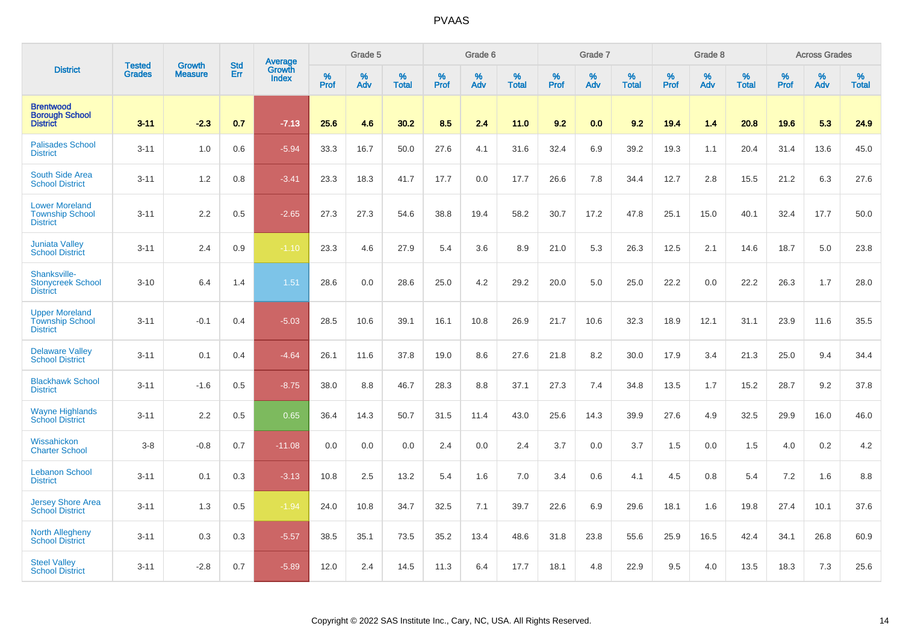| District | Tested Grades | Growth Measure | Std Err | Average Growth Index | Grade 5 | | | Grade 6 | | | Grade 7 | | | Grade 8 | | | Across Grades | | |
|---|---|---|---|---|---|---|---|---|---|---|---|---|---|---|---|---|---|---|---|
| | | | | | % Prof | % Adv | % Total | % Prof | % Adv | % Total | % Prof | % Adv | % Total | % Prof | % Adv | % Total | % Prof | % Adv | % Total |
| **Brentwood Borough School District** | **3-11** | **-2.3** | **0.7** | **-7.13** | **25.6** | **4.6** | **30.2** | **8.5** | **2.4** | **11.0** | **9.2** | **0.0** | **9.2** | **19.4** | **1.4** | **20.8** | **19.6** | **5.3** | **24.9** |
| Palisades School District | 3-11 | 1.0 | 0.6 | -5.94 | 33.3 | 16.7 | 50.0 | 27.6 | 4.1 | 31.6 | 32.4 | 6.9 | 39.2 | 19.3 | 1.1 | 20.4 | 31.4 | 13.6 | 45.0 |
| South Side Area School District | 3-11 | 1.2 | 0.8 | -3.41 | 23.3 | 18.3 | 41.7 | 17.7 | 0.0 | 17.7 | 26.6 | 7.8 | 34.4 | 12.7 | 2.8 | 15.5 | 21.2 | 6.3 | 27.6 |
| Lower Moreland Township School District | 3-11 | 2.2 | 0.5 | -2.65 | 27.3 | 27.3 | 54.6 | 38.8 | 19.4 | 58.2 | 30.7 | 17.2 | 47.8 | 25.1 | 15.0 | 40.1 | 32.4 | 17.7 | 50.0 |
| Juniata Valley School District | 3-11 | 2.4 | 0.9 | -1.10 | 23.3 | 4.6 | 27.9 | 5.4 | 3.6 | 8.9 | 21.0 | 5.3 | 26.3 | 12.5 | 2.1 | 14.6 | 18.7 | 5.0 | 23.8 |
| Shanksville-Stonycreek School District | 3-10 | 6.4 | 1.4 | 1.51 | 28.6 | 0.0 | 28.6 | 25.0 | 4.2 | 29.2 | 20.0 | 5.0 | 25.0 | 22.2 | 0.0 | 22.2 | 26.3 | 1.7 | 28.0 |
| Upper Moreland Township School District | 3-11 | -0.1 | 0.4 | -5.03 | 28.5 | 10.6 | 39.1 | 16.1 | 10.8 | 26.9 | 21.7 | 10.6 | 32.3 | 18.9 | 12.1 | 31.1 | 23.9 | 11.6 | 35.5 |
| Delaware Valley School District | 3-11 | 0.1 | 0.4 | -4.64 | 26.1 | 11.6 | 37.8 | 19.0 | 8.6 | 27.6 | 21.8 | 8.2 | 30.0 | 17.9 | 3.4 | 21.3 | 25.0 | 9.4 | 34.4 |
| Blackhawk School District | 3-11 | -1.6 | 0.5 | -8.75 | 38.0 | 8.8 | 46.7 | 28.3 | 8.8 | 37.1 | 27.3 | 7.4 | 34.8 | 13.5 | 1.7 | 15.2 | 28.7 | 9.2 | 37.8 |
| Wayne Highlands School District | 3-11 | 2.2 | 0.5 | 0.65 | 36.4 | 14.3 | 50.7 | 31.5 | 11.4 | 43.0 | 25.6 | 14.3 | 39.9 | 27.6 | 4.9 | 32.5 | 29.9 | 16.0 | 46.0 |
| Wissahickon Charter School | 3-8 | -0.8 | 0.7 | -11.08 | 0.0 | 0.0 | 0.0 | 2.4 | 0.0 | 2.4 | 3.7 | 0.0 | 3.7 | 1.5 | 0.0 | 1.5 | 4.0 | 0.2 | 4.2 |
| Lebanon School District | 3-11 | 0.1 | 0.3 | -3.13 | 10.8 | 2.5 | 13.2 | 5.4 | 1.6 | 7.0 | 3.4 | 0.6 | 4.1 | 4.5 | 0.8 | 5.4 | 7.2 | 1.6 | 8.8 |
| Jersey Shore Area School District | 3-11 | 1.3 | 0.5 | -1.94 | 24.0 | 10.8 | 34.7 | 32.5 | 7.1 | 39.7 | 22.6 | 6.9 | 29.6 | 18.1 | 1.6 | 19.8 | 27.4 | 10.1 | 37.6 |
| North Allegheny School District | 3-11 | 0.3 | 0.3 | -5.57 | 38.5 | 35.1 | 73.5 | 35.2 | 13.4 | 48.6 | 31.8 | 23.8 | 55.6 | 25.9 | 16.5 | 42.4 | 34.1 | 26.8 | 60.9 |
| Steel Valley School District | 3-11 | -2.8 | 0.7 | -5.89 | 12.0 | 2.4 | 14.5 | 11.3 | 6.4 | 17.7 | 18.1 | 4.8 | 22.9 | 9.5 | 4.0 | 13.5 | 18.3 | 7.3 | 25.6 |

Copyright © 2022 SAS Institute Inc., Cary, NC, USA. All Rights Reserved.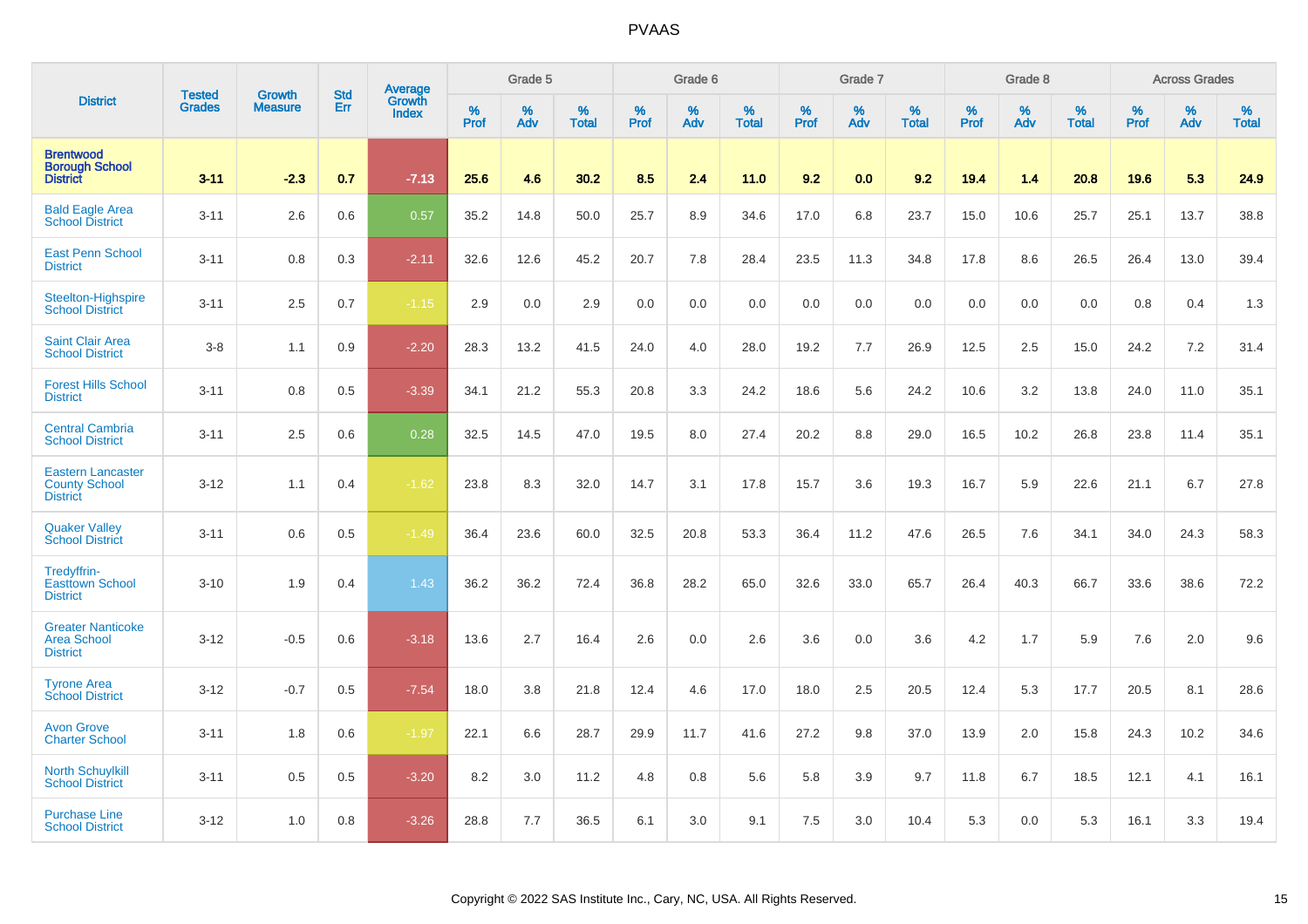# PVAAS

| District | Tested Grades | Growth Measure | Std Err | Average Growth Index | Grade 5 | | | Grade 6 | | | Grade 7 | | | Grade 8 | | | Across Grades | | |
|---|---|---|---|---|---|---|---|---|---|---|---|---|---|---|---|---|---|---|---|
| | | | | | % Prof | % Adv | % Total | % Prof | % Adv | % Total | % Prof | % Adv | % Total | % Prof | % Adv | % Total | % Prof | % Adv | % Total |
| **Brentwood Borough School District** | **3-11** | **-2.3** | **0.7** | **-7.13** | **25.6** | **4.6** | **30.2** | **8.5** | **2.4** | **11.0** | **9.2** | **0.0** | **9.2** | **19.4** | **1.4** | **20.8** | **19.6** | **5.3** | **24.9** |
| Bald Eagle Area School District | 3-11 | 2.6 | 0.6 | 0.57 | 35.2 | 14.8 | 50.0 | 25.7 | 8.9 | 34.6 | 17.0 | 6.8 | 23.7 | 15.0 | 10.6 | 25.7 | 25.1 | 13.7 | 38.8 |
| East Penn School District | 3-11 | 0.8 | 0.3 | -2.11 | 32.6 | 12.6 | 45.2 | 20.7 | 7.8 | 28.4 | 23.5 | 11.3 | 34.8 | 17.8 | 8.6 | 26.5 | 26.4 | 13.0 | 39.4 |
| Steelton-Highspire School District | 3-11 | 2.5 | 0.7 | -1.15 | 2.9 | 0.0 | 2.9 | 0.0 | 0.0 | 0.0 | 0.0 | 0.0 | 0.0 | 0.0 | 0.0 | 0.0 | 0.8 | 0.4 | 1.3 |
| Saint Clair Area School District | 3-8 | 1.1 | 0.9 | -2.20 | 28.3 | 13.2 | 41.5 | 24.0 | 4.0 | 28.0 | 19.2 | 7.7 | 26.9 | 12.5 | 2.5 | 15.0 | 24.2 | 7.2 | 31.4 |
| Forest Hills School District | 3-11 | 0.8 | 0.5 | -3.39 | 34.1 | 21.2 | 55.3 | 20.8 | 3.3 | 24.2 | 18.6 | 5.6 | 24.2 | 10.6 | 3.2 | 13.8 | 24.0 | 11.0 | 35.1 |
| Central Cambria School District | 3-11 | 2.5 | 0.6 | 0.28 | 32.5 | 14.5 | 47.0 | 19.5 | 8.0 | 27.4 | 20.2 | 8.8 | 29.0 | 16.5 | 10.2 | 26.8 | 23.8 | 11.4 | 35.1 |
| Eastern Lancaster County School District | 3-12 | 1.1 | 0.4 | -1.62 | 23.8 | 8.3 | 32.0 | 14.7 | 3.1 | 17.8 | 15.7 | 3.6 | 19.3 | 16.7 | 5.9 | 22.6 | 21.1 | 6.7 | 27.8 |
| Quaker Valley School District | 3-11 | 0.6 | 0.5 | -1.49 | 36.4 | 23.6 | 60.0 | 32.5 | 20.8 | 53.3 | 36.4 | 11.2 | 47.6 | 26.5 | 7.6 | 34.1 | 34.0 | 24.3 | 58.3 |
| Tredyffrin-Easttown School District | 3-10 | 1.9 | 0.4 | 1.43 | 36.2 | 36.2 | 72.4 | 36.8 | 28.2 | 65.0 | 32.6 | 33.0 | 65.7 | 26.4 | 40.3 | 66.7 | 33.6 | 38.6 | 72.2 |
| Greater Nanticoke Area School District | 3-12 | -0.5 | 0.6 | -3.18 | 13.6 | 2.7 | 16.4 | 2.6 | 0.0 | 2.6 | 3.6 | 0.0 | 3.6 | 4.2 | 1.7 | 5.9 | 7.6 | 2.0 | 9.6 |
| Tyrone Area School District | 3-12 | -0.7 | 0.5 | -7.54 | 18.0 | 3.8 | 21.8 | 12.4 | 4.6 | 17.0 | 18.0 | 2.5 | 20.5 | 12.4 | 5.3 | 17.7 | 20.5 | 8.1 | 28.6 |
| Avon Grove Charter School | 3-11 | 1.8 | 0.6 | -1.97 | 22.1 | 6.6 | 28.7 | 29.9 | 11.7 | 41.6 | 27.2 | 9.8 | 37.0 | 13.9 | 2.0 | 15.8 | 24.3 | 10.2 | 34.6 |
| North Schuylkill School District | 3-11 | 0.5 | 0.5 | -3.20 | 8.2 | 3.0 | 11.2 | 4.8 | 0.8 | 5.6 | 5.8 | 3.9 | 9.7 | 11.8 | 6.7 | 18.5 | 12.1 | 4.1 | 16.1 |
| Purchase Line School District | 3-12 | 1.0 | 0.8 | -3.26 | 28.8 | 7.7 | 36.5 | 6.1 | 3.0 | 9.1 | 7.5 | 3.0 | 10.4 | 5.3 | 0.0 | 5.3 | 16.1 | 3.3 | 19.4 |

Copyright © 2022 SAS Institute Inc., Cary, NC, USA. All Rights Reserved.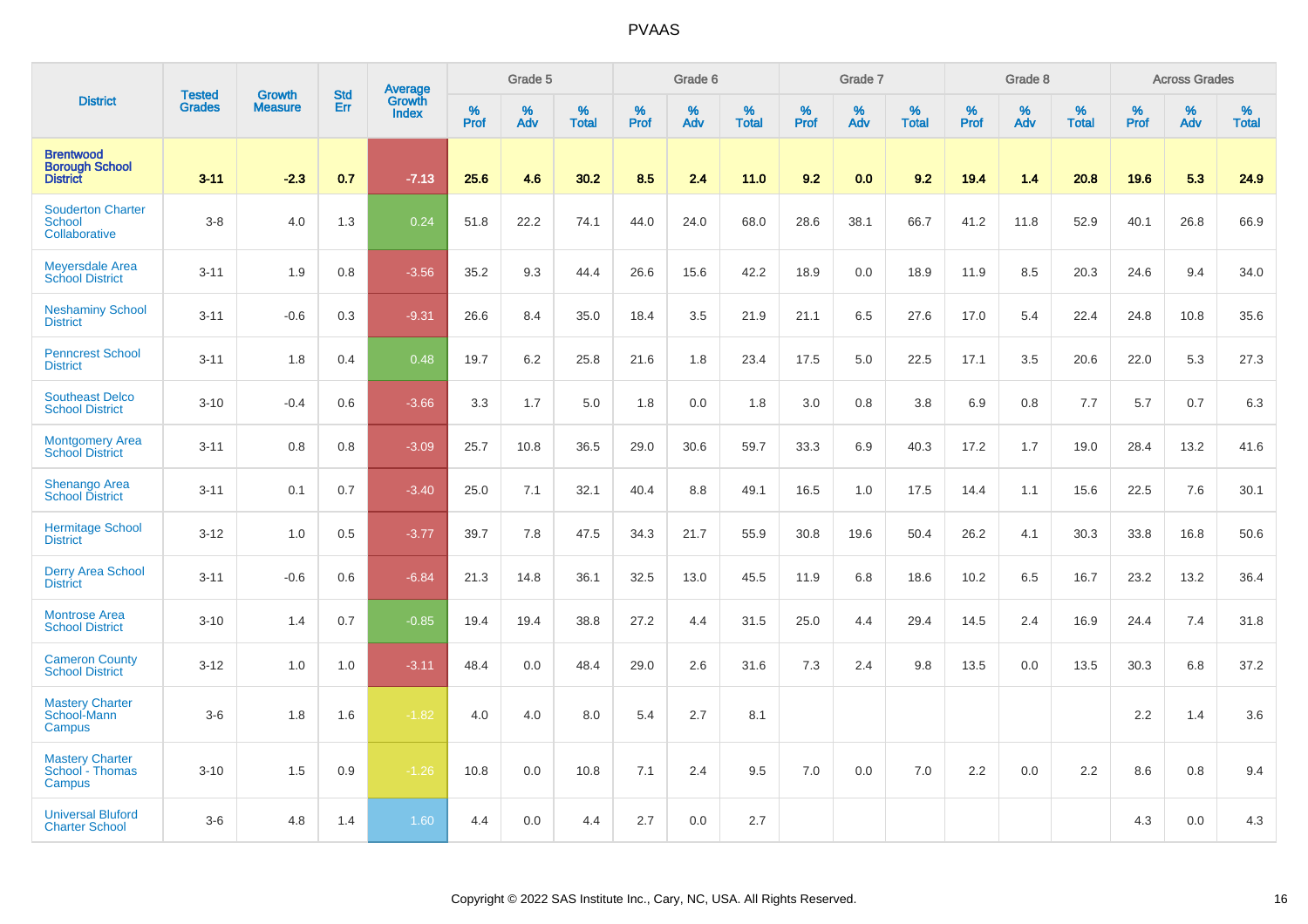# PVAAS

| District | Tested Grades | Growth Measure | Std Err | Average Growth Index | Grade 5 | | | Grade 6 | | | Grade 7 | | | Grade 8 | | | Across Grades | | |
|---|---|---|---|---|---|---|---|---|---|---|---|---|---|---|---|---|---|---|---|
| | | | | | % Prof | % Adv | % Total | % Prof | % Adv | % Total | % Prof | % Adv | % Total | % Prof | % Adv | % Total | % Prof | % Adv | % Total |
| **Brentwood Borough School District** | **3-11** | **-2.3** | **0.7** | **-7.13** | **25.6** | **4.6** | **30.2** | **8.5** | **2.4** | **11.0** | **9.2** | **0.0** | **9.2** | **19.4** | **1.4** | **20.8** | **19.6** | **5.3** | **24.9** |
| Souderton Charter School Collaborative | 3-8 | 4.0 | 1.3 | 0.24 | 51.8 | 22.2 | 74.1 | 44.0 | 24.0 | 68.0 | 28.6 | 38.1 | 66.7 | 41.2 | 11.8 | 52.9 | 40.1 | 26.8 | 66.9 |
| Meyersdale Area School District | 3-11 | 1.9 | 0.8 | -3.56 | 35.2 | 9.3 | 44.4 | 26.6 | 15.6 | 42.2 | 18.9 | 0.0 | 18.9 | 11.9 | 8.5 | 20.3 | 24.6 | 9.4 | 34.0 |
| Neshaminy School District | 3-11 | -0.6 | 0.3 | -9.31 | 26.6 | 8.4 | 35.0 | 18.4 | 3.5 | 21.9 | 21.1 | 6.5 | 27.6 | 17.0 | 5.4 | 22.4 | 24.8 | 10.8 | 35.6 |
| Penncrest School District | 3-11 | 1.8 | 0.4 | 0.48 | 19.7 | 6.2 | 25.8 | 21.6 | 1.8 | 23.4 | 17.5 | 5.0 | 22.5 | 17.1 | 3.5 | 20.6 | 22.0 | 5.3 | 27.3 |
| Southeast Delco School District | 3-10 | -0.4 | 0.6 | -3.66 | 3.3 | 1.7 | 5.0 | 1.8 | 0.0 | 1.8 | 3.0 | 0.8 | 3.8 | 6.9 | 0.8 | 7.7 | 5.7 | 0.7 | 6.3 |
| Montgomery Area School District | 3-11 | 0.8 | 0.8 | -3.09 | 25.7 | 10.8 | 36.5 | 29.0 | 30.6 | 59.7 | 33.3 | 6.9 | 40.3 | 17.2 | 1.7 | 19.0 | 28.4 | 13.2 | 41.6 |
| Shenango Area School District | 3-11 | 0.1 | 0.7 | -3.40 | 25.0 | 7.1 | 32.1 | 40.4 | 8.8 | 49.1 | 16.5 | 1.0 | 17.5 | 14.4 | 1.1 | 15.6 | 22.5 | 7.6 | 30.1 |
| Hermitage School District | 3-12 | 1.0 | 0.5 | -3.77 | 39.7 | 7.8 | 47.5 | 34.3 | 21.7 | 55.9 | 30.8 | 19.6 | 50.4 | 26.2 | 4.1 | 30.3 | 33.8 | 16.8 | 50.6 |
| Derry Area School District | 3-11 | -0.6 | 0.6 | -6.84 | 21.3 | 14.8 | 36.1 | 32.5 | 13.0 | 45.5 | 11.9 | 6.8 | 18.6 | 10.2 | 6.5 | 16.7 | 23.2 | 13.2 | 36.4 |
| Montrose Area School District | 3-10 | 1.4 | 0.7 | -0.85 | 19.4 | 19.4 | 38.8 | 27.2 | 4.4 | 31.5 | 25.0 | 4.4 | 29.4 | 14.5 | 2.4 | 16.9 | 24.4 | 7.4 | 31.8 |
| Cameron County School District | 3-12 | 1.0 | 1.0 | -3.11 | 48.4 | 0.0 | 48.4 | 29.0 | 2.6 | 31.6 | 7.3 | 2.4 | 9.8 | 13.5 | 0.0 | 13.5 | 30.3 | 6.8 | 37.2 |
| Mastery Charter School-Mann Campus | 3-6 | 1.8 | 1.6 | -1.82 | 4.0 | 4.0 | 8.0 | 5.4 | 2.7 | 8.1 | | | | | | | 2.2 | 1.4 | 3.6 |
| Mastery Charter School - Thomas Campus | 3-10 | 1.5 | 0.9 | -1.26 | 10.8 | 0.0 | 10.8 | 7.1 | 2.4 | 9.5 | 7.0 | 0.0 | 7.0 | 2.2 | 0.0 | 2.2 | 8.6 | 0.8 | 9.4 |
| Universal Bluford Charter School | 3-6 | 4.8 | 1.4 | 1.60 | 4.4 | 0.0 | 4.4 | 2.7 | 0.0 | 2.7 | | | | | | | 4.3 | 0.0 | 4.3 |

Copyright © 2022 SAS Institute Inc., Cary, NC, USA. All Rights Reserved.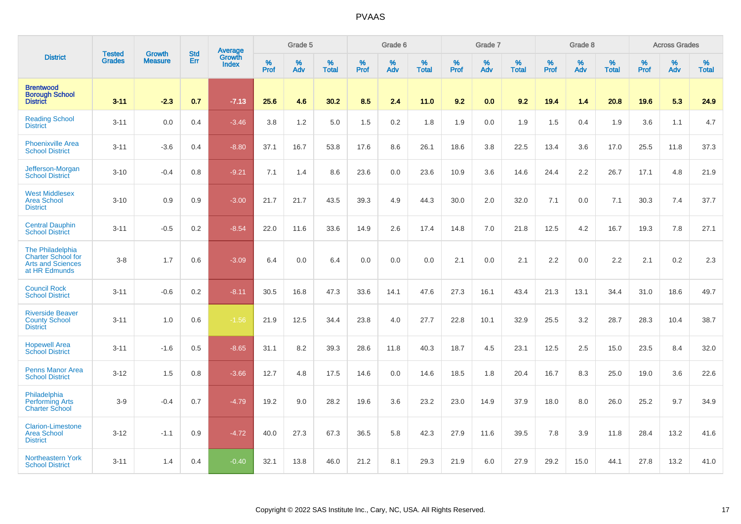| District | Tested Grades | Growth Measure | Std Err | Average Growth Index | Grade 5 | | | Grade 6 | | | Grade 7 | | | Grade 8 | | | Across Grades | | |
|---|---|---|---|---|---|---|---|---|---|---|---|---|---|---|---|---|---|---|---|
| | | | | | % Prof | % Adv | % Total | % Prof | % Adv | % Total | % Prof | % Adv | % Total | % Prof | % Adv | % Total | % Prof | % Adv | % Total |
| **Brentwood Borough School District** | **3-11** | **-2.3** | **0.7** | **-7.13** | **25.6** | **4.6** | **30.2** | **8.5** | **2.4** | **11.0** | **9.2** | **0.0** | **9.2** | **19.4** | **1.4** | **20.8** | **19.6** | **5.3** | **24.9** |
| Reading School District | 3-11 | 0.0 | 0.4 | -3.46 | 3.8 | 1.2 | 5.0 | 1.5 | 0.2 | 1.8 | 1.9 | 0.0 | 1.9 | 1.5 | 0.4 | 1.9 | 3.6 | 1.1 | 4.7 |
| Phoenixville Area School District | 3-11 | -3.6 | 0.4 | -8.80 | 37.1 | 16.7 | 53.8 | 17.6 | 8.6 | 26.1 | 18.6 | 3.8 | 22.5 | 13.4 | 3.6 | 17.0 | 25.5 | 11.8 | 37.3 |
| Jefferson-Morgan School District | 3-10 | -0.4 | 0.8 | -9.21 | 7.1 | 1.4 | 8.6 | 23.6 | 0.0 | 23.6 | 10.9 | 3.6 | 14.6 | 24.4 | 2.2 | 26.7 | 17.1 | 4.8 | 21.9 |
| West Middlesex Area School District | 3-10 | 0.9 | 0.9 | -3.00 | 21.7 | 21.7 | 43.5 | 39.3 | 4.9 | 44.3 | 30.0 | 2.0 | 32.0 | 7.1 | 0.0 | 7.1 | 30.3 | 7.4 | 37.7 |
| Central Dauphin School District | 3-11 | -0.5 | 0.2 | -8.54 | 22.0 | 11.6 | 33.6 | 14.9 | 2.6 | 17.4 | 14.8 | 7.0 | 21.8 | 12.5 | 4.2 | 16.7 | 19.3 | 7.8 | 27.1 |
| The Philadelphia Charter School for Arts and Sciences at HR Edmunds | 3-8 | 1.7 | 0.6 | -3.09 | 6.4 | 0.0 | 6.4 | 0.0 | 0.0 | 0.0 | 2.1 | 0.0 | 2.1 | 2.2 | 0.0 | 2.2 | 2.1 | 0.2 | 2.3 |
| Council Rock School District | 3-11 | -0.6 | 0.2 | -8.11 | 30.5 | 16.8 | 47.3 | 33.6 | 14.1 | 47.6 | 27.3 | 16.1 | 43.4 | 21.3 | 13.1 | 34.4 | 31.0 | 18.6 | 49.7 |
| Riverside Beaver County School District | 3-11 | 1.0 | 0.6 | -1.56 | 21.9 | 12.5 | 34.4 | 23.8 | 4.0 | 27.7 | 22.8 | 10.1 | 32.9 | 25.5 | 3.2 | 28.7 | 28.3 | 10.4 | 38.7 |
| Hopewell Area School District | 3-11 | -1.6 | 0.5 | -8.65 | 31.1 | 8.2 | 39.3 | 28.6 | 11.8 | 40.3 | 18.7 | 4.5 | 23.1 | 12.5 | 2.5 | 15.0 | 23.5 | 8.4 | 32.0 |
| Penns Manor Area School District | 3-12 | 1.5 | 0.8 | -3.66 | 12.7 | 4.8 | 17.5 | 14.6 | 0.0 | 14.6 | 18.5 | 1.8 | 20.4 | 16.7 | 8.3 | 25.0 | 19.0 | 3.6 | 22.6 |
| Philadelphia Performing Arts Charter School | 3-9 | -0.4 | 0.7 | -4.79 | 19.2 | 9.0 | 28.2 | 19.6 | 3.6 | 23.2 | 23.0 | 14.9 | 37.9 | 18.0 | 8.0 | 26.0 | 25.2 | 9.7 | 34.9 |
| Clarion-Limestone Area School District | 3-12 | -1.1 | 0.9 | -4.72 | 40.0 | 27.3 | 67.3 | 36.5 | 5.8 | 42.3 | 27.9 | 11.6 | 39.5 | 7.8 | 3.9 | 11.8 | 28.4 | 13.2 | 41.6 |
| Northeastern York School District | 3-11 | 1.4 | 0.4 | -0.40 | 32.1 | 13.8 | 46.0 | 21.2 | 8.1 | 29.3 | 21.9 | 6.0 | 27.9 | 29.2 | 15.0 | 44.1 | 27.8 | 13.2 | 41.0 |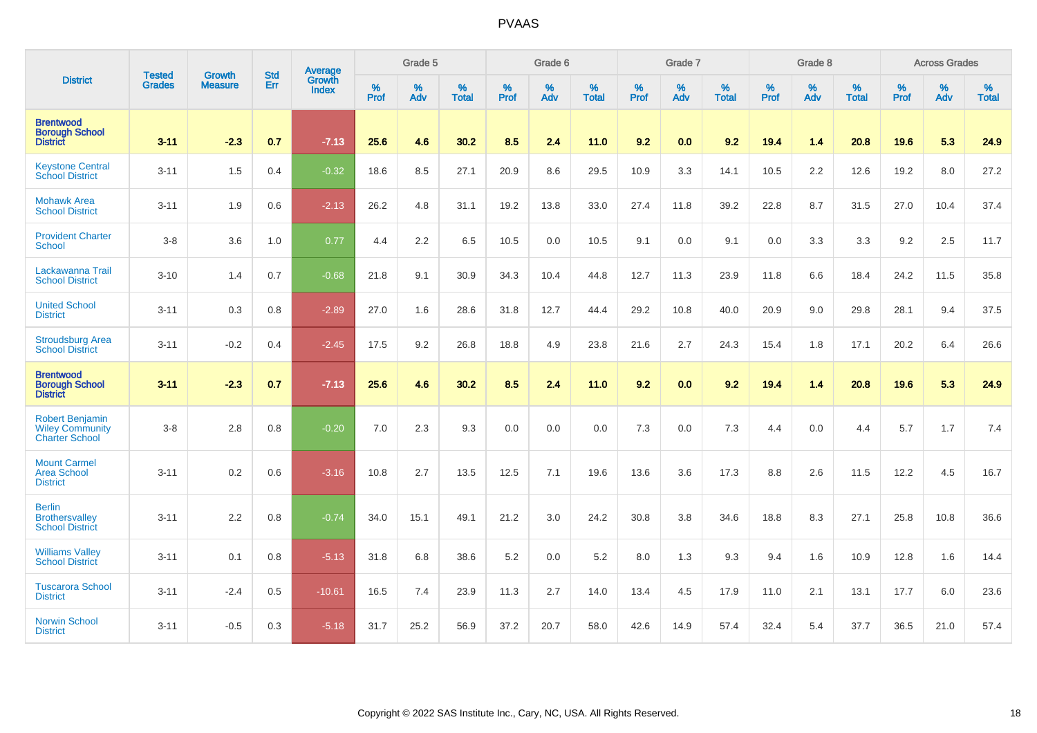| District | Tested Grades | Growth Measure | Std Err | Average Growth Index | Grade 5 | | | Grade 6 | | | Grade 7 | | | Grade 8 | | | Across Grades | | |
|---|---|---|---|---|---|---|---|---|---|---|---|---|---|---|---|---|---|---|---|
| | | | | | % Prof | % Adv | % Total | % Prof | % Adv | % Total | % Prof | % Adv | % Total | % Prof | % Adv | % Total | % Prof | % Adv | % Total |
| **Brentwood Borough School District** | **3-11** | **-2.3** | **0.7** | **-7.13** | **25.6** | **4.6** | **30.2** | **8.5** | **2.4** | **11.0** | **9.2** | **0.0** | **9.2** | **19.4** | **1.4** | **20.8** | **19.6** | **5.3** | **24.9** |
| Keystone Central School District | 3-11 | 1.5 | 0.4 | -0.32 | 18.6 | 8.5 | 27.1 | 20.9 | 8.6 | 29.5 | 10.9 | 3.3 | 14.1 | 10.5 | 2.2 | 12.6 | 19.2 | 8.0 | 27.2 |
| Mohawk Area School District | 3-11 | 1.9 | 0.6 | -2.13 | 26.2 | 4.8 | 31.1 | 19.2 | 13.8 | 33.0 | 27.4 | 11.8 | 39.2 | 22.8 | 8.7 | 31.5 | 27.0 | 10.4 | 37.4 |
| Provident Charter School | 3-8 | 3.6 | 1.0 | 0.77 | 4.4 | 2.2 | 6.5 | 10.5 | 0.0 | 10.5 | 9.1 | 0.0 | 9.1 | 0.0 | 3.3 | 3.3 | 9.2 | 2.5 | 11.7 |
| Lackawanna Trail School District | 3-10 | 1.4 | 0.7 | -0.68 | 21.8 | 9.1 | 30.9 | 34.3 | 10.4 | 44.8 | 12.7 | 11.3 | 23.9 | 11.8 | 6.6 | 18.4 | 24.2 | 11.5 | 35.8 |
| United School District | 3-11 | 0.3 | 0.8 | -2.89 | 27.0 | 1.6 | 28.6 | 31.8 | 12.7 | 44.4 | 29.2 | 10.8 | 40.0 | 20.9 | 9.0 | 29.8 | 28.1 | 9.4 | 37.5 |
| Stroudsburg Area School District | 3-11 | -0.2 | 0.4 | -2.45 | 17.5 | 9.2 | 26.8 | 18.8 | 4.9 | 23.8 | 21.6 | 2.7 | 24.3 | 15.4 | 1.8 | 17.1 | 20.2 | 6.4 | 26.6 |
| **Brentwood Borough School District** | **3-11** | **-2.3** | **0.7** | **-7.13** | **25.6** | **4.6** | **30.2** | **8.5** | **2.4** | **11.0** | **9.2** | **0.0** | **9.2** | **19.4** | **1.4** | **20.8** | **19.6** | **5.3** | **24.9** |
| Robert Benjamin Wiley Community Charter School | 3-8 | 2.8 | 0.8 | -0.20 | 7.0 | 2.3 | 9.3 | 0.0 | 0.0 | 0.0 | 7.3 | 0.0 | 7.3 | 4.4 | 0.0 | 4.4 | 5.7 | 1.7 | 7.4 |
| Mount Carmel Area School District | 3-11 | 0.2 | 0.6 | -3.16 | 10.8 | 2.7 | 13.5 | 12.5 | 7.1 | 19.6 | 13.6 | 3.6 | 17.3 | 8.8 | 2.6 | 11.5 | 12.2 | 4.5 | 16.7 |
| Berlin Brothersvalley School District | 3-11 | 2.2 | 0.8 | -0.74 | 34.0 | 15.1 | 49.1 | 21.2 | 3.0 | 24.2 | 30.8 | 3.8 | 34.6 | 18.8 | 8.3 | 27.1 | 25.8 | 10.8 | 36.6 |
| Williams Valley School District | 3-11 | 0.1 | 0.8 | -5.13 | 31.8 | 6.8 | 38.6 | 5.2 | 0.0 | 5.2 | 8.0 | 1.3 | 9.3 | 9.4 | 1.6 | 10.9 | 12.8 | 1.6 | 14.4 |
| Tuscarora School District | 3-11 | -2.4 | 0.5 | -10.61 | 16.5 | 7.4 | 23.9 | 11.3 | 2.7 | 14.0 | 13.4 | 4.5 | 17.9 | 11.0 | 2.1 | 13.1 | 17.7 | 6.0 | 23.6 |
| Norwin School District | 3-11 | -0.5 | 0.3 | -5.18 | 31.7 | 25.2 | 56.9 | 37.2 | 20.7 | 58.0 | 42.6 | 14.9 | 57.4 | 32.4 | 5.4 | 37.7 | 36.5 | 21.0 | 57.4 |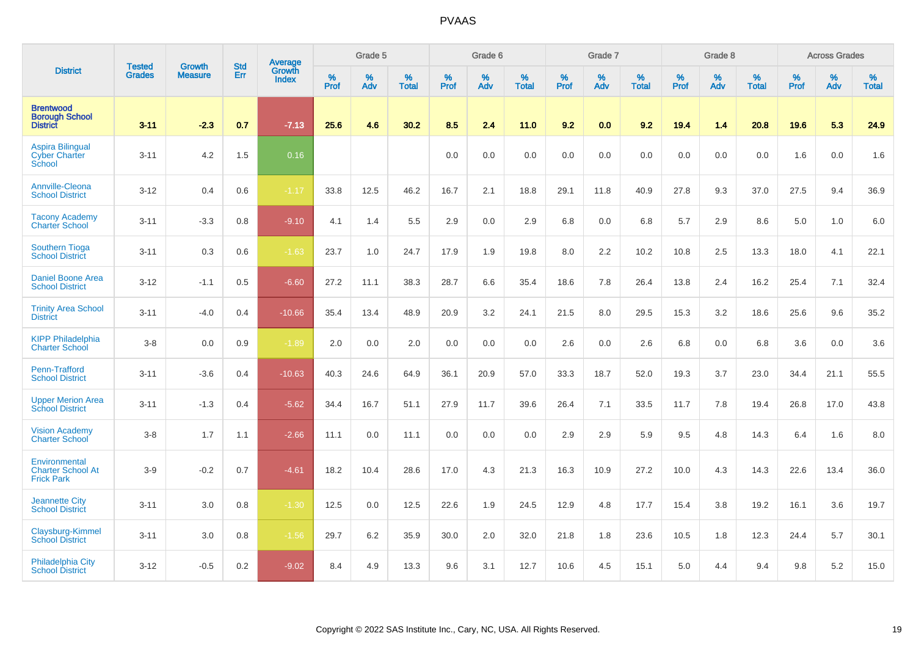| District | Tested Grades | Growth Measure | Std Err | Average Growth Index | Grade 5 | | | Grade 6 | | | Grade 7 | | | Grade 8 | | | Across Grades | | |
|---|---|---|---|---|---|---|---|---|---|---|---|---|---|---|---|---|---|---|---|
| | | | | | % Prof | % Adv | % Total | % Prof | % Adv | % Total | % Prof | % Adv | % Total | % Prof | % Adv | % Total | % Prof | % Adv | % Total |
| **Brentwood Borough School District** | **3-11** | **-2.3** | **0.7** | **-7.13** | **25.6** | **4.6** | **30.2** | **8.5** | **2.4** | **11.0** | **9.2** | **0.0** | **9.2** | **19.4** | **1.4** | **20.8** | **19.6** | **5.3** | **24.9** |
| Aspira Bilingual Cyber Charter School | 3-11 | 4.2 | 1.5 | 0.16 | | | | 0.0 | 0.0 | 0.0 | 0.0 | 0.0 | 0.0 | 0.0 | 0.0 | 0.0 | 1.6 | 0.0 | 1.6 |
| Annville-Cleona School District | 3-12 | 0.4 | 0.6 | -1.17 | 33.8 | 12.5 | 46.2 | 16.7 | 2.1 | 18.8 | 29.1 | 11.8 | 40.9 | 27.8 | 9.3 | 37.0 | 27.5 | 9.4 | 36.9 |
| Tacony Academy Charter School | 3-11 | -3.3 | 0.8 | -9.10 | 4.1 | 1.4 | 5.5 | 2.9 | 0.0 | 2.9 | 6.8 | 0.0 | 6.8 | 5.7 | 2.9 | 8.6 | 5.0 | 1.0 | 6.0 |
| Southern Tioga School District | 3-11 | 0.3 | 0.6 | -1.63 | 23.7 | 1.0 | 24.7 | 17.9 | 1.9 | 19.8 | 8.0 | 2.2 | 10.2 | 10.8 | 2.5 | 13.3 | 18.0 | 4.1 | 22.1 |
| Daniel Boone Area School District | 3-12 | -1.1 | 0.5 | -6.60 | 27.2 | 11.1 | 38.3 | 28.7 | 6.6 | 35.4 | 18.6 | 7.8 | 26.4 | 13.8 | 2.4 | 16.2 | 25.4 | 7.1 | 32.4 |
| Trinity Area School District | 3-11 | -4.0 | 0.4 | -10.66 | 35.4 | 13.4 | 48.9 | 20.9 | 3.2 | 24.1 | 21.5 | 8.0 | 29.5 | 15.3 | 3.2 | 18.6 | 25.6 | 9.6 | 35.2 |
| KIPP Philadelphia Charter School | 3-8 | 0.0 | 0.9 | -1.89 | 2.0 | 0.0 | 2.0 | 0.0 | 0.0 | 0.0 | 2.6 | 0.0 | 2.6 | 6.8 | 0.0 | 6.8 | 3.6 | 0.0 | 3.6 |
| Penn-Trafford School District | 3-11 | -3.6 | 0.4 | -10.63 | 40.3 | 24.6 | 64.9 | 36.1 | 20.9 | 57.0 | 33.3 | 18.7 | 52.0 | 19.3 | 3.7 | 23.0 | 34.4 | 21.1 | 55.5 |
| Upper Merion Area School District | 3-11 | -1.3 | 0.4 | -5.62 | 34.4 | 16.7 | 51.1 | 27.9 | 11.7 | 39.6 | 26.4 | 7.1 | 33.5 | 11.7 | 7.8 | 19.4 | 26.8 | 17.0 | 43.8 |
| Vision Academy Charter School | 3-8 | 1.7 | 1.1 | -2.66 | 11.1 | 0.0 | 11.1 | 0.0 | 0.0 | 0.0 | 2.9 | 2.9 | 5.9 | 9.5 | 4.8 | 14.3 | 6.4 | 1.6 | 8.0 |
| Environmental Charter School At Frick Park | 3-9 | -0.2 | 0.7 | -4.61 | 18.2 | 10.4 | 28.6 | 17.0 | 4.3 | 21.3 | 16.3 | 10.9 | 27.2 | 10.0 | 4.3 | 14.3 | 22.6 | 13.4 | 36.0 |
| Jeannette City School District | 3-11 | 3.0 | 0.8 | -1.30 | 12.5 | 0.0 | 12.5 | 22.6 | 1.9 | 24.5 | 12.9 | 4.8 | 17.7 | 15.4 | 3.8 | 19.2 | 16.1 | 3.6 | 19.7 |
| Claysburg-Kimmel School District | 3-11 | 3.0 | 0.8 | -1.56 | 29.7 | 6.2 | 35.9 | 30.0 | 2.0 | 32.0 | 21.8 | 1.8 | 23.6 | 10.5 | 1.8 | 12.3 | 24.4 | 5.7 | 30.1 |
| Philadelphia City School District | 3-12 | -0.5 | 0.2 | -9.02 | 8.4 | 4.9 | 13.3 | 9.6 | 3.1 | 12.7 | 10.6 | 4.5 | 15.1 | 5.0 | 4.4 | 9.4 | 9.8 | 5.2 | 15.0 |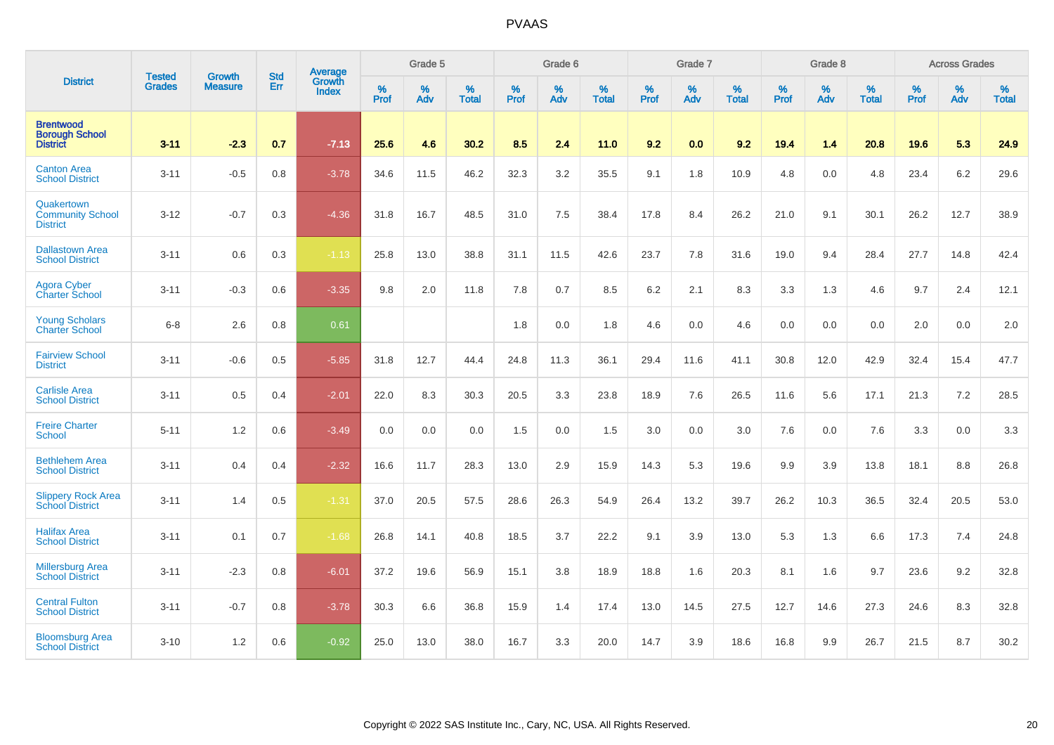# PVAAS

| District | Tested Grades | Growth Measure | Std Err | Average Growth Index | Grade 5 | | | Grade 6 | | | Grade 7 | | | Grade 8 | | | Across Grades | | |
|---|---|---|---|---|---|---|---|---|---|---|---|---|---|---|---|---|---|---|---|
| | | | | | % Prof | % Adv | % Total | % Prof | % Adv | % Total | % Prof | % Adv | % Total | % Prof | % Adv | % Total | % Prof | % Adv | % Total |
| **Brentwood Borough School District** | **3-11** | **-2.3** | **0.7** | **-7.13** | **25.6** | **4.6** | **30.2** | **8.5** | **2.4** | **11.0** | **9.2** | **0.0** | **9.2** | **19.4** | **1.4** | **20.8** | **19.6** | **5.3** | **24.9** |
| Canton Area School District | 3-11 | -0.5 | 0.8 | -3.78 | 34.6 | 11.5 | 46.2 | 32.3 | 3.2 | 35.5 | 9.1 | 1.8 | 10.9 | 4.8 | 0.0 | 4.8 | 23.4 | 6.2 | 29.6 |
| Quakertown Community School District | 3-12 | -0.7 | 0.3 | -4.36 | 31.8 | 16.7 | 48.5 | 31.0 | 7.5 | 38.4 | 17.8 | 8.4 | 26.2 | 21.0 | 9.1 | 30.1 | 26.2 | 12.7 | 38.9 |
| Dallastown Area School District | 3-11 | 0.6 | 0.3 | -1.13 | 25.8 | 13.0 | 38.8 | 31.1 | 11.5 | 42.6 | 23.7 | 7.8 | 31.6 | 19.0 | 9.4 | 28.4 | 27.7 | 14.8 | 42.4 |
| Agora Cyber Charter School | 3-11 | -0.3 | 0.6 | -3.35 | 9.8 | 2.0 | 11.8 | 7.8 | 0.7 | 8.5 | 6.2 | 2.1 | 8.3 | 3.3 | 1.3 | 4.6 | 9.7 | 2.4 | 12.1 |
| Young Scholars Charter School | 6-8 | 2.6 | 0.8 | 0.61 | | | | 1.8 | 0.0 | 1.8 | 4.6 | 0.0 | 4.6 | 0.0 | 0.0 | 0.0 | 2.0 | 0.0 | 2.0 |
| Fairview School District | 3-11 | -0.6 | 0.5 | -5.85 | 31.8 | 12.7 | 44.4 | 24.8 | 11.3 | 36.1 | 29.4 | 11.6 | 41.1 | 30.8 | 12.0 | 42.9 | 32.4 | 15.4 | 47.7 |
| Carlisle Area School District | 3-11 | 0.5 | 0.4 | -2.01 | 22.0 | 8.3 | 30.3 | 20.5 | 3.3 | 23.8 | 18.9 | 7.6 | 26.5 | 11.6 | 5.6 | 17.1 | 21.3 | 7.2 | 28.5 |
| Freire Charter School | 5-11 | 1.2 | 0.6 | -3.49 | 0.0 | 0.0 | 0.0 | 1.5 | 0.0 | 1.5 | 3.0 | 0.0 | 3.0 | 7.6 | 0.0 | 7.6 | 3.3 | 0.0 | 3.3 |
| Bethlehem Area School District | 3-11 | 0.4 | 0.4 | -2.32 | 16.6 | 11.7 | 28.3 | 13.0 | 2.9 | 15.9 | 14.3 | 5.3 | 19.6 | 9.9 | 3.9 | 13.8 | 18.1 | 8.8 | 26.8 |
| Slippery Rock Area School District | 3-11 | 1.4 | 0.5 | -1.31 | 37.0 | 20.5 | 57.5 | 28.6 | 26.3 | 54.9 | 26.4 | 13.2 | 39.7 | 26.2 | 10.3 | 36.5 | 32.4 | 20.5 | 53.0 |
| Halifax Area School District | 3-11 | 0.1 | 0.7 | -1.68 | 26.8 | 14.1 | 40.8 | 18.5 | 3.7 | 22.2 | 9.1 | 3.9 | 13.0 | 5.3 | 1.3 | 6.6 | 17.3 | 7.4 | 24.8 |
| Millersburg Area School District | 3-11 | -2.3 | 0.8 | -6.01 | 37.2 | 19.6 | 56.9 | 15.1 | 3.8 | 18.9 | 18.8 | 1.6 | 20.3 | 8.1 | 1.6 | 9.7 | 23.6 | 9.2 | 32.8 |
| Central Fulton School District | 3-11 | -0.7 | 0.8 | -3.78 | 30.3 | 6.6 | 36.8 | 15.9 | 1.4 | 17.4 | 13.0 | 14.5 | 27.5 | 12.7 | 14.6 | 27.3 | 24.6 | 8.3 | 32.8 |
| Bloomsburg Area School District | 3-10 | 1.2 | 0.6 | -0.92 | 25.0 | 13.0 | 38.0 | 16.7 | 3.3 | 20.0 | 14.7 | 3.9 | 18.6 | 16.8 | 9.9 | 26.7 | 21.5 | 8.7 | 30.2 |

Copyright © 2022 SAS Institute Inc., Cary, NC, USA. All Rights Reserved.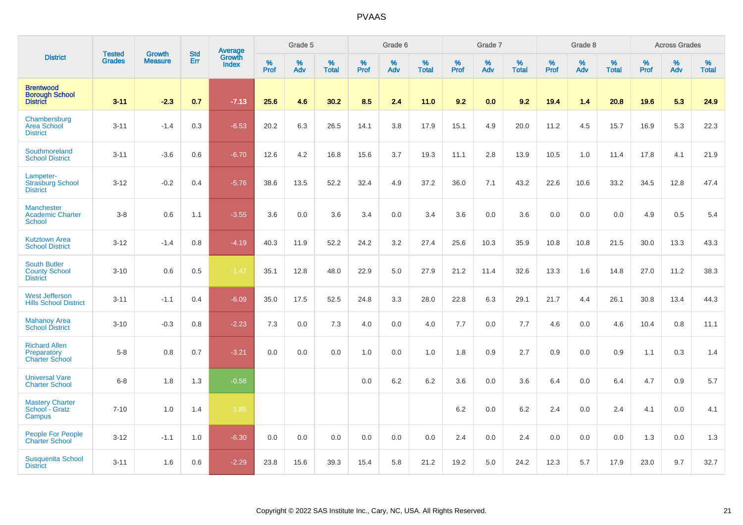# PVAAS

| District | Tested Grades | Growth Measure | Std Err | Average Growth Index | Grade 5 | | | Grade 6 | | | Grade 7 | | | Grade 8 | | | Across Grades | | |
|---|---|---|---|---|---|---|---|---|---|---|---|---|---|---|---|---|---|---|---|
| | | | | | % Prof | % Adv | % Total | % Prof | % Adv | % Total | % Prof | % Adv | % Total | % Prof | % Adv | % Total | % Prof | % Adv | % Total |
| **Brentwood Borough School District** | **3-11** | **-2.3** | **0.7** | **-7.13** | **25.6** | **4.6** | **30.2** | **8.5** | **2.4** | **11.0** | **9.2** | **0.0** | **9.2** | **19.4** | **1.4** | **20.8** | **19.6** | **5.3** | **24.9** |
| Chambersburg Area School District | 3-11 | -1.4 | 0.3 | -6.53 | 20.2 | 6.3 | 26.5 | 14.1 | 3.8 | 17.9 | 15.1 | 4.9 | 20.0 | 11.2 | 4.5 | 15.7 | 16.9 | 5.3 | 22.3 |
| Southmoreland School District | 3-11 | -3.6 | 0.6 | -6.70 | 12.6 | 4.2 | 16.8 | 15.6 | 3.7 | 19.3 | 11.1 | 2.8 | 13.9 | 10.5 | 1.0 | 11.4 | 17.8 | 4.1 | 21.9 |
| Lampeter-Strasburg School District | 3-12 | -0.2 | 0.4 | -5.76 | 38.6 | 13.5 | 52.2 | 32.4 | 4.9 | 37.2 | 36.0 | 7.1 | 43.2 | 22.6 | 10.6 | 33.2 | 34.5 | 12.8 | 47.4 |
| Manchester Academic Charter School | 3-8 | 0.6 | 1.1 | -3.55 | 3.6 | 0.0 | 3.6 | 3.4 | 0.0 | 3.4 | 3.6 | 0.0 | 3.6 | 0.0 | 0.0 | 0.0 | 4.9 | 0.5 | 5.4 |
| Kutztown Area School District | 3-12 | -1.4 | 0.8 | -4.19 | 40.3 | 11.9 | 52.2 | 24.2 | 3.2 | 27.4 | 25.6 | 10.3 | 35.9 | 10.8 | 10.8 | 21.5 | 30.0 | 13.3 | 43.3 |
| South Butler County School District | 3-10 | 0.6 | 0.5 | -1.47 | 35.1 | 12.8 | 48.0 | 22.9 | 5.0 | 27.9 | 21.2 | 11.4 | 32.6 | 13.3 | 1.6 | 14.8 | 27.0 | 11.2 | 38.3 |
| West Jefferson Hills School District | 3-11 | -1.1 | 0.4 | -6.09 | 35.0 | 17.5 | 52.5 | 24.8 | 3.3 | 28.0 | 22.8 | 6.3 | 29.1 | 21.7 | 4.4 | 26.1 | 30.8 | 13.4 | 44.3 |
| Mahanoy Area School District | 3-10 | -0.3 | 0.8 | -2.23 | 7.3 | 0.0 | 7.3 | 4.0 | 0.0 | 4.0 | 7.7 | 0.0 | 7.7 | 4.6 | 0.0 | 4.6 | 10.4 | 0.8 | 11.1 |
| Richard Allen Preparatory Charter School | 5-8 | 0.8 | 0.7 | -3.21 | 0.0 | 0.0 | 0.0 | 1.0 | 0.0 | 1.0 | 1.8 | 0.9 | 2.7 | 0.9 | 0.0 | 0.9 | 1.1 | 0.3 | 1.4 |
| Universal Vare Charter School | 6-8 | 1.8 | 1.3 | -0.56 | | | | 0.0 | 6.2 | 6.2 | 3.6 | 0.0 | 3.6 | 6.4 | 0.0 | 6.4 | 4.7 | 0.9 | 5.7 |
| Mastery Charter School - Gratz Campus | 7-10 | 1.0 | 1.4 | -1.85 | | | | | | | 6.2 | 0.0 | 6.2 | 2.4 | 0.0 | 2.4 | 4.1 | 0.0 | 4.1 |
| People For People Charter School | 3-12 | -1.1 | 1.0 | -6.30 | 0.0 | 0.0 | 0.0 | 0.0 | 0.0 | 0.0 | 2.4 | 0.0 | 2.4 | 0.0 | 0.0 | 0.0 | 1.3 | 0.0 | 1.3 |
| Susquenita School District | 3-11 | 1.6 | 0.6 | -2.29 | 23.8 | 15.6 | 39.3 | 15.4 | 5.8 | 21.2 | 19.2 | 5.0 | 24.2 | 12.3 | 5.7 | 17.9 | 23.0 | 9.7 | 32.7 |

Copyright © 2022 SAS Institute Inc., Cary, NC, USA. All Rights Reserved.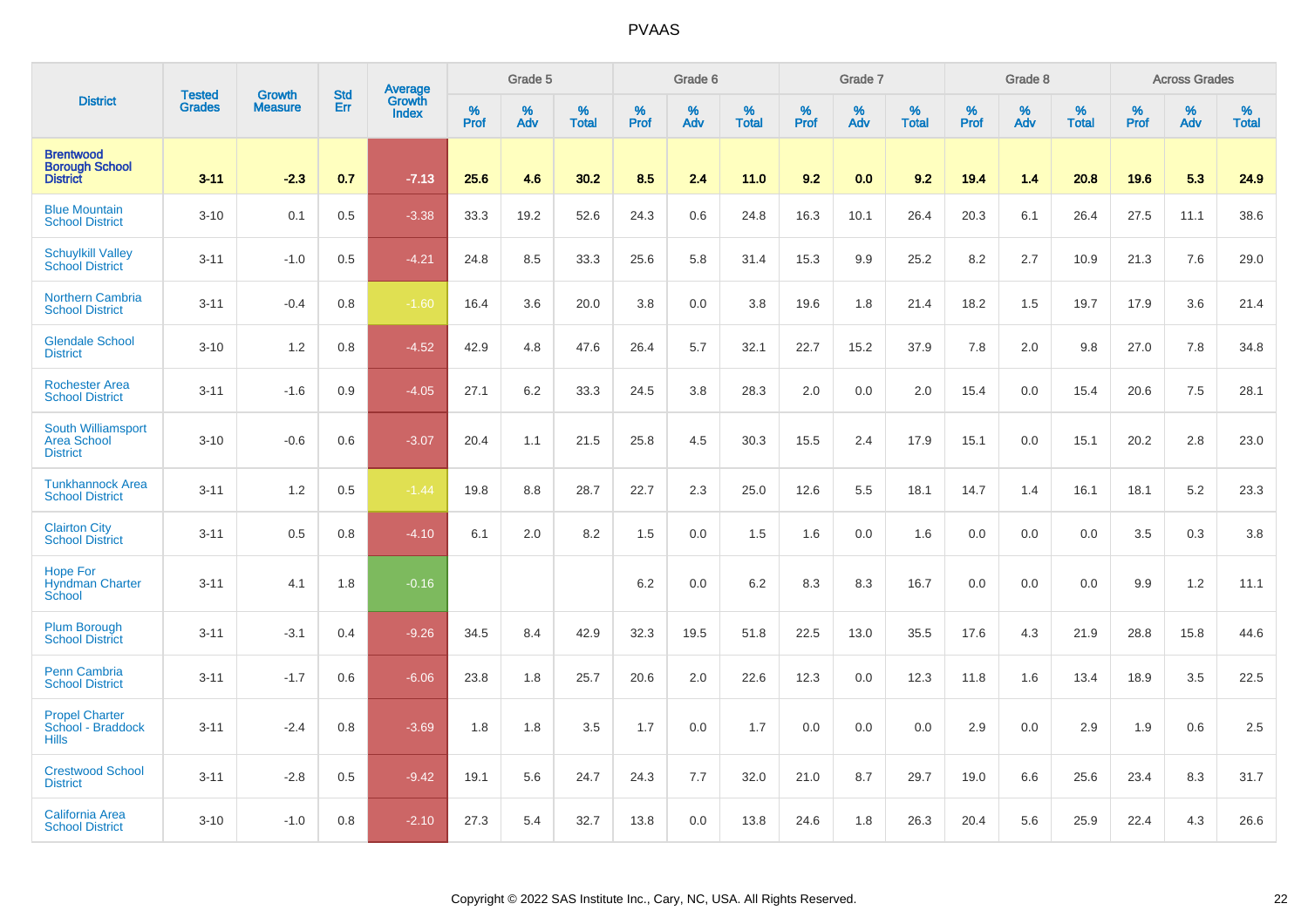| District | Tested Grades | Growth Measure | Std Err | Average Growth Index | Grade 5 | | | Grade 6 | | | Grade 7 | | | Grade 8 | | | Across Grades | | |
|---|---|---|---|---|---|---|---|---|---|---|---|---|---|---|---|---|---|---|---|
| | | | | | % Prof | % Adv | % Total | % Prof | % Adv | % Total | % Prof | % Adv | % Total | % Prof | % Adv | % Total | % Prof | % Adv | % Total |
| **Brentwood Borough School District** | **3-11** | **-2.3** | **0.7** | **-7.13** | **25.6** | **4.6** | **30.2** | **8.5** | **2.4** | **11.0** | **9.2** | **0.0** | **9.2** | **19.4** | **1.4** | **20.8** | **19.6** | **5.3** | **24.9** |
| Blue Mountain School District | 3-10 | 0.1 | 0.5 | -3.38 | 33.3 | 19.2 | 52.6 | 24.3 | 0.6 | 24.8 | 16.3 | 10.1 | 26.4 | 20.3 | 6.1 | 26.4 | 27.5 | 11.1 | 38.6 |
| Schuylkill Valley School District | 3-11 | -1.0 | 0.5 | -4.21 | 24.8 | 8.5 | 33.3 | 25.6 | 5.8 | 31.4 | 15.3 | 9.9 | 25.2 | 8.2 | 2.7 | 10.9 | 21.3 | 7.6 | 29.0 |
| Northern Cambria School District | 3-11 | -0.4 | 0.8 | -1.60 | 16.4 | 3.6 | 20.0 | 3.8 | 0.0 | 3.8 | 19.6 | 1.8 | 21.4 | 18.2 | 1.5 | 19.7 | 17.9 | 3.6 | 21.4 |
| Glendale School District | 3-10 | 1.2 | 0.8 | -4.52 | 42.9 | 4.8 | 47.6 | 26.4 | 5.7 | 32.1 | 22.7 | 15.2 | 37.9 | 7.8 | 2.0 | 9.8 | 27.0 | 7.8 | 34.8 |
| Rochester Area School District | 3-11 | -1.6 | 0.9 | -4.05 | 27.1 | 6.2 | 33.3 | 24.5 | 3.8 | 28.3 | 2.0 | 0.0 | 2.0 | 15.4 | 0.0 | 15.4 | 20.6 | 7.5 | 28.1 |
| South Williamsport Area School District | 3-10 | -0.6 | 0.6 | -3.07 | 20.4 | 1.1 | 21.5 | 25.8 | 4.5 | 30.3 | 15.5 | 2.4 | 17.9 | 15.1 | 0.0 | 15.1 | 20.2 | 2.8 | 23.0 |
| Tunkhannock Area School District | 3-11 | 1.2 | 0.5 | -1.44 | 19.8 | 8.8 | 28.7 | 22.7 | 2.3 | 25.0 | 12.6 | 5.5 | 18.1 | 14.7 | 1.4 | 16.1 | 18.1 | 5.2 | 23.3 |
| Clairton City School District | 3-11 | 0.5 | 0.8 | -4.10 | 6.1 | 2.0 | 8.2 | 1.5 | 0.0 | 1.5 | 1.6 | 0.0 | 1.6 | 0.0 | 0.0 | 0.0 | 3.5 | 0.3 | 3.8 |
| Hope For Hyndman Charter School | 3-11 | 4.1 | 1.8 | -0.16 | | | | 6.2 | 0.0 | 6.2 | 8.3 | 8.3 | 16.7 | 0.0 | 0.0 | 0.0 | 9.9 | 1.2 | 11.1 |
| Plum Borough School District | 3-11 | -3.1 | 0.4 | -9.26 | 34.5 | 8.4 | 42.9 | 32.3 | 19.5 | 51.8 | 22.5 | 13.0 | 35.5 | 17.6 | 4.3 | 21.9 | 28.8 | 15.8 | 44.6 |
| Penn Cambria School District | 3-11 | -1.7 | 0.6 | -6.06 | 23.8 | 1.8 | 25.7 | 20.6 | 2.0 | 22.6 | 12.3 | 0.0 | 12.3 | 11.8 | 1.6 | 13.4 | 18.9 | 3.5 | 22.5 |
| Propel Charter School - Braddock Hills | 3-11 | -2.4 | 0.8 | -3.69 | 1.8 | 1.8 | 3.5 | 1.7 | 0.0 | 1.7 | 0.0 | 0.0 | 0.0 | 2.9 | 0.0 | 2.9 | 1.9 | 0.6 | 2.5 |
| Crestwood School District | 3-11 | -2.8 | 0.5 | -9.42 | 19.1 | 5.6 | 24.7 | 24.3 | 7.7 | 32.0 | 21.0 | 8.7 | 29.7 | 19.0 | 6.6 | 25.6 | 23.4 | 8.3 | 31.7 |
| California Area School District | 3-10 | -1.0 | 0.8 | -2.10 | 27.3 | 5.4 | 32.7 | 13.8 | 0.0 | 13.8 | 24.6 | 1.8 | 26.3 | 20.4 | 5.6 | 25.9 | 22.4 | 4.3 | 26.6 |

Copyright © 2022 SAS Institute Inc., Cary, NC, USA. All Rights Reserved.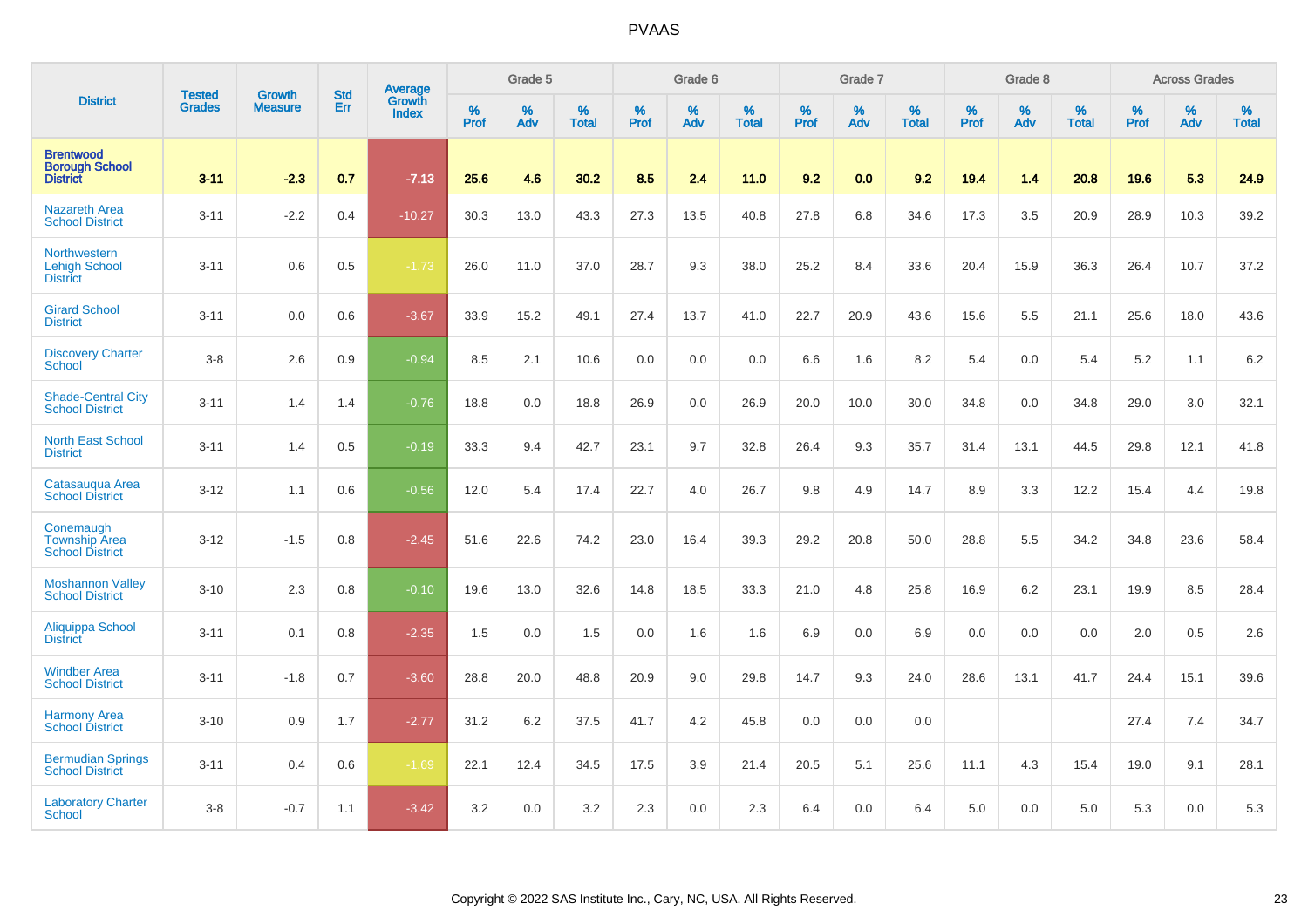# PVAAS

| District | Tested Grades | Growth Measure | Std Err | Average Growth Index | Grade 5 | | | Grade 6 | | | Grade 7 | | | Grade 8 | | | Across Grades | | |
|---|---|---|---|---|---|---|---|---|---|---|---|---|---|---|---|---|---|---|---|
| | | | | | % Prof | % Adv | % Total | % Prof | % Adv | % Total | % Prof | % Adv | % Total | % Prof | % Adv | % Total | % Prof | % Adv | % Total |
| **Brentwood Borough School District** | **3-11** | **-2.3** | **0.7** | **-7.13** | **25.6** | **4.6** | **30.2** | **8.5** | **2.4** | **11.0** | **9.2** | **0.0** | **9.2** | **19.4** | **1.4** | **20.8** | **19.6** | **5.3** | **24.9** |
| Nazareth Area School District | 3-11 | -2.2 | 0.4 | -10.27 | 30.3 | 13.0 | 43.3 | 27.3 | 13.5 | 40.8 | 27.8 | 6.8 | 34.6 | 17.3 | 3.5 | 20.9 | 28.9 | 10.3 | 39.2 |
| Northwestern Lehigh School District | 3-11 | 0.6 | 0.5 | -1.73 | 26.0 | 11.0 | 37.0 | 28.7 | 9.3 | 38.0 | 25.2 | 8.4 | 33.6 | 20.4 | 15.9 | 36.3 | 26.4 | 10.7 | 37.2 |
| Girard School District | 3-11 | 0.0 | 0.6 | -3.67 | 33.9 | 15.2 | 49.1 | 27.4 | 13.7 | 41.0 | 22.7 | 20.9 | 43.6 | 15.6 | 5.5 | 21.1 | 25.6 | 18.0 | 43.6 |
| Discovery Charter School | 3-8 | 2.6 | 0.9 | -0.94 | 8.5 | 2.1 | 10.6 | 0.0 | 0.0 | 0.0 | 6.6 | 1.6 | 8.2 | 5.4 | 0.0 | 5.4 | 5.2 | 1.1 | 6.2 |
| Shade-Central City School District | 3-11 | 1.4 | 1.4 | -0.76 | 18.8 | 0.0 | 18.8 | 26.9 | 0.0 | 26.9 | 20.0 | 10.0 | 30.0 | 34.8 | 0.0 | 34.8 | 29.0 | 3.0 | 32.1 |
| North East School District | 3-11 | 1.4 | 0.5 | -0.19 | 33.3 | 9.4 | 42.7 | 23.1 | 9.7 | 32.8 | 26.4 | 9.3 | 35.7 | 31.4 | 13.1 | 44.5 | 29.8 | 12.1 | 41.8 |
| Catasauqua Area School District | 3-12 | 1.1 | 0.6 | -0.56 | 12.0 | 5.4 | 17.4 | 22.7 | 4.0 | 26.7 | 9.8 | 4.9 | 14.7 | 8.9 | 3.3 | 12.2 | 15.4 | 4.4 | 19.8 |
| Conemaugh Township Area School District | 3-12 | -1.5 | 0.8 | -2.45 | 51.6 | 22.6 | 74.2 | 23.0 | 16.4 | 39.3 | 29.2 | 20.8 | 50.0 | 28.8 | 5.5 | 34.2 | 34.8 | 23.6 | 58.4 |
| Moshannon Valley School District | 3-10 | 2.3 | 0.8 | -0.10 | 19.6 | 13.0 | 32.6 | 14.8 | 18.5 | 33.3 | 21.0 | 4.8 | 25.8 | 16.9 | 6.2 | 23.1 | 19.9 | 8.5 | 28.4 |
| Aliquippa School District | 3-11 | 0.1 | 0.8 | -2.35 | 1.5 | 0.0 | 1.5 | 0.0 | 1.6 | 1.6 | 6.9 | 0.0 | 6.9 | 0.0 | 0.0 | 0.0 | 2.0 | 0.5 | 2.6 |
| Windber Area School District | 3-11 | -1.8 | 0.7 | -3.60 | 28.8 | 20.0 | 48.8 | 20.9 | 9.0 | 29.8 | 14.7 | 9.3 | 24.0 | 28.6 | 13.1 | 41.7 | 24.4 | 15.1 | 39.6 |
| Harmony Area School District | 3-10 | 0.9 | 1.7 | -2.77 | 31.2 | 6.2 | 37.5 | 41.7 | 4.2 | 45.8 | 0.0 | 0.0 | 0.0 | | | | 27.4 | 7.4 | 34.7 |
| Bermudian Springs School District | 3-11 | 0.4 | 0.6 | -1.69 | 22.1 | 12.4 | 34.5 | 17.5 | 3.9 | 21.4 | 20.5 | 5.1 | 25.6 | 11.1 | 4.3 | 15.4 | 19.0 | 9.1 | 28.1 |
| Laboratory Charter School | 3-8 | -0.7 | 1.1 | -3.42 | 3.2 | 0.0 | 3.2 | 2.3 | 0.0 | 2.3 | 6.4 | 0.0 | 6.4 | 5.0 | 0.0 | 5.0 | 5.3 | 0.0 | 5.3 |

Copyright © 2022 SAS Institute Inc., Cary, NC, USA. All Rights Reserved.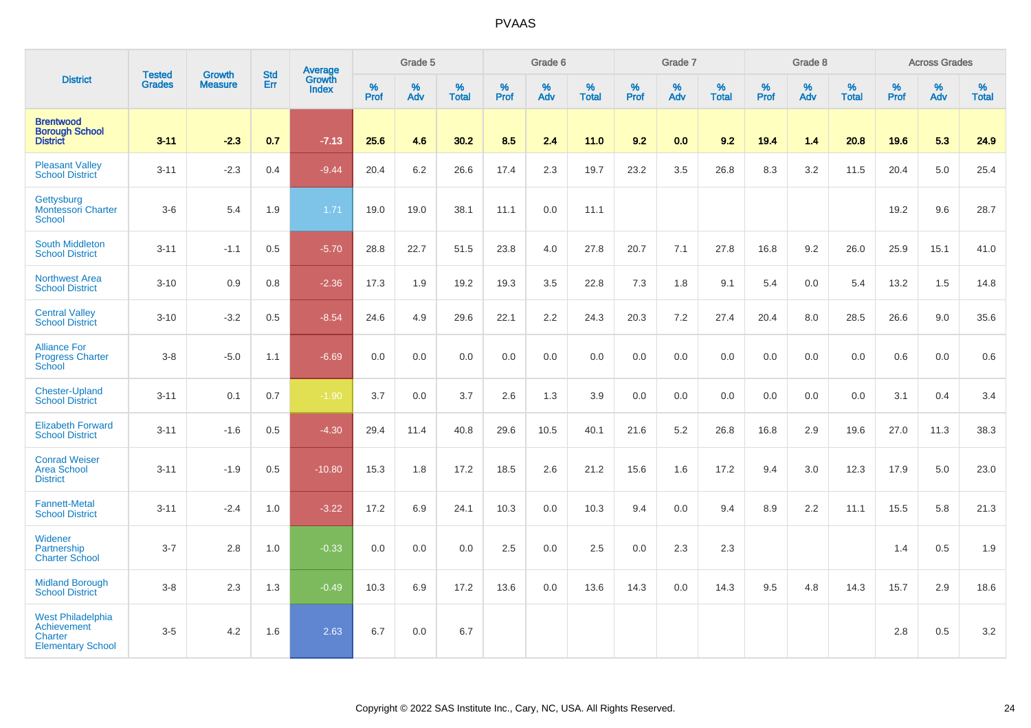# PVAAS

| District | Tested Grades | Growth Measure | Std Err | Average Growth Index | Grade 5 | | | Grade 6 | | | Grade 7 | | | Grade 8 | | | Across Grades | | |
|---|---|---|---|---|---|---|---|---|---|---|---|---|---|---|---|---|---|---|---|
| | | | | | % Prof | % Adv | % Total | % Prof | % Adv | % Total | % Prof | % Adv | % Total | % Prof | % Adv | % Total | % Prof | % Adv | % Total |
| **Brentwood Borough School District** | **3-11** | **-2.3** | **0.7** | **-7.13** | **25.6** | **4.6** | **30.2** | **8.5** | **2.4** | **11.0** | **9.2** | **0.0** | **9.2** | **19.4** | **1.4** | **20.8** | **19.6** | **5.3** | **24.9** |
| Pleasant Valley School District | 3-11 | -2.3 | 0.4 | -9.44 | 20.4 | 6.2 | 26.6 | 17.4 | 2.3 | 19.7 | 23.2 | 3.5 | 26.8 | 8.3 | 3.2 | 11.5 | 20.4 | 5.0 | 25.4 |
| Gettysburg Montessori Charter School | 3-6 | 5.4 | 1.9 | 1.71 | 19.0 | 19.0 | 38.1 | 11.1 | 0.0 | 11.1 | | | | | | | 19.2 | 9.6 | 28.7 |
| South Middleton School District | 3-11 | -1.1 | 0.5 | -5.70 | 28.8 | 22.7 | 51.5 | 23.8 | 4.0 | 27.8 | 20.7 | 7.1 | 27.8 | 16.8 | 9.2 | 26.0 | 25.9 | 15.1 | 41.0 |
| Northwest Area School District | 3-10 | 0.9 | 0.8 | -2.36 | 17.3 | 1.9 | 19.2 | 19.3 | 3.5 | 22.8 | 7.3 | 1.8 | 9.1 | 5.4 | 0.0 | 5.4 | 13.2 | 1.5 | 14.8 |
| Central Valley School District | 3-10 | -3.2 | 0.5 | -8.54 | 24.6 | 4.9 | 29.6 | 22.1 | 2.2 | 24.3 | 20.3 | 7.2 | 27.4 | 20.4 | 8.0 | 28.5 | 26.6 | 9.0 | 35.6 |
| Alliance For Progress Charter School | 3-8 | -5.0 | 1.1 | -6.69 | 0.0 | 0.0 | 0.0 | 0.0 | 0.0 | 0.0 | 0.0 | 0.0 | 0.0 | 0.0 | 0.0 | 0.0 | 0.6 | 0.0 | 0.6 |
| Chester-Upland School District | 3-11 | 0.1 | 0.7 | -1.90 | 3.7 | 0.0 | 3.7 | 2.6 | 1.3 | 3.9 | 0.0 | 0.0 | 0.0 | 0.0 | 0.0 | 0.0 | 3.1 | 0.4 | 3.4 |
| Elizabeth Forward School District | 3-11 | -1.6 | 0.5 | -4.30 | 29.4 | 11.4 | 40.8 | 29.6 | 10.5 | 40.1 | 21.6 | 5.2 | 26.8 | 16.8 | 2.9 | 19.6 | 27.0 | 11.3 | 38.3 |
| Conrad Weiser Area School District | 3-11 | -1.9 | 0.5 | -10.80 | 15.3 | 1.8 | 17.2 | 18.5 | 2.6 | 21.2 | 15.6 | 1.6 | 17.2 | 9.4 | 3.0 | 12.3 | 17.9 | 5.0 | 23.0 |
| Fannett-Metal School District | 3-11 | -2.4 | 1.0 | -3.22 | 17.2 | 6.9 | 24.1 | 10.3 | 0.0 | 10.3 | 9.4 | 0.0 | 9.4 | 8.9 | 2.2 | 11.1 | 15.5 | 5.8 | 21.3 |
| Widener Partnership Charter School | 3-7 | 2.8 | 1.0 | -0.33 | 0.0 | 0.0 | 0.0 | 2.5 | 0.0 | 2.5 | 0.0 | 2.3 | 2.3 | | | | 1.4 | 0.5 | 1.9 |
| Midland Borough School District | 3-8 | 2.3 | 1.3 | -0.49 | 10.3 | 6.9 | 17.2 | 13.6 | 0.0 | 13.6 | 14.3 | 0.0 | 14.3 | 9.5 | 4.8 | 14.3 | 15.7 | 2.9 | 18.6 |
| West Philadelphia Achievement Charter Elementary School | 3-5 | 4.2 | 1.6 | 2.63 | 6.7 | 0.0 | 6.7 | | | | | | | | | | 2.8 | 0.5 | 3.2 |

Copyright © 2022 SAS Institute Inc., Cary, NC, USA. All Rights Reserved.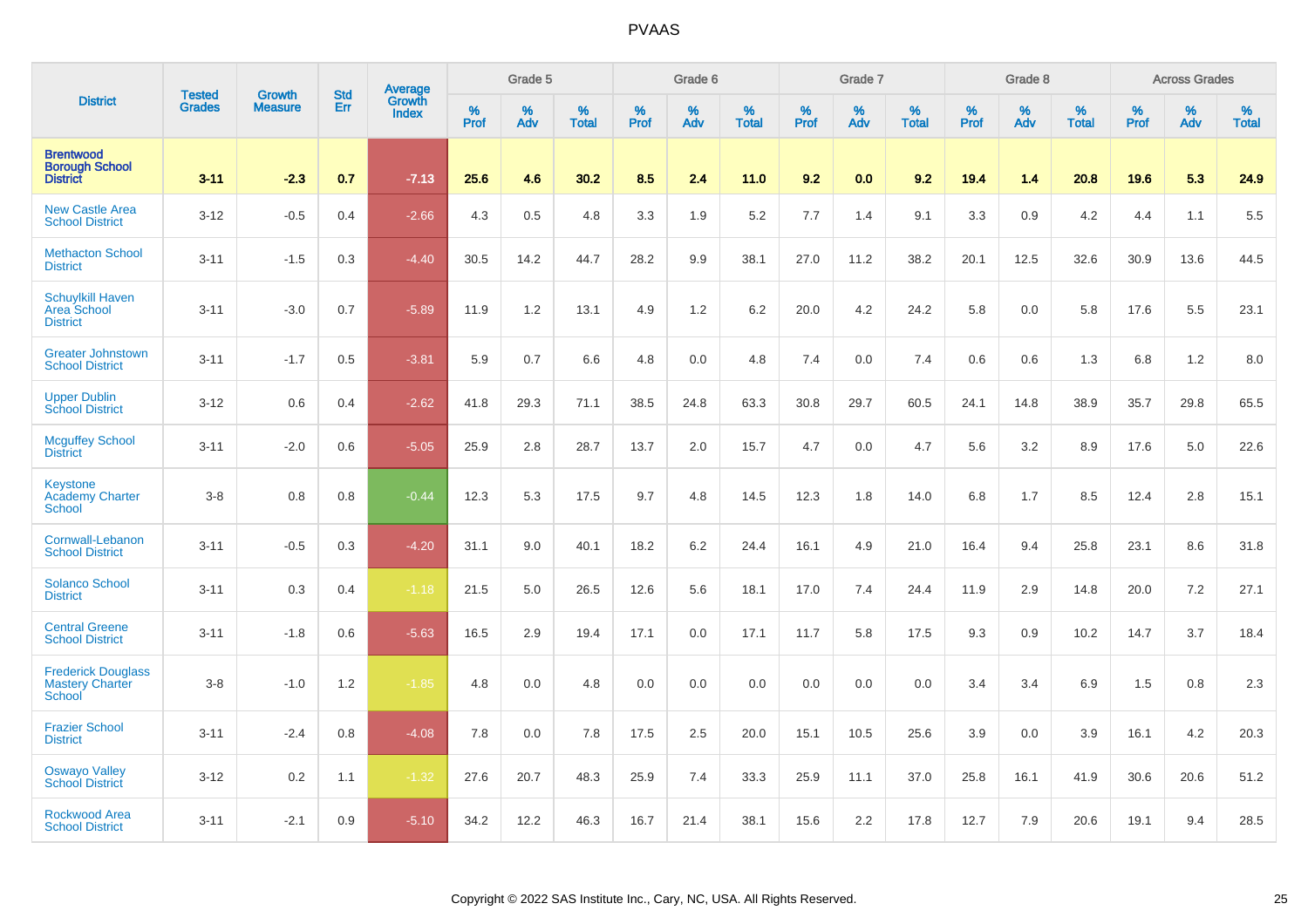| District | Tested Grades | Growth Measure | Std Err | Average Growth Index | Grade 5 | | | Grade 6 | | | Grade 7 | | | Grade 8 | | | Across Grades | | |
|---|---|---|---|---|---|---|---|---|---|---|---|---|---|---|---|---|---|---|---|
| | | | | | % Prof | % Adv | % Total | % Prof | % Adv | % Total | % Prof | % Adv | % Total | % Prof | % Adv | % Total | % Prof | % Adv | % Total |
| **Brentwood Borough School District** | **3-11** | **-2.3** | **0.7** | **-7.13** | **25.6** | **4.6** | **30.2** | **8.5** | **2.4** | **11.0** | **9.2** | **0.0** | **9.2** | **19.4** | **1.4** | **20.8** | **19.6** | **5.3** | **24.9** |
| New Castle Area School District | 3-12 | -0.5 | 0.4 | -2.66 | 4.3 | 0.5 | 4.8 | 3.3 | 1.9 | 5.2 | 7.7 | 1.4 | 9.1 | 3.3 | 0.9 | 4.2 | 4.4 | 1.1 | 5.5 |
| Methacton School District | 3-11 | -1.5 | 0.3 | -4.40 | 30.5 | 14.2 | 44.7 | 28.2 | 9.9 | 38.1 | 27.0 | 11.2 | 38.2 | 20.1 | 12.5 | 32.6 | 30.9 | 13.6 | 44.5 |
| Schuylkill Haven Area School District | 3-11 | -3.0 | 0.7 | -5.89 | 11.9 | 1.2 | 13.1 | 4.9 | 1.2 | 6.2 | 20.0 | 4.2 | 24.2 | 5.8 | 0.0 | 5.8 | 17.6 | 5.5 | 23.1 |
| Greater Johnstown School District | 3-11 | -1.7 | 0.5 | -3.81 | 5.9 | 0.7 | 6.6 | 4.8 | 0.0 | 4.8 | 7.4 | 0.0 | 7.4 | 0.6 | 0.6 | 1.3 | 6.8 | 1.2 | 8.0 |
| Upper Dublin School District | 3-12 | 0.6 | 0.4 | -2.62 | 41.8 | 29.3 | 71.1 | 38.5 | 24.8 | 63.3 | 30.8 | 29.7 | 60.5 | 24.1 | 14.8 | 38.9 | 35.7 | 29.8 | 65.5 |
| Mcguffey School District | 3-11 | -2.0 | 0.6 | -5.05 | 25.9 | 2.8 | 28.7 | 13.7 | 2.0 | 15.7 | 4.7 | 0.0 | 4.7 | 5.6 | 3.2 | 8.9 | 17.6 | 5.0 | 22.6 |
| Keystone Academy Charter School | 3-8 | 0.8 | 0.8 | -0.44 | 12.3 | 5.3 | 17.5 | 9.7 | 4.8 | 14.5 | 12.3 | 1.8 | 14.0 | 6.8 | 1.7 | 8.5 | 12.4 | 2.8 | 15.1 |
| Cornwall-Lebanon School District | 3-11 | -0.5 | 0.3 | -4.20 | 31.1 | 9.0 | 40.1 | 18.2 | 6.2 | 24.4 | 16.1 | 4.9 | 21.0 | 16.4 | 9.4 | 25.8 | 23.1 | 8.6 | 31.8 |
| Solanco School District | 3-11 | 0.3 | 0.4 | -1.18 | 21.5 | 5.0 | 26.5 | 12.6 | 5.6 | 18.1 | 17.0 | 7.4 | 24.4 | 11.9 | 2.9 | 14.8 | 20.0 | 7.2 | 27.1 |
| Central Greene School District | 3-11 | -1.8 | 0.6 | -5.63 | 16.5 | 2.9 | 19.4 | 17.1 | 0.0 | 17.1 | 11.7 | 5.8 | 17.5 | 9.3 | 0.9 | 10.2 | 14.7 | 3.7 | 18.4 |
| Frederick Douglass Mastery Charter School | 3-8 | -1.0 | 1.2 | -1.85 | 4.8 | 0.0 | 4.8 | 0.0 | 0.0 | 0.0 | 0.0 | 0.0 | 0.0 | 3.4 | 3.4 | 6.9 | 1.5 | 0.8 | 2.3 |
| Frazier School District | 3-11 | -2.4 | 0.8 | -4.08 | 7.8 | 0.0 | 7.8 | 17.5 | 2.5 | 20.0 | 15.1 | 10.5 | 25.6 | 3.9 | 0.0 | 3.9 | 16.1 | 4.2 | 20.3 |
| Oswayo Valley School District | 3-12 | 0.2 | 1.1 | -1.32 | 27.6 | 20.7 | 48.3 | 25.9 | 7.4 | 33.3 | 25.9 | 11.1 | 37.0 | 25.8 | 16.1 | 41.9 | 30.6 | 20.6 | 51.2 |
| Rockwood Area School District | 3-11 | -2.1 | 0.9 | -5.10 | 34.2 | 12.2 | 46.3 | 16.7 | 21.4 | 38.1 | 15.6 | 2.2 | 17.8 | 12.7 | 7.9 | 20.6 | 19.1 | 9.4 | 28.5 |

Copyright © 2022 SAS Institute Inc., Cary, NC, USA. All Rights Reserved.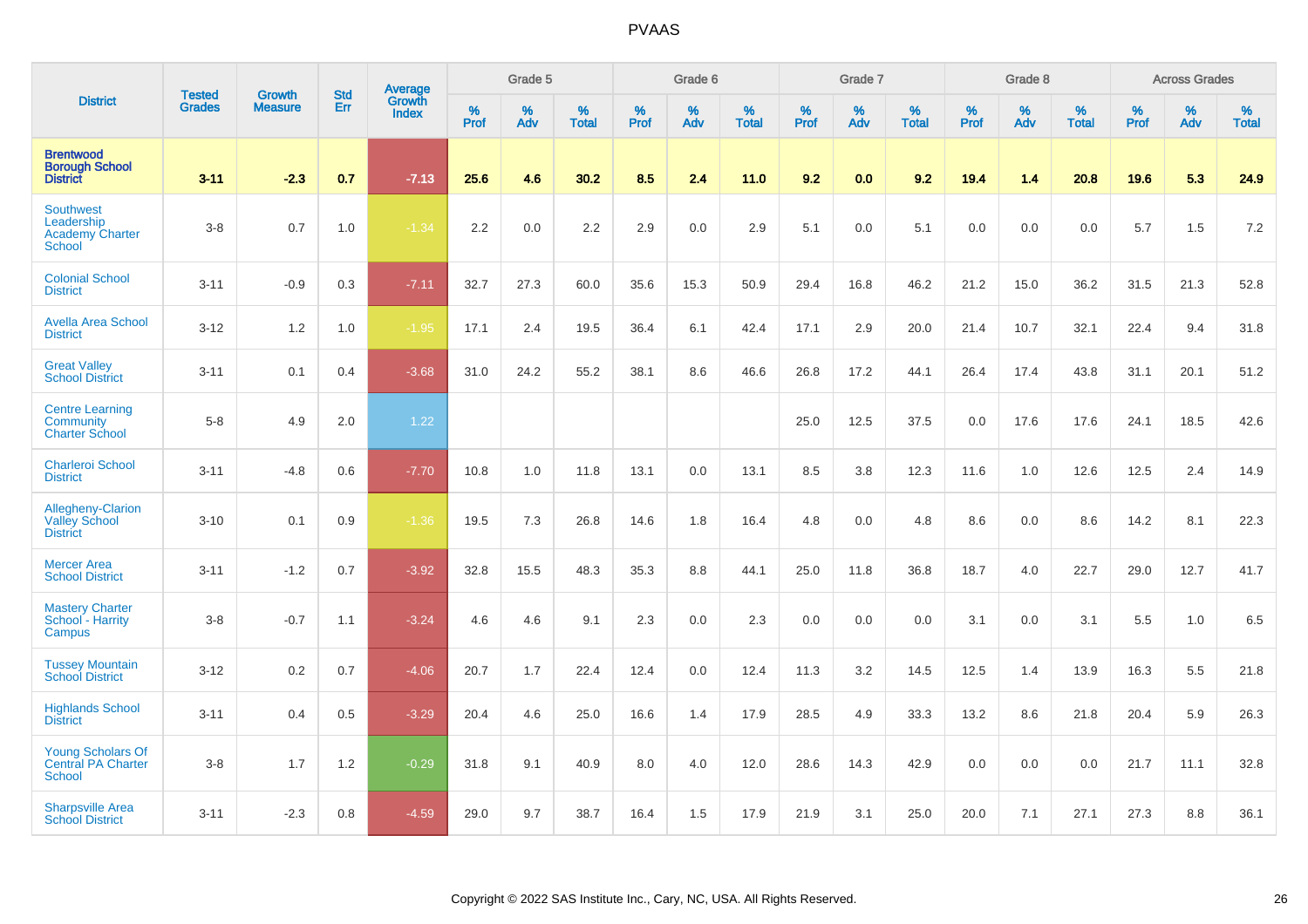# PVAAS

| District | Tested Grades | Growth Measure | Std Err | Average Growth Index | Grade 5 | | | Grade 6 | | | Grade 7 | | | Grade 8 | | | Across Grades | | |
|---|---|---|---|---|---|---|---|---|---|---|---|---|---|---|---|---|---|---|---|
| | | | | | % Prof | % Adv | % Total | % Prof | % Adv | % Total | % Prof | % Adv | % Total | % Prof | % Adv | % Total | % Prof | % Adv | % Total |
| **Brentwood Borough School District** | **3-11** | **-2.3** | **0.7** | **-7.13** | **25.6** | **4.6** | **30.2** | **8.5** | **2.4** | **11.0** | **9.2** | **0.0** | **9.2** | **19.4** | **1.4** | **20.8** | **19.6** | **5.3** | **24.9** |
| Southwest Leadership Academy Charter School | 3-8 | 0.7 | 1.0 | -1.34 | 2.2 | 0.0 | 2.2 | 2.9 | 0.0 | 2.9 | 5.1 | 0.0 | 5.1 | 0.0 | 0.0 | 0.0 | 5.7 | 1.5 | 7.2 |
| Colonial School District | 3-11 | -0.9 | 0.3 | -7.11 | 32.7 | 27.3 | 60.0 | 35.6 | 15.3 | 50.9 | 29.4 | 16.8 | 46.2 | 21.2 | 15.0 | 36.2 | 31.5 | 21.3 | 52.8 |
| Avella Area School District | 3-12 | 1.2 | 1.0 | -1.95 | 17.1 | 2.4 | 19.5 | 36.4 | 6.1 | 42.4 | 17.1 | 2.9 | 20.0 | 21.4 | 10.7 | 32.1 | 22.4 | 9.4 | 31.8 |
| Great Valley School District | 3-11 | 0.1 | 0.4 | -3.68 | 31.0 | 24.2 | 55.2 | 38.1 | 8.6 | 46.6 | 26.8 | 17.2 | 44.1 | 26.4 | 17.4 | 43.8 | 31.1 | 20.1 | 51.2 |
| Centre Learning Community Charter School | 5-8 | 4.9 | 2.0 | 1.22 | | | | | | | 25.0 | 12.5 | 37.5 | 0.0 | 17.6 | 17.6 | 24.1 | 18.5 | 42.6 |
| Charleroi School District | 3-11 | -4.8 | 0.6 | -7.70 | 10.8 | 1.0 | 11.8 | 13.1 | 0.0 | 13.1 | 8.5 | 3.8 | 12.3 | 11.6 | 1.0 | 12.6 | 12.5 | 2.4 | 14.9 |
| Allegheny-Clarion Valley School District | 3-10 | 0.1 | 0.9 | -1.36 | 19.5 | 7.3 | 26.8 | 14.6 | 1.8 | 16.4 | 4.8 | 0.0 | 4.8 | 8.6 | 0.0 | 8.6 | 14.2 | 8.1 | 22.3 |
| Mercer Area School District | 3-11 | -1.2 | 0.7 | -3.92 | 32.8 | 15.5 | 48.3 | 35.3 | 8.8 | 44.1 | 25.0 | 11.8 | 36.8 | 18.7 | 4.0 | 22.7 | 29.0 | 12.7 | 41.7 |
| Mastery Charter School - Harrity Campus | 3-8 | -0.7 | 1.1 | -3.24 | 4.6 | 4.6 | 9.1 | 2.3 | 0.0 | 2.3 | 0.0 | 0.0 | 0.0 | 3.1 | 0.0 | 3.1 | 5.5 | 1.0 | 6.5 |
| Tussey Mountain School District | 3-12 | 0.2 | 0.7 | -4.06 | 20.7 | 1.7 | 22.4 | 12.4 | 0.0 | 12.4 | 11.3 | 3.2 | 14.5 | 12.5 | 1.4 | 13.9 | 16.3 | 5.5 | 21.8 |
| Highlands School District | 3-11 | 0.4 | 0.5 | -3.29 | 20.4 | 4.6 | 25.0 | 16.6 | 1.4 | 17.9 | 28.5 | 4.9 | 33.3 | 13.2 | 8.6 | 21.8 | 20.4 | 5.9 | 26.3 |
| Young Scholars Of Central PA Charter School | 3-8 | 1.7 | 1.2 | -0.29 | 31.8 | 9.1 | 40.9 | 8.0 | 4.0 | 12.0 | 28.6 | 14.3 | 42.9 | 0.0 | 0.0 | 0.0 | 21.7 | 11.1 | 32.8 |
| Sharpsville Area School District | 3-11 | -2.3 | 0.8 | -4.59 | 29.0 | 9.7 | 38.7 | 16.4 | 1.5 | 17.9 | 21.9 | 3.1 | 25.0 | 20.0 | 7.1 | 27.1 | 27.3 | 8.8 | 36.1 |

Copyright © 2022 SAS Institute Inc., Cary, NC, USA. All Rights Reserved.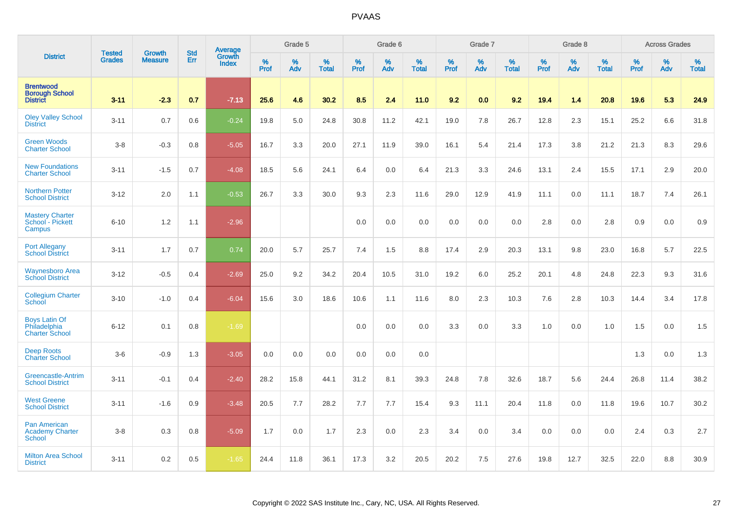| District | Tested Grades | Growth Measure | Std Err | Average Growth Index | Grade 5 | | | Grade 6 | | | Grade 7 | | | Grade 8 | | | Across Grades | | |
|---|---|---|---|---|---|---|---|---|---|---|---|---|---|---|---|---|---|---|---|
| | | | | | % Prof | % Adv | % Total | % Prof | % Adv | % Total | % Prof | % Adv | % Total | % Prof | % Adv | % Total | % Prof | % Adv | % Total |
| **Brentwood Borough School District** | **3-11** | **-2.3** | **0.7** | **-7.13** | **25.6** | **4.6** | **30.2** | **8.5** | **2.4** | **11.0** | **9.2** | **0.0** | **9.2** | **19.4** | **1.4** | **20.8** | **19.6** | **5.3** | **24.9** |
| Oley Valley School District | 3-11 | 0.7 | 0.6 | -0.24 | 19.8 | 5.0 | 24.8 | 30.8 | 11.2 | 42.1 | 19.0 | 7.8 | 26.7 | 12.8 | 2.3 | 15.1 | 25.2 | 6.6 | 31.8 |
| Green Woods Charter School | 3-8 | -0.3 | 0.8 | -5.05 | 16.7 | 3.3 | 20.0 | 27.1 | 11.9 | 39.0 | 16.1 | 5.4 | 21.4 | 17.3 | 3.8 | 21.2 | 21.3 | 8.3 | 29.6 |
| New Foundations Charter School | 3-11 | -1.5 | 0.7 | -4.08 | 18.5 | 5.6 | 24.1 | 6.4 | 0.0 | 6.4 | 21.3 | 3.3 | 24.6 | 13.1 | 2.4 | 15.5 | 17.1 | 2.9 | 20.0 |
| Northern Potter School District | 3-12 | 2.0 | 1.1 | -0.53 | 26.7 | 3.3 | 30.0 | 9.3 | 2.3 | 11.6 | 29.0 | 12.9 | 41.9 | 11.1 | 0.0 | 11.1 | 18.7 | 7.4 | 26.1 |
| Mastery Charter School - Pickett Campus | 6-10 | 1.2 | 1.1 | -2.96 | | | | 0.0 | 0.0 | 0.0 | 0.0 | 0.0 | 0.0 | 2.8 | 0.0 | 2.8 | 0.9 | 0.0 | 0.9 |
| Port Allegany School District | 3-11 | 1.7 | 0.7 | 0.74 | 20.0 | 5.7 | 25.7 | 7.4 | 1.5 | 8.8 | 17.4 | 2.9 | 20.3 | 13.1 | 9.8 | 23.0 | 16.8 | 5.7 | 22.5 |
| Waynesboro Area School District | 3-12 | -0.5 | 0.4 | -2.69 | 25.0 | 9.2 | 34.2 | 20.4 | 10.5 | 31.0 | 19.2 | 6.0 | 25.2 | 20.1 | 4.8 | 24.8 | 22.3 | 9.3 | 31.6 |
| Collegium Charter School | 3-10 | -1.0 | 0.4 | -6.04 | 15.6 | 3.0 | 18.6 | 10.6 | 1.1 | 11.6 | 8.0 | 2.3 | 10.3 | 7.6 | 2.8 | 10.3 | 14.4 | 3.4 | 17.8 |
| Boys Latin Of Philadelphia Charter School | 6-12 | 0.1 | 0.8 | -1.69 | | | | 0.0 | 0.0 | 0.0 | 3.3 | 0.0 | 3.3 | 1.0 | 0.0 | 1.0 | 1.5 | 0.0 | 1.5 |
| Deep Roots Charter School | 3-6 | -0.9 | 1.3 | -3.05 | 0.0 | 0.0 | 0.0 | 0.0 | 0.0 | 0.0 | | | | | | | 1.3 | 0.0 | 1.3 |
| Greencastle-Antrim School District | 3-11 | -0.1 | 0.4 | -2.40 | 28.2 | 15.8 | 44.1 | 31.2 | 8.1 | 39.3 | 24.8 | 7.8 | 32.6 | 18.7 | 5.6 | 24.4 | 26.8 | 11.4 | 38.2 |
| West Greene School District | 3-11 | -1.6 | 0.9 | -3.48 | 20.5 | 7.7 | 28.2 | 7.7 | 7.7 | 15.4 | 9.3 | 11.1 | 20.4 | 11.8 | 0.0 | 11.8 | 19.6 | 10.7 | 30.2 |
| Pan American Academy Charter School | 3-8 | 0.3 | 0.8 | -5.09 | 1.7 | 0.0 | 1.7 | 2.3 | 0.0 | 2.3 | 3.4 | 0.0 | 3.4 | 0.0 | 0.0 | 0.0 | 2.4 | 0.3 | 2.7 |
| Milton Area School District | 3-11 | 0.2 | 0.5 | -1.65 | 24.4 | 11.8 | 36.1 | 17.3 | 3.2 | 20.5 | 20.2 | 7.5 | 27.6 | 19.8 | 12.7 | 32.5 | 22.0 | 8.8 | 30.9 |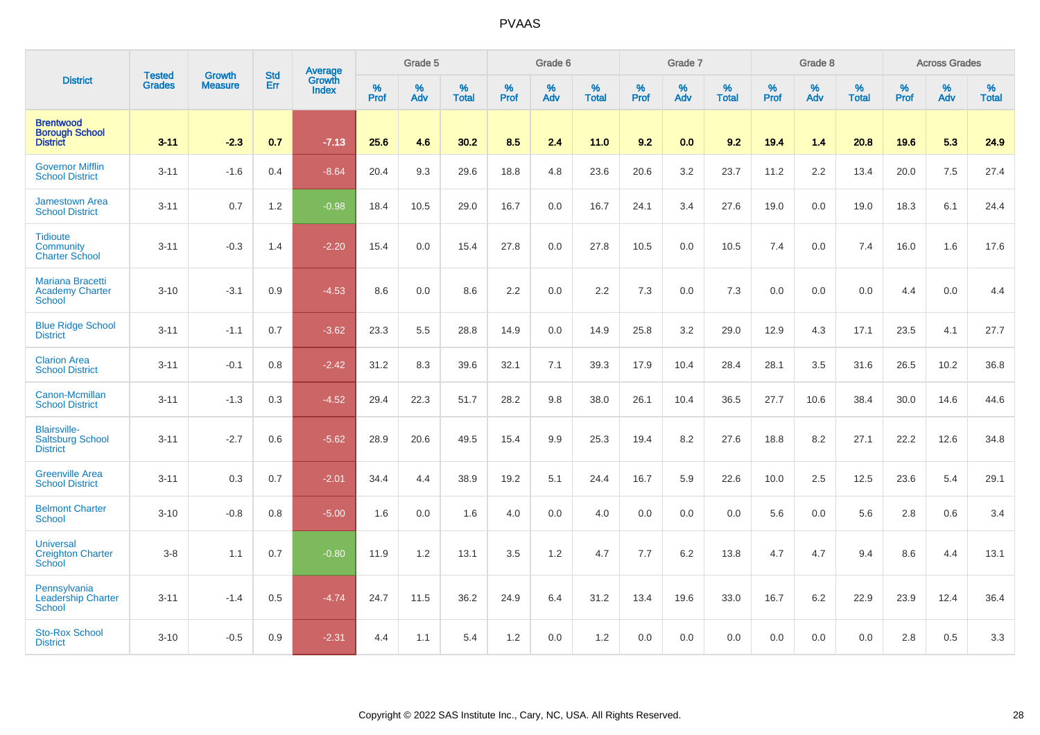# PVAAS

| District | Tested Grades | Growth Measure | Std Err | Average Growth Index | Grade 5 | | | Grade 6 | | | Grade 7 | | | Grade 8 | | | Across Grades | | |
|---|---|---|---|---|---|---|---|---|---|---|---|---|---|---|---|---|---|---|---|
| | | | | | % Prof | % Adv | % Total | % Prof | % Adv | % Total | % Prof | % Adv | % Total | % Prof | % Adv | % Total | % Prof | % Adv | % Total |
| **Brentwood Borough School District** | **3-11** | **-2.3** | **0.7** | **-7.13** | **25.6** | **4.6** | **30.2** | **8.5** | **2.4** | **11.0** | **9.2** | **0.0** | **9.2** | **19.4** | **1.4** | **20.8** | **19.6** | **5.3** | **24.9** |
| Governor Mifflin School District | 3-11 | -1.6 | 0.4 | -8.64 | 20.4 | 9.3 | 29.6 | 18.8 | 4.8 | 23.6 | 20.6 | 3.2 | 23.7 | 11.2 | 2.2 | 13.4 | 20.0 | 7.5 | 27.4 |
| Jamestown Area School District | 3-11 | 0.7 | 1.2 | -0.98 | 18.4 | 10.5 | 29.0 | 16.7 | 0.0 | 16.7 | 24.1 | 3.4 | 27.6 | 19.0 | 0.0 | 19.0 | 18.3 | 6.1 | 24.4 |
| Tidioute Community Charter School | 3-11 | -0.3 | 1.4 | -2.20 | 15.4 | 0.0 | 15.4 | 27.8 | 0.0 | 27.8 | 10.5 | 0.0 | 10.5 | 7.4 | 0.0 | 7.4 | 16.0 | 1.6 | 17.6 |
| Mariana Bracetti Academy Charter School | 3-10 | -3.1 | 0.9 | -4.53 | 8.6 | 0.0 | 8.6 | 2.2 | 0.0 | 2.2 | 7.3 | 0.0 | 7.3 | 0.0 | 0.0 | 0.0 | 4.4 | 0.0 | 4.4 |
| Blue Ridge School District | 3-11 | -1.1 | 0.7 | -3.62 | 23.3 | 5.5 | 28.8 | 14.9 | 0.0 | 14.9 | 25.8 | 3.2 | 29.0 | 12.9 | 4.3 | 17.1 | 23.5 | 4.1 | 27.7 |
| Clarion Area School District | 3-11 | -0.1 | 0.8 | -2.42 | 31.2 | 8.3 | 39.6 | 32.1 | 7.1 | 39.3 | 17.9 | 10.4 | 28.4 | 28.1 | 3.5 | 31.6 | 26.5 | 10.2 | 36.8 |
| Canon-Mcmillan School District | 3-11 | -1.3 | 0.3 | -4.52 | 29.4 | 22.3 | 51.7 | 28.2 | 9.8 | 38.0 | 26.1 | 10.4 | 36.5 | 27.7 | 10.6 | 38.4 | 30.0 | 14.6 | 44.6 |
| Blairsville-Saltsburg School District | 3-11 | -2.7 | 0.6 | -5.62 | 28.9 | 20.6 | 49.5 | 15.4 | 9.9 | 25.3 | 19.4 | 8.2 | 27.6 | 18.8 | 8.2 | 27.1 | 22.2 | 12.6 | 34.8 |
| Greenville Area School District | 3-11 | 0.3 | 0.7 | -2.01 | 34.4 | 4.4 | 38.9 | 19.2 | 5.1 | 24.4 | 16.7 | 5.9 | 22.6 | 10.0 | 2.5 | 12.5 | 23.6 | 5.4 | 29.1 |
| Belmont Charter School | 3-10 | -0.8 | 0.8 | -5.00 | 1.6 | 0.0 | 1.6 | 4.0 | 0.0 | 4.0 | 0.0 | 0.0 | 0.0 | 5.6 | 0.0 | 5.6 | 2.8 | 0.6 | 3.4 |
| Universal Creighton Charter School | 3-8 | 1.1 | 0.7 | -0.80 | 11.9 | 1.2 | 13.1 | 3.5 | 1.2 | 4.7 | 7.7 | 6.2 | 13.8 | 4.7 | 4.7 | 9.4 | 8.6 | 4.4 | 13.1 |
| Pennsylvania Leadership Charter School | 3-11 | -1.4 | 0.5 | -4.74 | 24.7 | 11.5 | 36.2 | 24.9 | 6.4 | 31.2 | 13.4 | 19.6 | 33.0 | 16.7 | 6.2 | 22.9 | 23.9 | 12.4 | 36.4 |
| Sto-Rox School District | 3-10 | -0.5 | 0.9 | -2.31 | 4.4 | 1.1 | 5.4 | 1.2 | 0.0 | 1.2 | 0.0 | 0.0 | 0.0 | 0.0 | 0.0 | 0.0 | 2.8 | 0.5 | 3.3 |

Copyright © 2022 SAS Institute Inc., Cary, NC, USA. All Rights Reserved.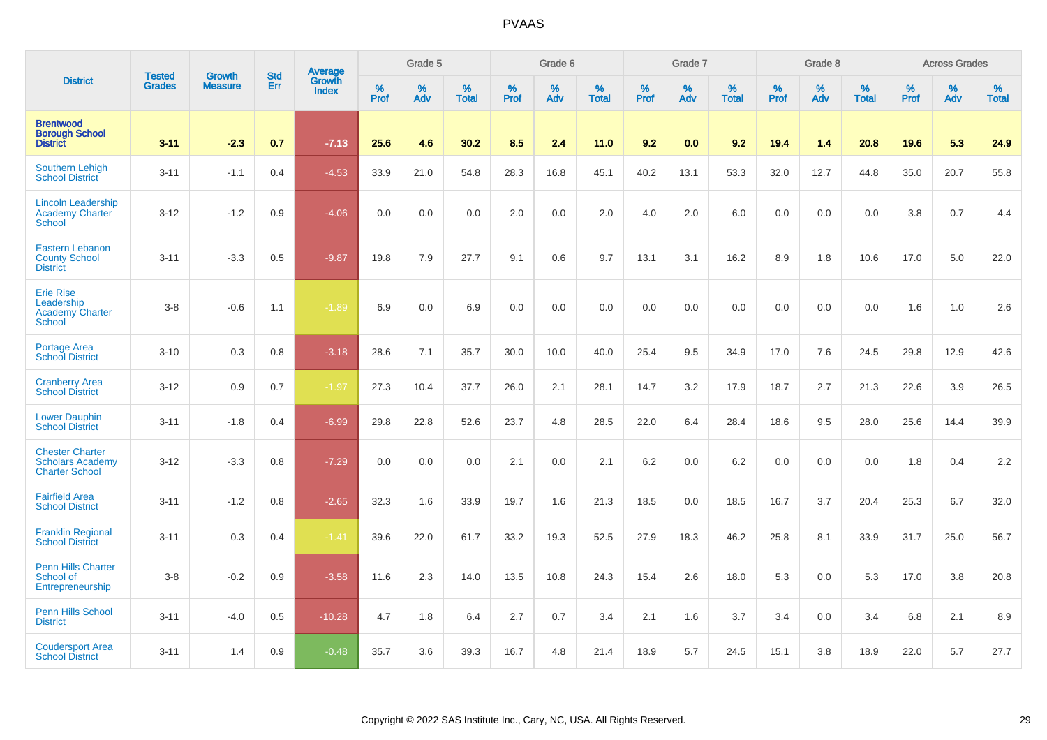# PVAAS

| District | Tested Grades | Growth Measure | Std Err | Average Growth Index | Grade 5 | | | Grade 6 | | | Grade 7 | | | Grade 8 | | | Across Grades | | |
|---|---|---|---|---|---|---|---|---|---|---|---|---|---|---|---|---|---|---|---|
| | | | | | % Prof | % Adv | % Total | % Prof | % Adv | % Total | % Prof | % Adv | % Total | % Prof | % Adv | % Total | % Prof | % Adv | % Total |
| **Brentwood Borough School District** | **3-11** | **-2.3** | **0.7** | **-7.13** | **25.6** | **4.6** | **30.2** | **8.5** | **2.4** | **11.0** | **9.2** | **0.0** | **9.2** | **19.4** | **1.4** | **20.8** | **19.6** | **5.3** | **24.9** |
| Southern Lehigh School District | 3-11 | -1.1 | 0.4 | -4.53 | 33.9 | 21.0 | 54.8 | 28.3 | 16.8 | 45.1 | 40.2 | 13.1 | 53.3 | 32.0 | 12.7 | 44.8 | 35.0 | 20.7 | 55.8 |
| Lincoln Leadership Academy Charter School | 3-12 | -1.2 | 0.9 | -4.06 | 0.0 | 0.0 | 0.0 | 2.0 | 0.0 | 2.0 | 4.0 | 2.0 | 6.0 | 0.0 | 0.0 | 0.0 | 3.8 | 0.7 | 4.4 |
| Eastern Lebanon County School District | 3-11 | -3.3 | 0.5 | -9.87 | 19.8 | 7.9 | 27.7 | 9.1 | 0.6 | 9.7 | 13.1 | 3.1 | 16.2 | 8.9 | 1.8 | 10.6 | 17.0 | 5.0 | 22.0 |
| Erie Rise Leadership Academy Charter School | 3-8 | -0.6 | 1.1 | -1.89 | 6.9 | 0.0 | 6.9 | 0.0 | 0.0 | 0.0 | 0.0 | 0.0 | 0.0 | 0.0 | 0.0 | 0.0 | 1.6 | 1.0 | 2.6 |
| Portage Area School District | 3-10 | 0.3 | 0.8 | -3.18 | 28.6 | 7.1 | 35.7 | 30.0 | 10.0 | 40.0 | 25.4 | 9.5 | 34.9 | 17.0 | 7.6 | 24.5 | 29.8 | 12.9 | 42.6 |
| Cranberry Area School District | 3-12 | 0.9 | 0.7 | -1.97 | 27.3 | 10.4 | 37.7 | 26.0 | 2.1 | 28.1 | 14.7 | 3.2 | 17.9 | 18.7 | 2.7 | 21.3 | 22.6 | 3.9 | 26.5 |
| Lower Dauphin School District | 3-11 | -1.8 | 0.4 | -6.99 | 29.8 | 22.8 | 52.6 | 23.7 | 4.8 | 28.5 | 22.0 | 6.4 | 28.4 | 18.6 | 9.5 | 28.0 | 25.6 | 14.4 | 39.9 |
| Chester Charter Scholars Academy Charter School | 3-12 | -3.3 | 0.8 | -7.29 | 0.0 | 0.0 | 0.0 | 2.1 | 0.0 | 2.1 | 6.2 | 0.0 | 6.2 | 0.0 | 0.0 | 0.0 | 1.8 | 0.4 | 2.2 |
| Fairfield Area School District | 3-11 | -1.2 | 0.8 | -2.65 | 32.3 | 1.6 | 33.9 | 19.7 | 1.6 | 21.3 | 18.5 | 0.0 | 18.5 | 16.7 | 3.7 | 20.4 | 25.3 | 6.7 | 32.0 |
| Franklin Regional School District | 3-11 | 0.3 | 0.4 | -1.41 | 39.6 | 22.0 | 61.7 | 33.2 | 19.3 | 52.5 | 27.9 | 18.3 | 46.2 | 25.8 | 8.1 | 33.9 | 31.7 | 25.0 | 56.7 |
| Penn Hills Charter School of Entrepreneurship | 3-8 | -0.2 | 0.9 | -3.58 | 11.6 | 2.3 | 14.0 | 13.5 | 10.8 | 24.3 | 15.4 | 2.6 | 18.0 | 5.3 | 0.0 | 5.3 | 17.0 | 3.8 | 20.8 |
| Penn Hills School District | 3-11 | -4.0 | 0.5 | -10.28 | 4.7 | 1.8 | 6.4 | 2.7 | 0.7 | 3.4 | 2.1 | 1.6 | 3.7 | 3.4 | 0.0 | 3.4 | 6.8 | 2.1 | 8.9 |
| Coudersport Area School District | 3-11 | 1.4 | 0.9 | -0.48 | 35.7 | 3.6 | 39.3 | 16.7 | 4.8 | 21.4 | 18.9 | 5.7 | 24.5 | 15.1 | 3.8 | 18.9 | 22.0 | 5.7 | 27.7 |

Copyright © 2022 SAS Institute Inc., Cary, NC, USA. All Rights Reserved.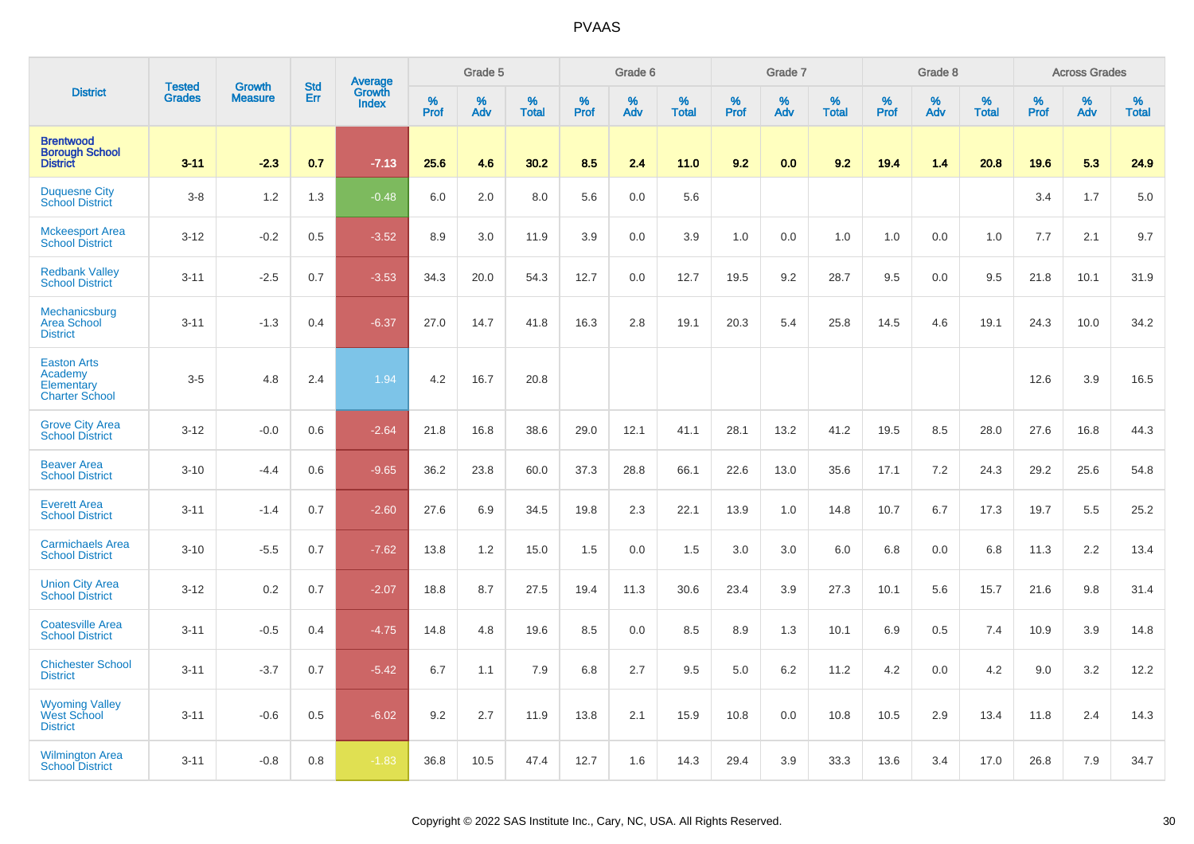# PVAAS

| District | Tested Grades | Growth Measure | Std Err | Average Growth Index | Grade 5 | | | Grade 6 | | | Grade 7 | | | Grade 8 | | | Across Grades | | |
|---|---|---|---|---|---|---|---|---|---|---|---|---|---|---|---|---|---|---|---|
| | | | | | % Prof | % Adv | % Total | % Prof | % Adv | % Total | % Prof | % Adv | % Total | % Prof | % Adv | % Total | % Prof | % Adv | % Total |
| **Brentwood Borough School District** | **3-11** | **-2.3** | **0.7** | **-7.13** | **25.6** | **4.6** | **30.2** | **8.5** | **2.4** | **11.0** | **9.2** | **0.0** | **9.2** | **19.4** | **1.4** | **20.8** | **19.6** | **5.3** | **24.9** |
| Duquesne City School District | 3-8 | 1.2 | 1.3 | -0.48 | 6.0 | 2.0 | 8.0 | 5.6 | 0.0 | 5.6 | | | | | | | 3.4 | 1.7 | 5.0 |
| Mckeesport Area School District | 3-12 | -0.2 | 0.5 | -3.52 | 8.9 | 3.0 | 11.9 | 3.9 | 0.0 | 3.9 | 1.0 | 0.0 | 1.0 | 1.0 | 0.0 | 1.0 | 7.7 | 2.1 | 9.7 |
| Redbank Valley School District | 3-11 | -2.5 | 0.7 | -3.53 | 34.3 | 20.0 | 54.3 | 12.7 | 0.0 | 12.7 | 19.5 | 9.2 | 28.7 | 9.5 | 0.0 | 9.5 | 21.8 | 10.1 | 31.9 |
| Mechanicsburg Area School District | 3-11 | -1.3 | 0.4 | -6.37 | 27.0 | 14.7 | 41.8 | 16.3 | 2.8 | 19.1 | 20.3 | 5.4 | 25.8 | 14.5 | 4.6 | 19.1 | 24.3 | 10.0 | 34.2 |
| Easton Arts Academy Elementary Charter School | 3-5 | 4.8 | 2.4 | 1.94 | 4.2 | 16.7 | 20.8 | | | | | | | | | | 12.6 | 3.9 | 16.5 |
| Grove City Area School District | 3-12 | -0.0 | 0.6 | -2.64 | 21.8 | 16.8 | 38.6 | 29.0 | 12.1 | 41.1 | 28.1 | 13.2 | 41.2 | 19.5 | 8.5 | 28.0 | 27.6 | 16.8 | 44.3 |
| Beaver Area School District | 3-10 | -4.4 | 0.6 | -9.65 | 36.2 | 23.8 | 60.0 | 37.3 | 28.8 | 66.1 | 22.6 | 13.0 | 35.6 | 17.1 | 7.2 | 24.3 | 29.2 | 25.6 | 54.8 |
| Everett Area School District | 3-11 | -1.4 | 0.7 | -2.60 | 27.6 | 6.9 | 34.5 | 19.8 | 2.3 | 22.1 | 13.9 | 1.0 | 14.8 | 10.7 | 6.7 | 17.3 | 19.7 | 5.5 | 25.2 |
| Carmichaels Area School District | 3-10 | -5.5 | 0.7 | -7.62 | 13.8 | 1.2 | 15.0 | 1.5 | 0.0 | 1.5 | 3.0 | 3.0 | 6.0 | 6.8 | 0.0 | 6.8 | 11.3 | 2.2 | 13.4 |
| Union City Area School District | 3-12 | 0.2 | 0.7 | -2.07 | 18.8 | 8.7 | 27.5 | 19.4 | 11.3 | 30.6 | 23.4 | 3.9 | 27.3 | 10.1 | 5.6 | 15.7 | 21.6 | 9.8 | 31.4 |
| Coatesville Area School District | 3-11 | -0.5 | 0.4 | -4.75 | 14.8 | 4.8 | 19.6 | 8.5 | 0.0 | 8.5 | 8.9 | 1.3 | 10.1 | 6.9 | 0.5 | 7.4 | 10.9 | 3.9 | 14.8 |
| Chichester School District | 3-11 | -3.7 | 0.7 | -5.42 | 6.7 | 1.1 | 7.9 | 6.8 | 2.7 | 9.5 | 5.0 | 6.2 | 11.2 | 4.2 | 0.0 | 4.2 | 9.0 | 3.2 | 12.2 |
| Wyoming Valley West School District | 3-11 | -0.6 | 0.5 | -6.02 | 9.2 | 2.7 | 11.9 | 13.8 | 2.1 | 15.9 | 10.8 | 0.0 | 10.8 | 10.5 | 2.9 | 13.4 | 11.8 | 2.4 | 14.3 |
| Wilmington Area School District | 3-11 | -0.8 | 0.8 | -1.83 | 36.8 | 10.5 | 47.4 | 12.7 | 1.6 | 14.3 | 29.4 | 3.9 | 33.3 | 13.6 | 3.4 | 17.0 | 26.8 | 7.9 | 34.7 |

Copyright © 2022 SAS Institute Inc., Cary, NC, USA. All Rights Reserved.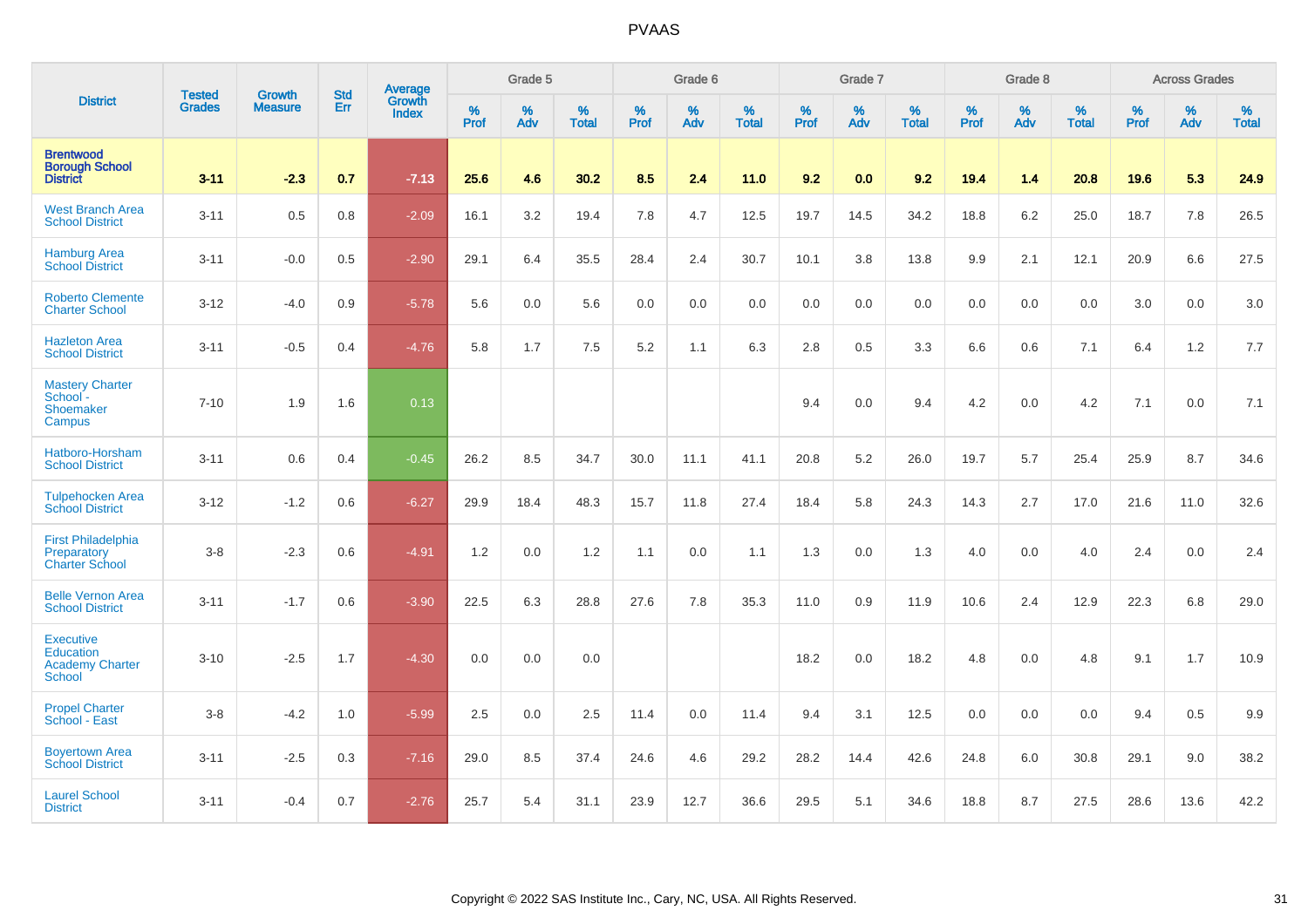# PVAAS

| District | Tested Grades | Growth Measure | Std Err | Average Growth Index | Grade 5 | | | Grade 6 | | | Grade 7 | | | Grade 8 | | | Across Grades | | |
|---|---|---|---|---|---|---|---|---|---|---|---|---|---|---|---|---|---|---|---|
| | | | | | % Prof | % Adv | % Total | % Prof | % Adv | % Total | % Prof | % Adv | % Total | % Prof | % Adv | % Total | % Prof | % Adv | % Total |
| **Brentwood Borough School District** | **3-11** | **-2.3** | **0.7** | **-7.13** | **25.6** | **4.6** | **30.2** | **8.5** | **2.4** | **11.0** | **9.2** | **0.0** | **9.2** | **19.4** | **1.4** | **20.8** | **19.6** | **5.3** | **24.9** |
| West Branch Area School District | 3-11 | 0.5 | 0.8 | -2.09 | 16.1 | 3.2 | 19.4 | 7.8 | 4.7 | 12.5 | 19.7 | 14.5 | 34.2 | 18.8 | 6.2 | 25.0 | 18.7 | 7.8 | 26.5 |
| Hamburg Area School District | 3-11 | -0.0 | 0.5 | -2.90 | 29.1 | 6.4 | 35.5 | 28.4 | 2.4 | 30.7 | 10.1 | 3.8 | 13.8 | 9.9 | 2.1 | 12.1 | 20.9 | 6.6 | 27.5 |
| Roberto Clemente Charter School | 3-12 | -4.0 | 0.9 | -5.78 | 5.6 | 0.0 | 5.6 | 0.0 | 0.0 | 0.0 | 0.0 | 0.0 | 0.0 | 0.0 | 0.0 | 0.0 | 3.0 | 0.0 | 3.0 |
| Hazleton Area School District | 3-11 | -0.5 | 0.4 | -4.76 | 5.8 | 1.7 | 7.5 | 5.2 | 1.1 | 6.3 | 2.8 | 0.5 | 3.3 | 6.6 | 0.6 | 7.1 | 6.4 | 1.2 | 7.7 |
| Mastery Charter School - Shoemaker Campus | 7-10 | 1.9 | 1.6 | 0.13 | | | | | | | 9.4 | 0.0 | 9.4 | 4.2 | 0.0 | 4.2 | 7.1 | 0.0 | 7.1 |
| Hatboro-Horsham School District | 3-11 | 0.6 | 0.4 | -0.45 | 26.2 | 8.5 | 34.7 | 30.0 | 11.1 | 41.1 | 20.8 | 5.2 | 26.0 | 19.7 | 5.7 | 25.4 | 25.9 | 8.7 | 34.6 |
| Tulpehocken Area School District | 3-12 | -1.2 | 0.6 | -6.27 | 29.9 | 18.4 | 48.3 | 15.7 | 11.8 | 27.4 | 18.4 | 5.8 | 24.3 | 14.3 | 2.7 | 17.0 | 21.6 | 11.0 | 32.6 |
| First Philadelphia Preparatory Charter School | 3-8 | -2.3 | 0.6 | -4.91 | 1.2 | 0.0 | 1.2 | 1.1 | 0.0 | 1.1 | 1.3 | 0.0 | 1.3 | 4.0 | 0.0 | 4.0 | 2.4 | 0.0 | 2.4 |
| Belle Vernon Area School District | 3-11 | -1.7 | 0.6 | -3.90 | 22.5 | 6.3 | 28.8 | 27.6 | 7.8 | 35.3 | 11.0 | 0.9 | 11.9 | 10.6 | 2.4 | 12.9 | 22.3 | 6.8 | 29.0 |
| Executive Education Academy Charter School | 3-10 | -2.5 | 1.7 | -4.30 | 0.0 | 0.0 | 0.0 | | | | 18.2 | 0.0 | 18.2 | 4.8 | 0.0 | 4.8 | 9.1 | 1.7 | 10.9 |
| Propel Charter School - East | 3-8 | -4.2 | 1.0 | -5.99 | 2.5 | 0.0 | 2.5 | 11.4 | 0.0 | 11.4 | 9.4 | 3.1 | 12.5 | 0.0 | 0.0 | 0.0 | 9.4 | 0.5 | 9.9 |
| Boyertown Area School District | 3-11 | -2.5 | 0.3 | -7.16 | 29.0 | 8.5 | 37.4 | 24.6 | 4.6 | 29.2 | 28.2 | 14.4 | 42.6 | 24.8 | 6.0 | 30.8 | 29.1 | 9.0 | 38.2 |
| Laurel School District | 3-11 | -0.4 | 0.7 | -2.76 | 25.7 | 5.4 | 31.1 | 23.9 | 12.7 | 36.6 | 29.5 | 5.1 | 34.6 | 18.8 | 8.7 | 27.5 | 28.6 | 13.6 | 42.2 |

Copyright © 2022 SAS Institute Inc., Cary, NC, USA. All Rights Reserved.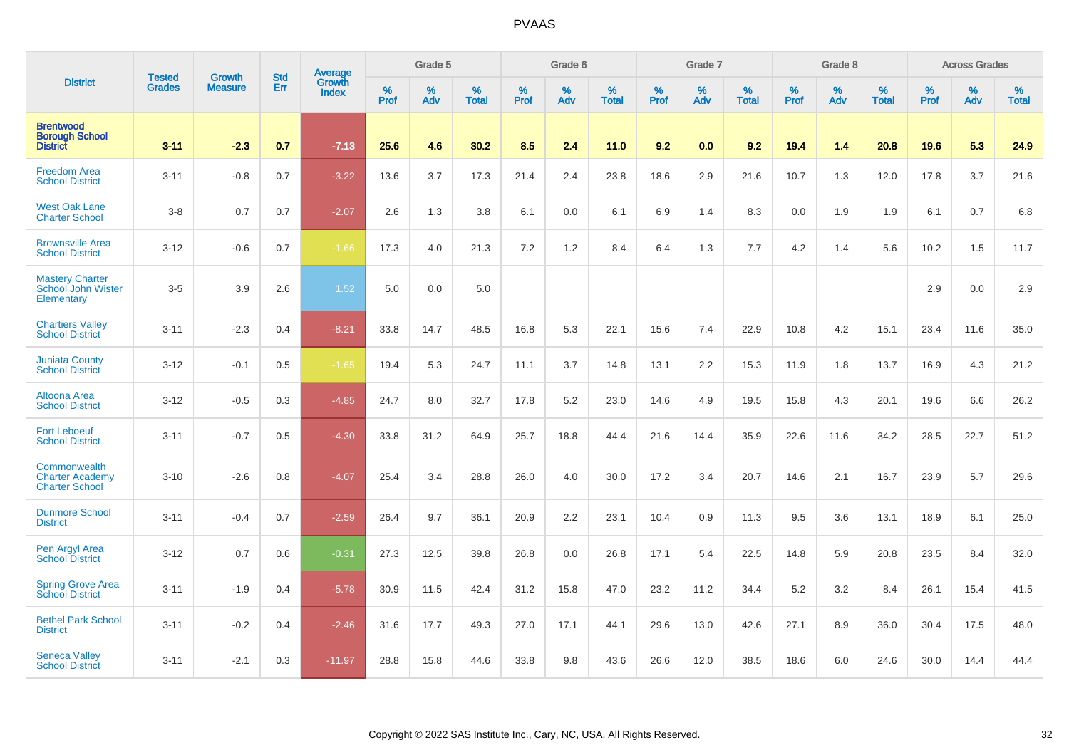| District | Tested Grades | Growth Measure | Std Err | Average Growth Index | Grade 5 | | | Grade 6 | | | Grade 7 | | | Grade 8 | | | Across Grades | | |
|---|---|---|---|---|---|---|---|---|---|---|---|---|---|---|---|---|---|---|---|
| | | | | | % Prof | % Adv | % Total | % Prof | % Adv | % Total | % Prof | % Adv | % Total | % Prof | % Adv | % Total | % Prof | % Adv | % Total |
| **Brentwood Borough School District** | **3-11** | **-2.3** | **0.7** | **-7.13** | **25.6** | **4.6** | **30.2** | **8.5** | **2.4** | **11.0** | **9.2** | **0.0** | **9.2** | **19.4** | **1.4** | **20.8** | **19.6** | **5.3** | **24.9** |
| Freedom Area School District | 3-11 | -0.8 | 0.7 | -3.22 | 13.6 | 3.7 | 17.3 | 21.4 | 2.4 | 23.8 | 18.6 | 2.9 | 21.6 | 10.7 | 1.3 | 12.0 | 17.8 | 3.7 | 21.6 |
| West Oak Lane Charter School | 3-8 | 0.7 | 0.7 | -2.07 | 2.6 | 1.3 | 3.8 | 6.1 | 0.0 | 6.1 | 6.9 | 1.4 | 8.3 | 0.0 | 1.9 | 1.9 | 6.1 | 0.7 | 6.8 |
| Brownsville Area School District | 3-12 | -0.6 | 0.7 | -1.66 | 17.3 | 4.0 | 21.3 | 7.2 | 1.2 | 8.4 | 6.4 | 1.3 | 7.7 | 4.2 | 1.4 | 5.6 | 10.2 | 1.5 | 11.7 |
| Mastery Charter School John Wister Elementary | 3-5 | 3.9 | 2.6 | 1.52 | 5.0 | 0.0 | 5.0 | | | | | | | | | | 2.9 | 0.0 | 2.9 |
| Chartiers Valley School District | 3-11 | -2.3 | 0.4 | -8.21 | 33.8 | 14.7 | 48.5 | 16.8 | 5.3 | 22.1 | 15.6 | 7.4 | 22.9 | 10.8 | 4.2 | 15.1 | 23.4 | 11.6 | 35.0 |
| Juniata County School District | 3-12 | -0.1 | 0.5 | -1.65 | 19.4 | 5.3 | 24.7 | 11.1 | 3.7 | 14.8 | 13.1 | 2.2 | 15.3 | 11.9 | 1.8 | 13.7 | 16.9 | 4.3 | 21.2 |
| Altoona Area School District | 3-12 | -0.5 | 0.3 | -4.85 | 24.7 | 8.0 | 32.7 | 17.8 | 5.2 | 23.0 | 14.6 | 4.9 | 19.5 | 15.8 | 4.3 | 20.1 | 19.6 | 6.6 | 26.2 |
| Fort Leboeuf School District | 3-11 | -0.7 | 0.5 | -4.30 | 33.8 | 31.2 | 64.9 | 25.7 | 18.8 | 44.4 | 21.6 | 14.4 | 35.9 | 22.6 | 11.6 | 34.2 | 28.5 | 22.7 | 51.2 |
| Commonwealth Charter Academy Charter School | 3-10 | -2.6 | 0.8 | -4.07 | 25.4 | 3.4 | 28.8 | 26.0 | 4.0 | 30.0 | 17.2 | 3.4 | 20.7 | 14.6 | 2.1 | 16.7 | 23.9 | 5.7 | 29.6 |
| Dunmore School District | 3-11 | -0.4 | 0.7 | -2.59 | 26.4 | 9.7 | 36.1 | 20.9 | 2.2 | 23.1 | 10.4 | 0.9 | 11.3 | 9.5 | 3.6 | 13.1 | 18.9 | 6.1 | 25.0 |
| Pen Argyl Area School District | 3-12 | 0.7 | 0.6 | -0.31 | 27.3 | 12.5 | 39.8 | 26.8 | 0.0 | 26.8 | 17.1 | 5.4 | 22.5 | 14.8 | 5.9 | 20.8 | 23.5 | 8.4 | 32.0 |
| Spring Grove Area School District | 3-11 | -1.9 | 0.4 | -5.78 | 30.9 | 11.5 | 42.4 | 31.2 | 15.8 | 47.0 | 23.2 | 11.2 | 34.4 | 5.2 | 3.2 | 8.4 | 26.1 | 15.4 | 41.5 |
| Bethel Park School District | 3-11 | -0.2 | 0.4 | -2.46 | 31.6 | 17.7 | 49.3 | 27.0 | 17.1 | 44.1 | 29.6 | 13.0 | 42.6 | 27.1 | 8.9 | 36.0 | 30.4 | 17.5 | 48.0 |
| Seneca Valley School District | 3-11 | -2.1 | 0.3 | -11.97 | 28.8 | 15.8 | 44.6 | 33.8 | 9.8 | 43.6 | 26.6 | 12.0 | 38.5 | 18.6 | 6.0 | 24.6 | 30.0 | 14.4 | 44.4 |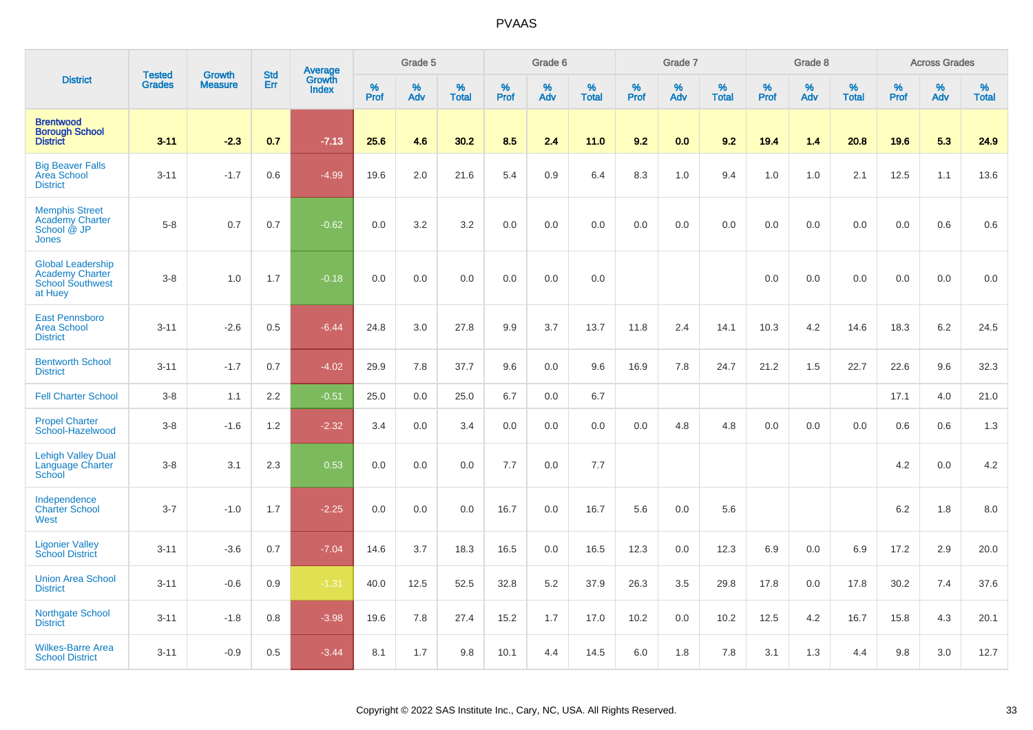# PVAAS

| District | Tested Grades | Growth Measure | Std Err | Average Growth Index | Grade 5 | | | Grade 6 | | | Grade 7 | | | Grade 8 | | | Across Grades | | |
|---|---|---|---|---|---|---|---|---|---|---|---|---|---|---|---|---|---|---|---|
| | | | | | % Prof | % Adv | % Total | % Prof | % Adv | % Total | % Prof | % Adv | % Total | % Prof | % Adv | % Total | % Prof | % Adv | % Total |
| **Brentwood Borough School District** | **3-11** | **-2.3** | **0.7** | **-7.13** | **25.6** | **4.6** | **30.2** | **8.5** | **2.4** | **11.0** | **9.2** | **0.0** | **9.2** | **19.4** | **1.4** | **20.8** | **19.6** | **5.3** | **24.9** |
| Big Beaver Falls Area School District | 3-11 | -1.7 | 0.6 | -4.99 | 19.6 | 2.0 | 21.6 | 5.4 | 0.9 | 6.4 | 8.3 | 1.0 | 9.4 | 1.0 | 1.0 | 2.1 | 12.5 | 1.1 | 13.6 |
| Memphis Street Academy Charter School @ JP Jones | 5-8 | 0.7 | 0.7 | -0.62 | 0.0 | 3.2 | 3.2 | 0.0 | 0.0 | 0.0 | 0.0 | 0.0 | 0.0 | 0.0 | 0.0 | 0.0 | 0.0 | 0.6 | 0.6 |
| Global Leadership Academy Charter School Southwest at Huey | 3-8 | 1.0 | 1.7 | -0.18 | 0.0 | 0.0 | 0.0 | 0.0 | 0.0 | 0.0 | | | | 0.0 | 0.0 | 0.0 | 0.0 | 0.0 | 0.0 |
| East Pennsboro Area School District | 3-11 | -2.6 | 0.5 | -6.44 | 24.8 | 3.0 | 27.8 | 9.9 | 3.7 | 13.7 | 11.8 | 2.4 | 14.1 | 10.3 | 4.2 | 14.6 | 18.3 | 6.2 | 24.5 |
| Bentworth School District | 3-11 | -1.7 | 0.7 | -4.02 | 29.9 | 7.8 | 37.7 | 9.6 | 0.0 | 9.6 | 16.9 | 7.8 | 24.7 | 21.2 | 1.5 | 22.7 | 22.6 | 9.6 | 32.3 |
| Fell Charter School | 3-8 | 1.1 | 2.2 | -0.51 | 25.0 | 0.0 | 25.0 | 6.7 | 0.0 | 6.7 | | | | | | | 17.1 | 4.0 | 21.0 |
| Propel Charter School-Hazelwood | 3-8 | -1.6 | 1.2 | -2.32 | 3.4 | 0.0 | 3.4 | 0.0 | 0.0 | 0.0 | 0.0 | 4.8 | 4.8 | 0.0 | 0.0 | 0.0 | 0.6 | 0.6 | 1.3 |
| Lehigh Valley Dual Language Charter School | 3-8 | 3.1 | 2.3 | 0.53 | 0.0 | 0.0 | 0.0 | 7.7 | 0.0 | 7.7 | | | | | | | 4.2 | 0.0 | 4.2 |
| Independence Charter School West | 3-7 | -1.0 | 1.7 | -2.25 | 0.0 | 0.0 | 0.0 | 16.7 | 0.0 | 16.7 | 5.6 | 0.0 | 5.6 | | | | 6.2 | 1.8 | 8.0 |
| Ligonier Valley School District | 3-11 | -3.6 | 0.7 | -7.04 | 14.6 | 3.7 | 18.3 | 16.5 | 0.0 | 16.5 | 12.3 | 0.0 | 12.3 | 6.9 | 0.0 | 6.9 | 17.2 | 2.9 | 20.0 |
| Union Area School District | 3-11 | -0.6 | 0.9 | -1.31 | 40.0 | 12.5 | 52.5 | 32.8 | 5.2 | 37.9 | 26.3 | 3.5 | 29.8 | 17.8 | 0.0 | 17.8 | 30.2 | 7.4 | 37.6 |
| Northgate School District | 3-11 | -1.8 | 0.8 | -3.98 | 19.6 | 7.8 | 27.4 | 15.2 | 1.7 | 17.0 | 10.2 | 0.0 | 10.2 | 12.5 | 4.2 | 16.7 | 15.8 | 4.3 | 20.1 |
| Wilkes-Barre Area School District | 3-11 | -0.9 | 0.5 | -3.44 | 8.1 | 1.7 | 9.8 | 10.1 | 4.4 | 14.5 | 6.0 | 1.8 | 7.8 | 3.1 | 1.3 | 4.4 | 9.8 | 3.0 | 12.7 |

Copyright © 2022 SAS Institute Inc., Cary, NC, USA. All Rights Reserved.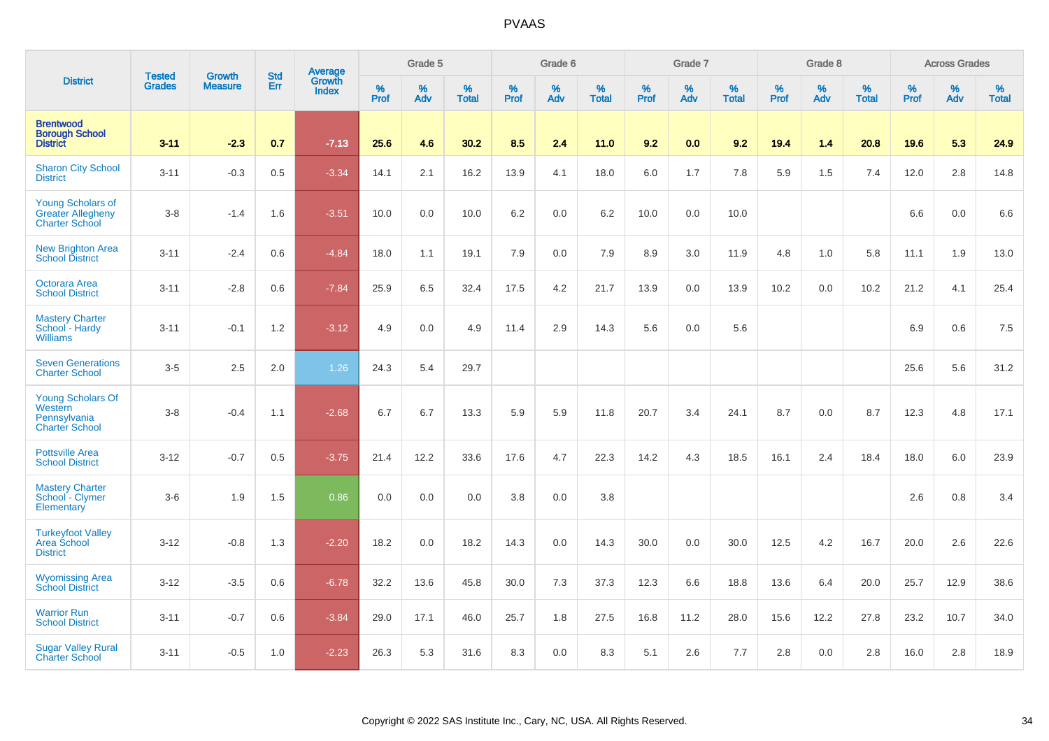# PVAAS

| District | Tested Grades | Growth Measure | Std Err | Average Growth Index | Grade 5 | | | Grade 6 | | | Grade 7 | | | Grade 8 | | | Across Grades | | |
|---|---|---|---|---|---|---|---|---|---|---|---|---|---|---|---|---|---|---|---|
| | | | | | % Prof | % Adv | % Total | % Prof | % Adv | % Total | % Prof | % Adv | % Total | % Prof | % Adv | % Total | % Prof | % Adv | % Total |
| **Brentwood Borough School District** | **3-11** | **-2.3** | **0.7** | **-7.13** | **25.6** | **4.6** | **30.2** | **8.5** | **2.4** | **11.0** | **9.2** | **0.0** | **9.2** | **19.4** | **1.4** | **20.8** | **19.6** | **5.3** | **24.9** |
| Sharon City School District | 3-11 | -0.3 | 0.5 | -3.34 | 14.1 | 2.1 | 16.2 | 13.9 | 4.1 | 18.0 | 6.0 | 1.7 | 7.8 | 5.9 | 1.5 | 7.4 | 12.0 | 2.8 | 14.8 |
| Young Scholars of Greater Allegheny Charter School | 3-8 | -1.4 | 1.6 | -3.51 | 10.0 | 0.0 | 10.0 | 6.2 | 0.0 | 6.2 | 10.0 | 0.0 | 10.0 | | | | 6.6 | 0.0 | 6.6 |
| New Brighton Area School District | 3-11 | -2.4 | 0.6 | -4.84 | 18.0 | 1.1 | 19.1 | 7.9 | 0.0 | 7.9 | 8.9 | 3.0 | 11.9 | 4.8 | 1.0 | 5.8 | 11.1 | 1.9 | 13.0 |
| Octorara Area School District | 3-11 | -2.8 | 0.6 | -7.84 | 25.9 | 6.5 | 32.4 | 17.5 | 4.2 | 21.7 | 13.9 | 0.0 | 13.9 | 10.2 | 0.0 | 10.2 | 21.2 | 4.1 | 25.4 |
| Mastery Charter School - Hardy Williams | 3-11 | -0.1 | 1.2 | -3.12 | 4.9 | 0.0 | 4.9 | 11.4 | 2.9 | 14.3 | 5.6 | 0.0 | 5.6 | | | | 6.9 | 0.6 | 7.5 |
| Seven Generations Charter School | 3-5 | 2.5 | 2.0 | 1.26 | 24.3 | 5.4 | 29.7 | | | | | | | | | | 25.6 | 5.6 | 31.2 |
| Young Scholars Of Western Pennsylvania Charter School | 3-8 | -0.4 | 1.1 | -2.68 | 6.7 | 6.7 | 13.3 | 5.9 | 5.9 | 11.8 | 20.7 | 3.4 | 24.1 | 8.7 | 0.0 | 8.7 | 12.3 | 4.8 | 17.1 |
| Pottsville Area School District | 3-12 | -0.7 | 0.5 | -3.75 | 21.4 | 12.2 | 33.6 | 17.6 | 4.7 | 22.3 | 14.2 | 4.3 | 18.5 | 16.1 | 2.4 | 18.4 | 18.0 | 6.0 | 23.9 |
| Mastery Charter School - Clymer Elementary | 3-6 | 1.9 | 1.5 | 0.86 | 0.0 | 0.0 | 0.0 | 3.8 | 0.0 | 3.8 | | | | | | | 2.6 | 0.8 | 3.4 |
| Turkeyfoot Valley Area School District | 3-12 | -0.8 | 1.3 | -2.20 | 18.2 | 0.0 | 18.2 | 14.3 | 0.0 | 14.3 | 30.0 | 0.0 | 30.0 | 12.5 | 4.2 | 16.7 | 20.0 | 2.6 | 22.6 |
| Wyomissing Area School District | 3-12 | -3.5 | 0.6 | -6.78 | 32.2 | 13.6 | 45.8 | 30.0 | 7.3 | 37.3 | 12.3 | 6.6 | 18.8 | 13.6 | 6.4 | 20.0 | 25.7 | 12.9 | 38.6 |
| Warrior Run School District | 3-11 | -0.7 | 0.6 | -3.84 | 29.0 | 17.1 | 46.0 | 25.7 | 1.8 | 27.5 | 16.8 | 11.2 | 28.0 | 15.6 | 12.2 | 27.8 | 23.2 | 10.7 | 34.0 |
| Sugar Valley Rural Charter School | 3-11 | -0.5 | 1.0 | -2.23 | 26.3 | 5.3 | 31.6 | 8.3 | 0.0 | 8.3 | 5.1 | 2.6 | 7.7 | 2.8 | 0.0 | 2.8 | 16.0 | 2.8 | 18.9 |

Copyright © 2022 SAS Institute Inc., Cary, NC, USA. All Rights Reserved.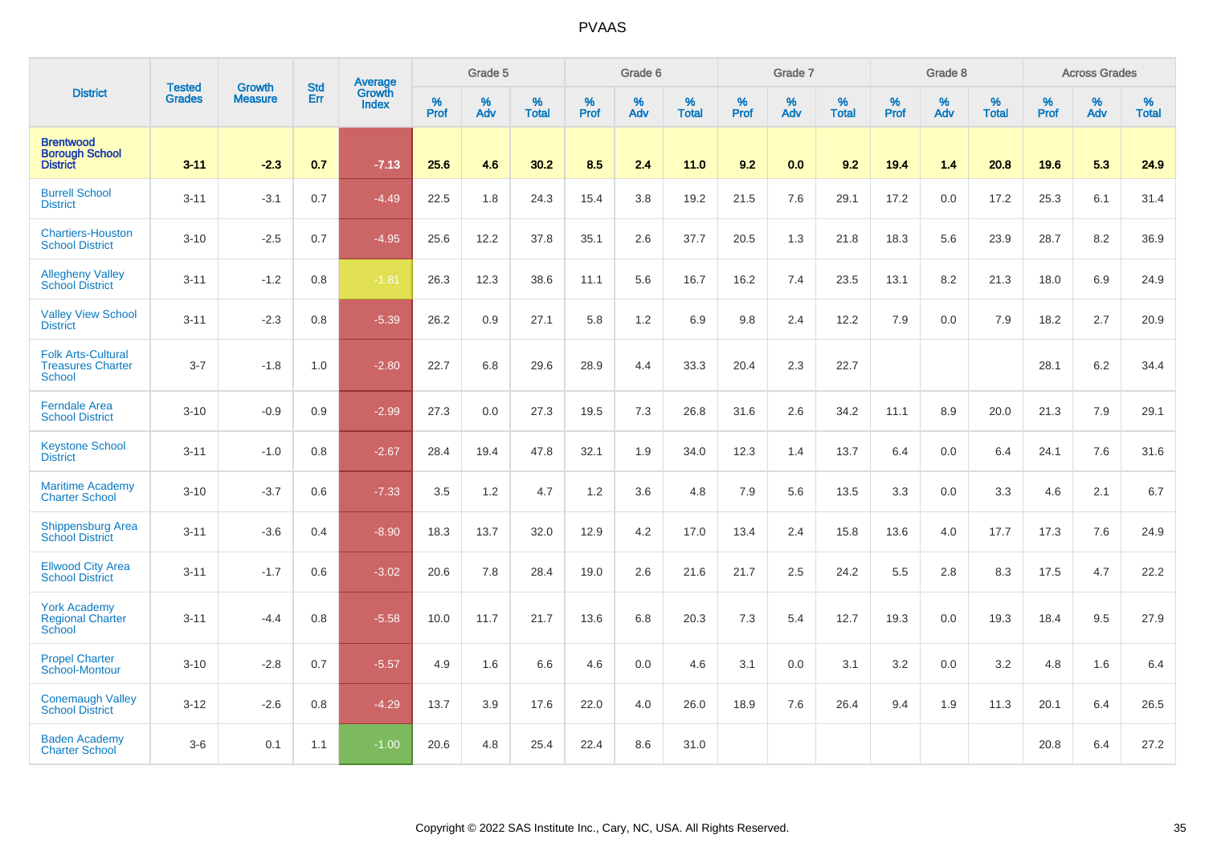# PVAAS

| District | Tested Grades | Growth Measure | Std Err | Average Growth Index | Grade 5 | | | Grade 6 | | | Grade 7 | | | Grade 8 | | | Across Grades | | |
|---|---|---|---|---|---|---|---|---|---|---|---|---|---|---|---|---|---|---|---|
| | | | | | % Prof | % Adv | % Total | % Prof | % Adv | % Total | % Prof | % Adv | % Total | % Prof | % Adv | % Total | % Prof | % Adv | % Total |
| **Brentwood Borough School District** | **3-11** | **-2.3** | **0.7** | **-7.13** | **25.6** | **4.6** | **30.2** | **8.5** | **2.4** | **11.0** | **9.2** | **0.0** | **9.2** | **19.4** | **1.4** | **20.8** | **19.6** | **5.3** | **24.9** |
| Burrell School District | 3-11 | -3.1 | 0.7 | -4.49 | 22.5 | 1.8 | 24.3 | 15.4 | 3.8 | 19.2 | 21.5 | 7.6 | 29.1 | 17.2 | 0.0 | 17.2 | 25.3 | 6.1 | 31.4 |
| Chartiers-Houston School District | 3-10 | -2.5 | 0.7 | -4.95 | 25.6 | 12.2 | 37.8 | 35.1 | 2.6 | 37.7 | 20.5 | 1.3 | 21.8 | 18.3 | 5.6 | 23.9 | 28.7 | 8.2 | 36.9 |
| Allegheny Valley School District | 3-11 | -1.2 | 0.8 | -1.81 | 26.3 | 12.3 | 38.6 | 11.1 | 5.6 | 16.7 | 16.2 | 7.4 | 23.5 | 13.1 | 8.2 | 21.3 | 18.0 | 6.9 | 24.9 |
| Valley View School District | 3-11 | -2.3 | 0.8 | -5.39 | 26.2 | 0.9 | 27.1 | 5.8 | 1.2 | 6.9 | 9.8 | 2.4 | 12.2 | 7.9 | 0.0 | 7.9 | 18.2 | 2.7 | 20.9 |
| Folk Arts-Cultural Treasures Charter School | 3-7 | -1.8 | 1.0 | -2.80 | 22.7 | 6.8 | 29.6 | 28.9 | 4.4 | 33.3 | 20.4 | 2.3 | 22.7 | | | | 28.1 | 6.2 | 34.4 |
| Ferndale Area School District | 3-10 | -0.9 | 0.9 | -2.99 | 27.3 | 0.0 | 27.3 | 19.5 | 7.3 | 26.8 | 31.6 | 2.6 | 34.2 | 11.1 | 8.9 | 20.0 | 21.3 | 7.9 | 29.1 |
| Keystone School District | 3-11 | -1.0 | 0.8 | -2.67 | 28.4 | 19.4 | 47.8 | 32.1 | 1.9 | 34.0 | 12.3 | 1.4 | 13.7 | 6.4 | 0.0 | 6.4 | 24.1 | 7.6 | 31.6 |
| Maritime Academy Charter School | 3-10 | -3.7 | 0.6 | -7.33 | 3.5 | 1.2 | 4.7 | 1.2 | 3.6 | 4.8 | 7.9 | 5.6 | 13.5 | 3.3 | 0.0 | 3.3 | 4.6 | 2.1 | 6.7 |
| Shippensburg Area School District | 3-11 | -3.6 | 0.4 | -8.90 | 18.3 | 13.7 | 32.0 | 12.9 | 4.2 | 17.0 | 13.4 | 2.4 | 15.8 | 13.6 | 4.0 | 17.7 | 17.3 | 7.6 | 24.9 |
| Ellwood City Area School District | 3-11 | -1.7 | 0.6 | -3.02 | 20.6 | 7.8 | 28.4 | 19.0 | 2.6 | 21.6 | 21.7 | 2.5 | 24.2 | 5.5 | 2.8 | 8.3 | 17.5 | 4.7 | 22.2 |
| York Academy Regional Charter School | 3-11 | -4.4 | 0.8 | -5.58 | 10.0 | 11.7 | 21.7 | 13.6 | 6.8 | 20.3 | 7.3 | 5.4 | 12.7 | 19.3 | 0.0 | 19.3 | 18.4 | 9.5 | 27.9 |
| Propel Charter School-Montour | 3-10 | -2.8 | 0.7 | -5.57 | 4.9 | 1.6 | 6.6 | 4.6 | 0.0 | 4.6 | 3.1 | 0.0 | 3.1 | 3.2 | 0.0 | 3.2 | 4.8 | 1.6 | 6.4 |
| Conemaugh Valley School District | 3-12 | -2.6 | 0.8 | -4.29 | 13.7 | 3.9 | 17.6 | 22.0 | 4.0 | 26.0 | 18.9 | 7.6 | 26.4 | 9.4 | 1.9 | 11.3 | 20.1 | 6.4 | 26.5 |
| Baden Academy Charter School | 3-6 | 0.1 | 1.1 | -1.00 | 20.6 | 4.8 | 25.4 | 22.4 | 8.6 | 31.0 | | | | | | | 20.8 | 6.4 | 27.2 |

Copyright © 2022 SAS Institute Inc., Cary, NC, USA. All Rights Reserved.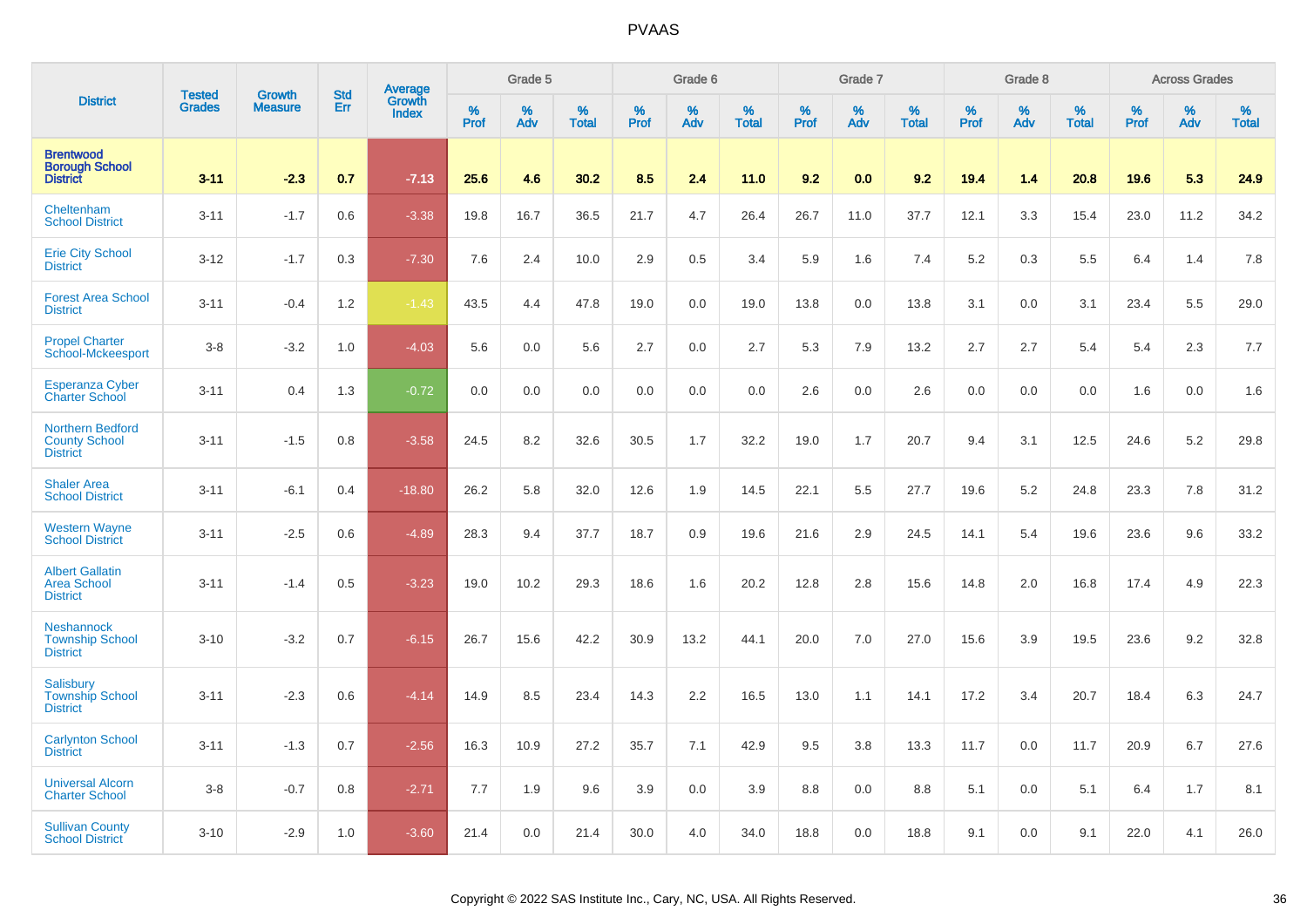| District | Tested Grades | Growth Measure | Std Err | Average Growth Index | Grade 5 | | | Grade 6 | | | Grade 7 | | | Grade 8 | | | Across Grades | | |
|---|---|---|---|---|---|---|---|---|---|---|---|---|---|---|---|---|---|---|---|
| | | | | | % Prof | % Adv | % Total | % Prof | % Adv | % Total | % Prof | % Adv | % Total | % Prof | % Adv | % Total | % Prof | % Adv | % Total |
| **Brentwood Borough School District** | **3-11** | **-2.3** | **0.7** | **-7.13** | **25.6** | **4.6** | **30.2** | **8.5** | **2.4** | **11.0** | **9.2** | **0.0** | **9.2** | **19.4** | **1.4** | **20.8** | **19.6** | **5.3** | **24.9** |
| Cheltenham School District | 3-11 | -1.7 | 0.6 | -3.38 | 19.8 | 16.7 | 36.5 | 21.7 | 4.7 | 26.4 | 26.7 | 11.0 | 37.7 | 12.1 | 3.3 | 15.4 | 23.0 | 11.2 | 34.2 |
| Erie City School District | 3-12 | -1.7 | 0.3 | -7.30 | 7.6 | 2.4 | 10.0 | 2.9 | 0.5 | 3.4 | 5.9 | 1.6 | 7.4 | 5.2 | 0.3 | 5.5 | 6.4 | 1.4 | 7.8 |
| Forest Area School District | 3-11 | -0.4 | 1.2 | -1.43 | 43.5 | 4.4 | 47.8 | 19.0 | 0.0 | 19.0 | 13.8 | 0.0 | 13.8 | 3.1 | 0.0 | 3.1 | 23.4 | 5.5 | 29.0 |
| Propel Charter School-Mckeesport | 3-8 | -3.2 | 1.0 | -4.03 | 5.6 | 0.0 | 5.6 | 2.7 | 0.0 | 2.7 | 5.3 | 7.9 | 13.2 | 2.7 | 2.7 | 5.4 | 5.4 | 2.3 | 7.7 |
| Esperanza Cyber Charter School | 3-11 | 0.4 | 1.3 | -0.72 | 0.0 | 0.0 | 0.0 | 0.0 | 0.0 | 0.0 | 2.6 | 0.0 | 2.6 | 0.0 | 0.0 | 0.0 | 1.6 | 0.0 | 1.6 |
| Northern Bedford County School District | 3-11 | -1.5 | 0.8 | -3.58 | 24.5 | 8.2 | 32.6 | 30.5 | 1.7 | 32.2 | 19.0 | 1.7 | 20.7 | 9.4 | 3.1 | 12.5 | 24.6 | 5.2 | 29.8 |
| Shaler Area School District | 3-11 | -6.1 | 0.4 | -18.80 | 26.2 | 5.8 | 32.0 | 12.6 | 1.9 | 14.5 | 22.1 | 5.5 | 27.7 | 19.6 | 5.2 | 24.8 | 23.3 | 7.8 | 31.2 |
| Western Wayne School District | 3-11 | -2.5 | 0.6 | -4.89 | 28.3 | 9.4 | 37.7 | 18.7 | 0.9 | 19.6 | 21.6 | 2.9 | 24.5 | 14.1 | 5.4 | 19.6 | 23.6 | 9.6 | 33.2 |
| Albert Gallatin Area School District | 3-11 | -1.4 | 0.5 | -3.23 | 19.0 | 10.2 | 29.3 | 18.6 | 1.6 | 20.2 | 12.8 | 2.8 | 15.6 | 14.8 | 2.0 | 16.8 | 17.4 | 4.9 | 22.3 |
| Neshannock Township School District | 3-10 | -3.2 | 0.7 | -6.15 | 26.7 | 15.6 | 42.2 | 30.9 | 13.2 | 44.1 | 20.0 | 7.0 | 27.0 | 15.6 | 3.9 | 19.5 | 23.6 | 9.2 | 32.8 |
| Salisbury Township School District | 3-11 | -2.3 | 0.6 | -4.14 | 14.9 | 8.5 | 23.4 | 14.3 | 2.2 | 16.5 | 13.0 | 1.1 | 14.1 | 17.2 | 3.4 | 20.7 | 18.4 | 6.3 | 24.7 |
| Carlynton School District | 3-11 | -1.3 | 0.7 | -2.56 | 16.3 | 10.9 | 27.2 | 35.7 | 7.1 | 42.9 | 9.5 | 3.8 | 13.3 | 11.7 | 0.0 | 11.7 | 20.9 | 6.7 | 27.6 |
| Universal Alcorn Charter School | 3-8 | -0.7 | 0.8 | -2.71 | 7.7 | 1.9 | 9.6 | 3.9 | 0.0 | 3.9 | 8.8 | 0.0 | 8.8 | 5.1 | 0.0 | 5.1 | 6.4 | 1.7 | 8.1 |
| Sullivan County School District | 3-10 | -2.9 | 1.0 | -3.60 | 21.4 | 0.0 | 21.4 | 30.0 | 4.0 | 34.0 | 18.8 | 0.0 | 18.8 | 9.1 | 0.0 | 9.1 | 22.0 | 4.1 | 26.0 |

Copyright © 2022 SAS Institute Inc., Cary, NC, USA. All Rights Reserved.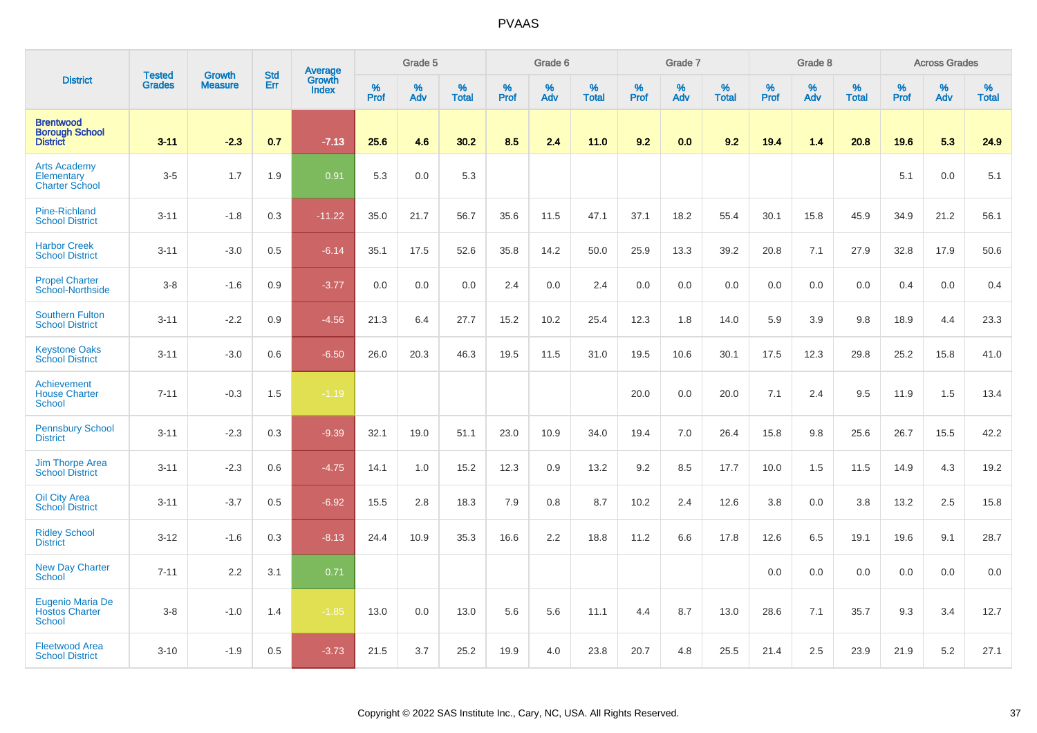# PVAAS

| District | Tested Grades | Growth Measure | Std Err | Average Growth Index | Grade 5 | | | Grade 6 | | | Grade 7 | | | Grade 8 | | | Across Grades | | |
|---|---|---|---|---|---|---|---|---|---|---|---|---|---|---|---|---|---|---|---|
| | | | | | % Prof | % Adv | % Total | % Prof | % Adv | % Total | % Prof | % Adv | % Total | % Prof | % Adv | % Total | % Prof | % Adv | % Total |
| **Brentwood Borough School District** | **3-11** | **-2.3** | **0.7** | **-7.13** | **25.6** | **4.6** | **30.2** | **8.5** | **2.4** | **11.0** | **9.2** | **0.0** | **9.2** | **19.4** | **1.4** | **20.8** | **19.6** | **5.3** | **24.9** |
| Arts Academy Elementary Charter School | 3-5 | 1.7 | 1.9 | 0.91 | 5.3 | 0.0 | 5.3 | | | | | | | | | | 5.1 | 0.0 | 5.1 |
| Pine-Richland School District | 3-11 | -1.8 | 0.3 | -11.22 | 35.0 | 21.7 | 56.7 | 35.6 | 11.5 | 47.1 | 37.1 | 18.2 | 55.4 | 30.1 | 15.8 | 45.9 | 34.9 | 21.2 | 56.1 |
| Harbor Creek School District | 3-11 | -3.0 | 0.5 | -6.14 | 35.1 | 17.5 | 52.6 | 35.8 | 14.2 | 50.0 | 25.9 | 13.3 | 39.2 | 20.8 | 7.1 | 27.9 | 32.8 | 17.9 | 50.6 |
| Propel Charter School-Northside | 3-8 | -1.6 | 0.9 | -3.77 | 0.0 | 0.0 | 0.0 | 2.4 | 0.0 | 2.4 | 0.0 | 0.0 | 0.0 | 0.0 | 0.0 | 0.0 | 0.4 | 0.0 | 0.4 |
| Southern Fulton School District | 3-11 | -2.2 | 0.9 | -4.56 | 21.3 | 6.4 | 27.7 | 15.2 | 10.2 | 25.4 | 12.3 | 1.8 | 14.0 | 5.9 | 3.9 | 9.8 | 18.9 | 4.4 | 23.3 |
| Keystone Oaks School District | 3-11 | -3.0 | 0.6 | -6.50 | 26.0 | 20.3 | 46.3 | 19.5 | 11.5 | 31.0 | 19.5 | 10.6 | 30.1 | 17.5 | 12.3 | 29.8 | 25.2 | 15.8 | 41.0 |
| Achievement House Charter School | 7-11 | -0.3 | 1.5 | -1.19 | | | | | | | 20.0 | 0.0 | 20.0 | 7.1 | 2.4 | 9.5 | 11.9 | 1.5 | 13.4 |
| Pennsbury School District | 3-11 | -2.3 | 0.3 | -9.39 | 32.1 | 19.0 | 51.1 | 23.0 | 10.9 | 34.0 | 19.4 | 7.0 | 26.4 | 15.8 | 9.8 | 25.6 | 26.7 | 15.5 | 42.2 |
| Jim Thorpe Area School District | 3-11 | -2.3 | 0.6 | -4.75 | 14.1 | 1.0 | 15.2 | 12.3 | 0.9 | 13.2 | 9.2 | 8.5 | 17.7 | 10.0 | 1.5 | 11.5 | 14.9 | 4.3 | 19.2 |
| Oil City Area School District | 3-11 | -3.7 | 0.5 | -6.92 | 15.5 | 2.8 | 18.3 | 7.9 | 0.8 | 8.7 | 10.2 | 2.4 | 12.6 | 3.8 | 0.0 | 3.8 | 13.2 | 2.5 | 15.8 |
| Ridley School District | 3-12 | -1.6 | 0.3 | -8.13 | 24.4 | 10.9 | 35.3 | 16.6 | 2.2 | 18.8 | 11.2 | 6.6 | 17.8 | 12.6 | 6.5 | 19.1 | 19.6 | 9.1 | 28.7 |
| New Day Charter School | 7-11 | 2.2 | 3.1 | 0.71 | | | | | | | | | | 0.0 | 0.0 | 0.0 | 0.0 | 0.0 | 0.0 |
| Eugenio Maria De Hostos Charter School | 3-8 | -1.0 | 1.4 | -1.85 | 13.0 | 0.0 | 13.0 | 5.6 | 5.6 | 11.1 | 4.4 | 8.7 | 13.0 | 28.6 | 7.1 | 35.7 | 9.3 | 3.4 | 12.7 |
| Fleetwood Area School District | 3-10 | -1.9 | 0.5 | -3.73 | 21.5 | 3.7 | 25.2 | 19.9 | 4.0 | 23.8 | 20.7 | 4.8 | 25.5 | 21.4 | 2.5 | 23.9 | 21.9 | 5.2 | 27.1 |

Copyright © 2022 SAS Institute Inc., Cary, NC, USA. All Rights Reserved.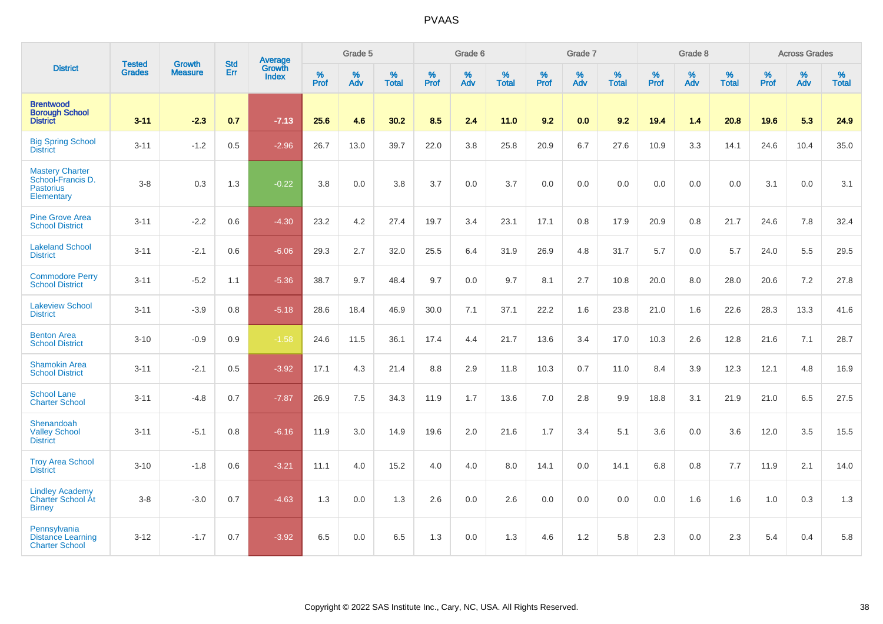# PVAAS

| District | Tested Grades | Growth Measure | Std Err | Average Growth Index | Grade 5 | | | Grade 6 | | | Grade 7 | | | Grade 8 | | | Across Grades | | |
|---|---|---|---|---|---|---|---|---|---|---|---|---|---|---|---|---|---|---|---|
| | | | | | % Prof | % Adv | % Total | % Prof | % Adv | % Total | % Prof | % Adv | % Total | % Prof | % Adv | % Total | % Prof | % Adv | % Total |
| **Brentwood Borough School District** | **3-11** | **-2.3** | **0.7** | **-7.13** | **25.6** | **4.6** | **30.2** | **8.5** | **2.4** | **11.0** | **9.2** | **0.0** | **9.2** | **19.4** | **1.4** | **20.8** | **19.6** | **5.3** | **24.9** |
| Big Spring School District | 3-11 | -1.2 | 0.5 | -2.96 | 26.7 | 13.0 | 39.7 | 22.0 | 3.8 | 25.8 | 20.9 | 6.7 | 27.6 | 10.9 | 3.3 | 14.1 | 24.6 | 10.4 | 35.0 |
| Mastery Charter School-Francis D. Pastorius Elementary | 3-8 | 0.3 | 1.3 | -0.22 | 3.8 | 0.0 | 3.8 | 3.7 | 0.0 | 3.7 | 0.0 | 0.0 | 0.0 | 0.0 | 0.0 | 0.0 | 3.1 | 0.0 | 3.1 |
| Pine Grove Area School District | 3-11 | -2.2 | 0.6 | -4.30 | 23.2 | 4.2 | 27.4 | 19.7 | 3.4 | 23.1 | 17.1 | 0.8 | 17.9 | 20.9 | 0.8 | 21.7 | 24.6 | 7.8 | 32.4 |
| Lakeland School District | 3-11 | -2.1 | 0.6 | -6.06 | 29.3 | 2.7 | 32.0 | 25.5 | 6.4 | 31.9 | 26.9 | 4.8 | 31.7 | 5.7 | 0.0 | 5.7 | 24.0 | 5.5 | 29.5 |
| Commodore Perry School District | 3-11 | -5.2 | 1.1 | -5.36 | 38.7 | 9.7 | 48.4 | 9.7 | 0.0 | 9.7 | 8.1 | 2.7 | 10.8 | 20.0 | 8.0 | 28.0 | 20.6 | 7.2 | 27.8 |
| Lakeview School District | 3-11 | -3.9 | 0.8 | -5.18 | 28.6 | 18.4 | 46.9 | 30.0 | 7.1 | 37.1 | 22.2 | 1.6 | 23.8 | 21.0 | 1.6 | 22.6 | 28.3 | 13.3 | 41.6 |
| Benton Area School District | 3-10 | -0.9 | 0.9 | -1.58 | 24.6 | 11.5 | 36.1 | 17.4 | 4.4 | 21.7 | 13.6 | 3.4 | 17.0 | 10.3 | 2.6 | 12.8 | 21.6 | 7.1 | 28.7 |
| Shamokin Area School District | 3-11 | -2.1 | 0.5 | -3.92 | 17.1 | 4.3 | 21.4 | 8.8 | 2.9 | 11.8 | 10.3 | 0.7 | 11.0 | 8.4 | 3.9 | 12.3 | 12.1 | 4.8 | 16.9 |
| School Lane Charter School | 3-11 | -4.8 | 0.7 | -7.87 | 26.9 | 7.5 | 34.3 | 11.9 | 1.7 | 13.6 | 7.0 | 2.8 | 9.9 | 18.8 | 3.1 | 21.9 | 21.0 | 6.5 | 27.5 |
| Shenandoah Valley School District | 3-11 | -5.1 | 0.8 | -6.16 | 11.9 | 3.0 | 14.9 | 19.6 | 2.0 | 21.6 | 1.7 | 3.4 | 5.1 | 3.6 | 0.0 | 3.6 | 12.0 | 3.5 | 15.5 |
| Troy Area School District | 3-10 | -1.8 | 0.6 | -3.21 | 11.1 | 4.0 | 15.2 | 4.0 | 4.0 | 8.0 | 14.1 | 0.0 | 14.1 | 6.8 | 0.8 | 7.7 | 11.9 | 2.1 | 14.0 |
| Lindley Academy Charter School At Birney | 3-8 | -3.0 | 0.7 | -4.63 | 1.3 | 0.0 | 1.3 | 2.6 | 0.0 | 2.6 | 0.0 | 0.0 | 0.0 | 0.0 | 1.6 | 1.6 | 1.0 | 0.3 | 1.3 |
| Pennsylvania Distance Learning Charter School | 3-12 | -1.7 | 0.7 | -3.92 | 6.5 | 0.0 | 6.5 | 1.3 | 0.0 | 1.3 | 4.6 | 1.2 | 5.8 | 2.3 | 0.0 | 2.3 | 5.4 | 0.4 | 5.8 |

Copyright © 2022 SAS Institute Inc., Cary, NC, USA. All Rights Reserved.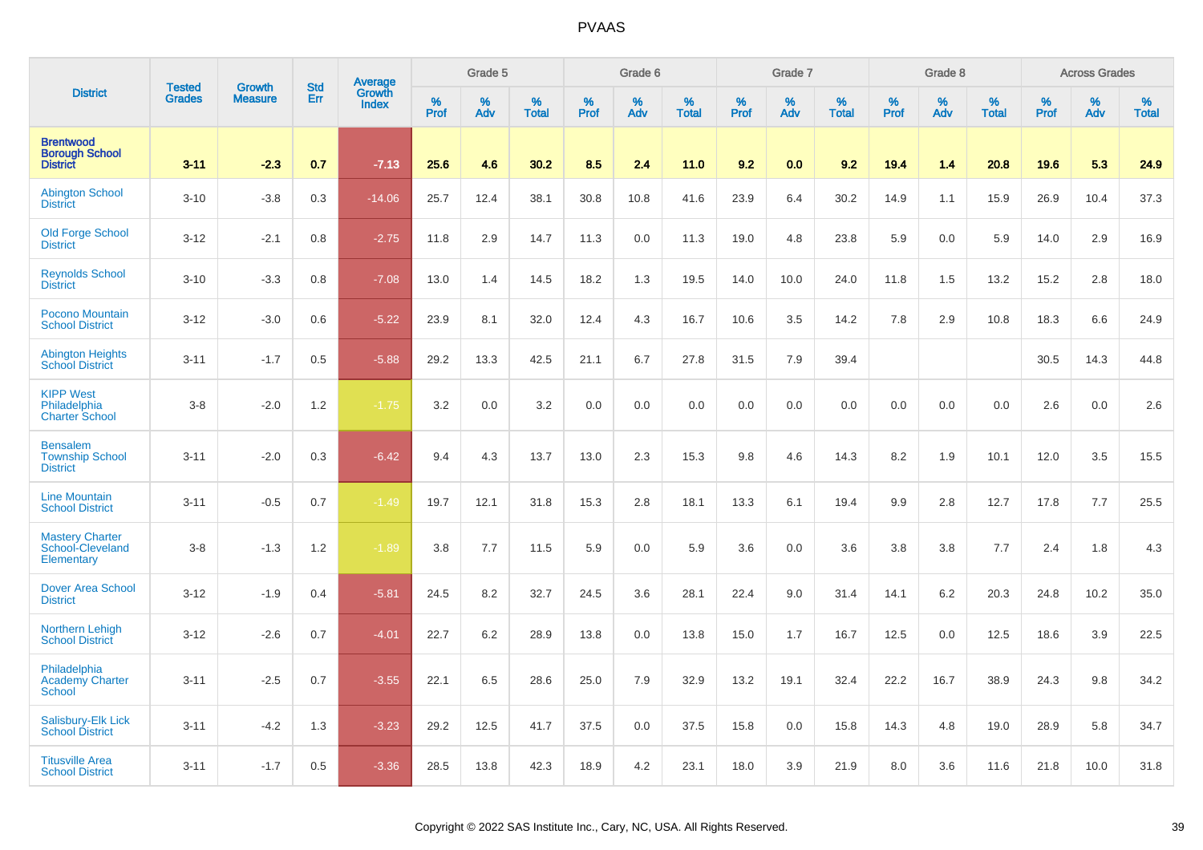| District | Tested Grades | Growth Measure | Std Err | Average Growth Index | Grade 5 | | | Grade 6 | | | Grade 7 | | | Grade 8 | | | Across Grades | | |
|---|---|---|---|---|---|---|---|---|---|---|---|---|---|---|---|---|---|---|---|
| | | | | | % Prof | % Adv | % Total | % Prof | % Adv | % Total | % Prof | % Adv | % Total | % Prof | % Adv | % Total | % Prof | % Adv | % Total |
| **Brentwood Borough School District** | **3-11** | **-2.3** | **0.7** | **-7.13** | **25.6** | **4.6** | **30.2** | **8.5** | **2.4** | **11.0** | **9.2** | **0.0** | **9.2** | **19.4** | **1.4** | **20.8** | **19.6** | **5.3** | **24.9** |
| Abington School District | 3-10 | -3.8 | 0.3 | -14.06 | 25.7 | 12.4 | 38.1 | 30.8 | 10.8 | 41.6 | 23.9 | 6.4 | 30.2 | 14.9 | 1.1 | 15.9 | 26.9 | 10.4 | 37.3 |
| Old Forge School District | 3-12 | -2.1 | 0.8 | -2.75 | 11.8 | 2.9 | 14.7 | 11.3 | 0.0 | 11.3 | 19.0 | 4.8 | 23.8 | 5.9 | 0.0 | 5.9 | 14.0 | 2.9 | 16.9 |
| Reynolds School District | 3-10 | -3.3 | 0.8 | -7.08 | 13.0 | 1.4 | 14.5 | 18.2 | 1.3 | 19.5 | 14.0 | 10.0 | 24.0 | 11.8 | 1.5 | 13.2 | 15.2 | 2.8 | 18.0 |
| Pocono Mountain School District | 3-12 | -3.0 | 0.6 | -5.22 | 23.9 | 8.1 | 32.0 | 12.4 | 4.3 | 16.7 | 10.6 | 3.5 | 14.2 | 7.8 | 2.9 | 10.8 | 18.3 | 6.6 | 24.9 |
| Abington Heights School District | 3-11 | -1.7 | 0.5 | -5.88 | 29.2 | 13.3 | 42.5 | 21.1 | 6.7 | 27.8 | 31.5 | 7.9 | 39.4 | | | | 30.5 | 14.3 | 44.8 |
| KIPP West Philadelphia Charter School | 3-8 | -2.0 | 1.2 | -1.75 | 3.2 | 0.0 | 3.2 | 0.0 | 0.0 | 0.0 | 0.0 | 0.0 | 0.0 | 0.0 | 0.0 | 0.0 | 2.6 | 0.0 | 2.6 |
| Bensalem Township School District | 3-11 | -2.0 | 0.3 | -6.42 | 9.4 | 4.3 | 13.7 | 13.0 | 2.3 | 15.3 | 9.8 | 4.6 | 14.3 | 8.2 | 1.9 | 10.1 | 12.0 | 3.5 | 15.5 |
| Line Mountain School District | 3-11 | -0.5 | 0.7 | -1.49 | 19.7 | 12.1 | 31.8 | 15.3 | 2.8 | 18.1 | 13.3 | 6.1 | 19.4 | 9.9 | 2.8 | 12.7 | 17.8 | 7.7 | 25.5 |
| Mastery Charter School-Cleveland Elementary | 3-8 | -1.3 | 1.2 | -1.89 | 3.8 | 7.7 | 11.5 | 5.9 | 0.0 | 5.9 | 3.6 | 0.0 | 3.6 | 3.8 | 3.8 | 7.7 | 2.4 | 1.8 | 4.3 |
| Dover Area School District | 3-12 | -1.9 | 0.4 | -5.81 | 24.5 | 8.2 | 32.7 | 24.5 | 3.6 | 28.1 | 22.4 | 9.0 | 31.4 | 14.1 | 6.2 | 20.3 | 24.8 | 10.2 | 35.0 |
| Northern Lehigh School District | 3-12 | -2.6 | 0.7 | -4.01 | 22.7 | 6.2 | 28.9 | 13.8 | 0.0 | 13.8 | 15.0 | 1.7 | 16.7 | 12.5 | 0.0 | 12.5 | 18.6 | 3.9 | 22.5 |
| Philadelphia Academy Charter School | 3-11 | -2.5 | 0.7 | -3.55 | 22.1 | 6.5 | 28.6 | 25.0 | 7.9 | 32.9 | 13.2 | 19.1 | 32.4 | 22.2 | 16.7 | 38.9 | 24.3 | 9.8 | 34.2 |
| Salisbury-Elk Lick School District | 3-11 | -4.2 | 1.3 | -3.23 | 29.2 | 12.5 | 41.7 | 37.5 | 0.0 | 37.5 | 15.8 | 0.0 | 15.8 | 14.3 | 4.8 | 19.0 | 28.9 | 5.8 | 34.7 |
| Titusville Area School District | 3-11 | -1.7 | 0.5 | -3.36 | 28.5 | 13.8 | 42.3 | 18.9 | 4.2 | 23.1 | 18.0 | 3.9 | 21.9 | 8.0 | 3.6 | 11.6 | 21.8 | 10.0 | 31.8 |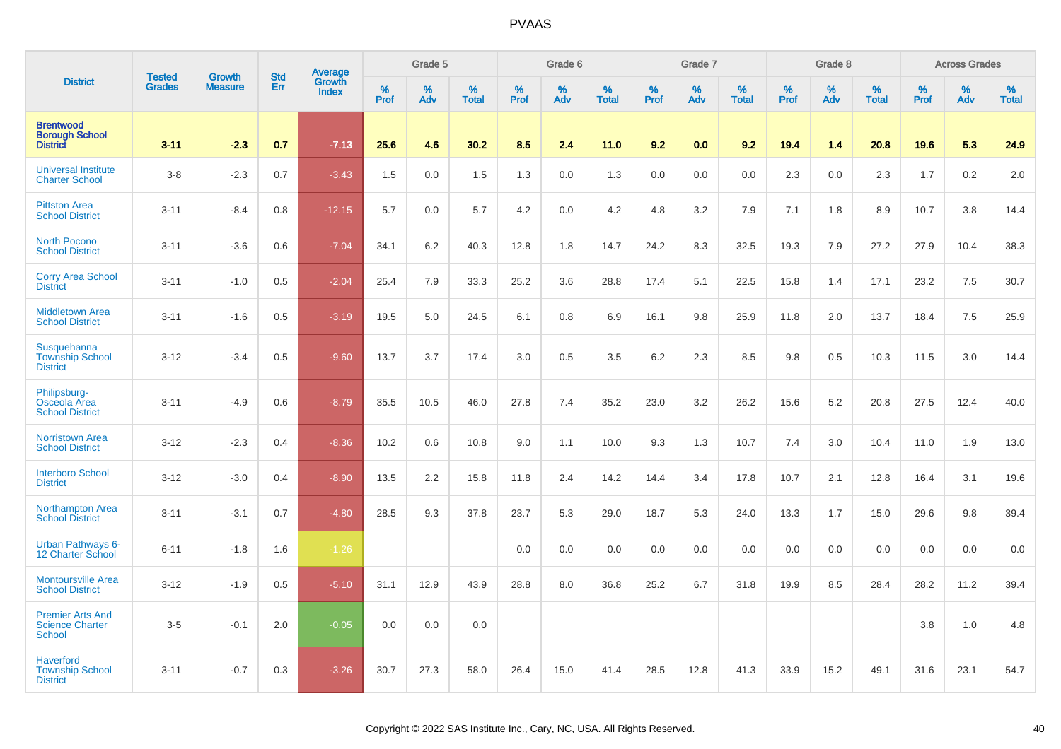# PVAAS

| District | Tested Grades | Growth Measure | Std Err | Average Growth Index | Grade 5 | | | Grade 6 | | | Grade 7 | | | Grade 8 | | | Across Grades | | |
|---|---|---|---|---|---|---|---|---|---|---|---|---|---|---|---|---|---|---|---|
| | | | | | % Prof | % Adv | % Total | % Prof | % Adv | % Total | % Prof | % Adv | % Total | % Prof | % Adv | % Total | % Prof | % Adv | % Total |
| **Brentwood Borough School District** | **3-11** | **-2.3** | **0.7** | **-7.13** | **25.6** | **4.6** | **30.2** | **8.5** | **2.4** | **11.0** | **9.2** | **0.0** | **9.2** | **19.4** | **1.4** | **20.8** | **19.6** | **5.3** | **24.9** |
| Universal Institute Charter School | 3-8 | -2.3 | 0.7 | -3.43 | 1.5 | 0.0 | 1.5 | 1.3 | 0.0 | 1.3 | 0.0 | 0.0 | 0.0 | 2.3 | 0.0 | 2.3 | 1.7 | 0.2 | 2.0 |
| Pittston Area School District | 3-11 | -8.4 | 0.8 | -12.15 | 5.7 | 0.0 | 5.7 | 4.2 | 0.0 | 4.2 | 4.8 | 3.2 | 7.9 | 7.1 | 1.8 | 8.9 | 10.7 | 3.8 | 14.4 |
| North Pocono School District | 3-11 | -3.6 | 0.6 | -7.04 | 34.1 | 6.2 | 40.3 | 12.8 | 1.8 | 14.7 | 24.2 | 8.3 | 32.5 | 19.3 | 7.9 | 27.2 | 27.9 | 10.4 | 38.3 |
| Corry Area School District | 3-11 | -1.0 | 0.5 | -2.04 | 25.4 | 7.9 | 33.3 | 25.2 | 3.6 | 28.8 | 17.4 | 5.1 | 22.5 | 15.8 | 1.4 | 17.1 | 23.2 | 7.5 | 30.7 |
| Middletown Area School District | 3-11 | -1.6 | 0.5 | -3.19 | 19.5 | 5.0 | 24.5 | 6.1 | 0.8 | 6.9 | 16.1 | 9.8 | 25.9 | 11.8 | 2.0 | 13.7 | 18.4 | 7.5 | 25.9 |
| Susquehanna Township School District | 3-12 | -3.4 | 0.5 | -9.60 | 13.7 | 3.7 | 17.4 | 3.0 | 0.5 | 3.5 | 6.2 | 2.3 | 8.5 | 9.8 | 0.5 | 10.3 | 11.5 | 3.0 | 14.4 |
| Philipsburg-Osceola Area School District | 3-11 | -4.9 | 0.6 | -8.79 | 35.5 | 10.5 | 46.0 | 27.8 | 7.4 | 35.2 | 23.0 | 3.2 | 26.2 | 15.6 | 5.2 | 20.8 | 27.5 | 12.4 | 40.0 |
| Norristown Area School District | 3-12 | -2.3 | 0.4 | -8.36 | 10.2 | 0.6 | 10.8 | 9.0 | 1.1 | 10.0 | 9.3 | 1.3 | 10.7 | 7.4 | 3.0 | 10.4 | 11.0 | 1.9 | 13.0 |
| Interboro School District | 3-12 | -3.0 | 0.4 | -8.90 | 13.5 | 2.2 | 15.8 | 11.8 | 2.4 | 14.2 | 14.4 | 3.4 | 17.8 | 10.7 | 2.1 | 12.8 | 16.4 | 3.1 | 19.6 |
| Northampton Area School District | 3-11 | -3.1 | 0.7 | -4.80 | 28.5 | 9.3 | 37.8 | 23.7 | 5.3 | 29.0 | 18.7 | 5.3 | 24.0 | 13.3 | 1.7 | 15.0 | 29.6 | 9.8 | 39.4 |
| Urban Pathways 6-12 Charter School | 6-11 | -1.8 | 1.6 | -1.26 | | | | 0.0 | 0.0 | 0.0 | 0.0 | 0.0 | 0.0 | 0.0 | 0.0 | 0.0 | 0.0 | 0.0 | 0.0 |
| Montoursville Area School District | 3-12 | -1.9 | 0.5 | -5.10 | 31.1 | 12.9 | 43.9 | 28.8 | 8.0 | 36.8 | 25.2 | 6.7 | 31.8 | 19.9 | 8.5 | 28.4 | 28.2 | 11.2 | 39.4 |
| Premier Arts And Science Charter School | 3-5 | -0.1 | 2.0 | -0.05 | 0.0 | 0.0 | 0.0 | | | | | | | | | | 3.8 | 1.0 | 4.8 |
| Haverford Township School District | 3-11 | -0.7 | 0.3 | -3.26 | 30.7 | 27.3 | 58.0 | 26.4 | 15.0 | 41.4 | 28.5 | 12.8 | 41.3 | 33.9 | 15.2 | 49.1 | 31.6 | 23.1 | 54.7 |

Copyright © 2022 SAS Institute Inc., Cary, NC, USA. All Rights Reserved.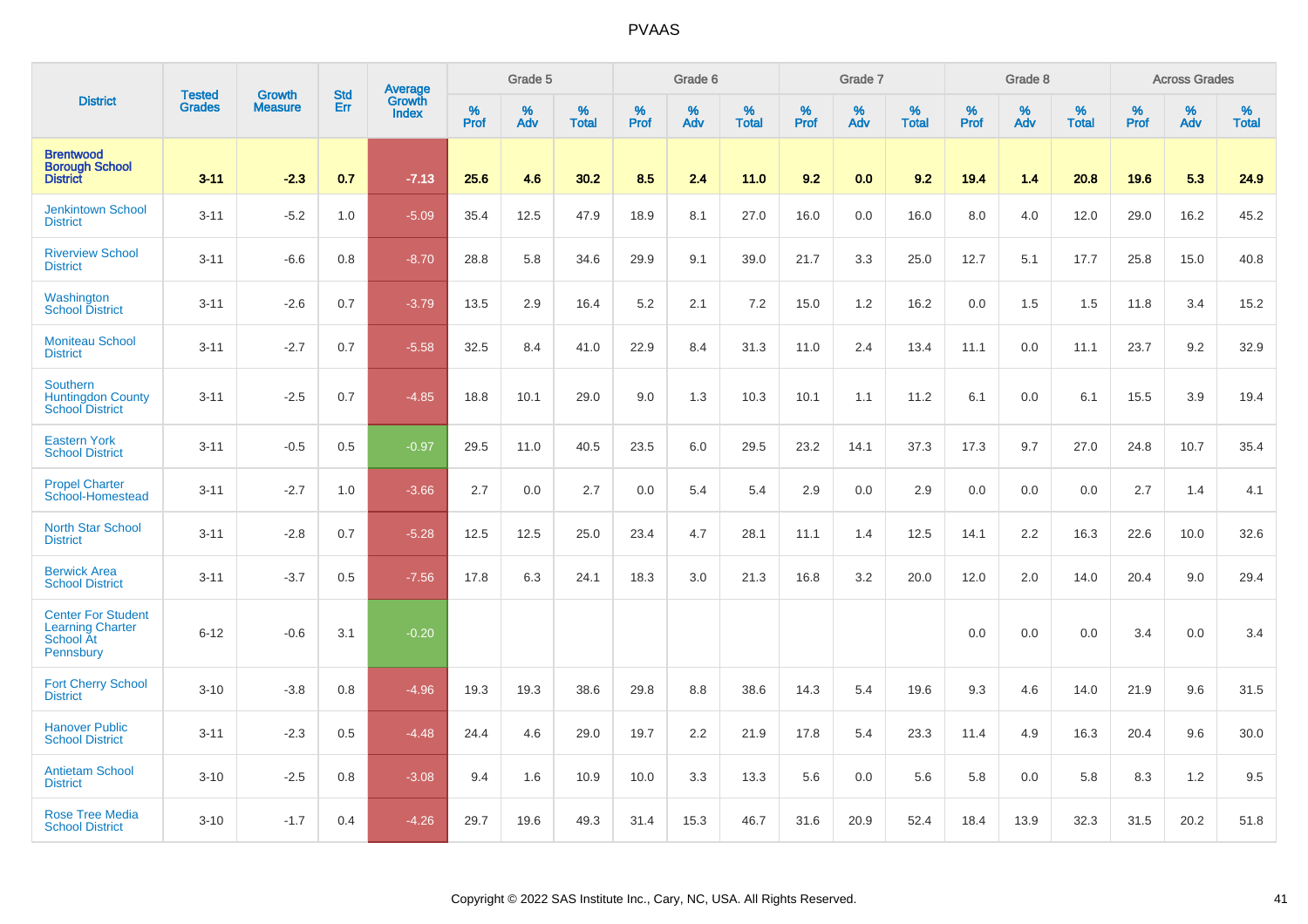# PVAAS

| District | Tested Grades | Growth Measure | Std Err | Average Growth Index | Grade 5 | | | Grade 6 | | | Grade 7 | | | Grade 8 | | | Across Grades | | |
|---|---|---|---|---|---|---|---|---|---|---|---|---|---|---|---|---|---|---|---|
| | | | | | % Prof | % Adv | % Total | % Prof | % Adv | % Total | % Prof | % Adv | % Total | % Prof | % Adv | % Total | % Prof | % Adv | % Total |
| **Brentwood Borough School District** | **3-11** | **-2.3** | **0.7** | **-7.13** | **25.6** | **4.6** | **30.2** | **8.5** | **2.4** | **11.0** | **9.2** | **0.0** | **9.2** | **19.4** | **1.4** | **20.8** | **19.6** | **5.3** | **24.9** |
| Jenkintown School District | 3-11 | -5.2 | 1.0 | -5.09 | 35.4 | 12.5 | 47.9 | 18.9 | 8.1 | 27.0 | 16.0 | 0.0 | 16.0 | 8.0 | 4.0 | 12.0 | 29.0 | 16.2 | 45.2 |
| Riverview School District | 3-11 | -6.6 | 0.8 | -8.70 | 28.8 | 5.8 | 34.6 | 29.9 | 9.1 | 39.0 | 21.7 | 3.3 | 25.0 | 12.7 | 5.1 | 17.7 | 25.8 | 15.0 | 40.8 |
| Washington School District | 3-11 | -2.6 | 0.7 | -3.79 | 13.5 | 2.9 | 16.4 | 5.2 | 2.1 | 7.2 | 15.0 | 1.2 | 16.2 | 0.0 | 1.5 | 1.5 | 11.8 | 3.4 | 15.2 |
| Moniteau School District | 3-11 | -2.7 | 0.7 | -5.58 | 32.5 | 8.4 | 41.0 | 22.9 | 8.4 | 31.3 | 11.0 | 2.4 | 13.4 | 11.1 | 0.0 | 11.1 | 23.7 | 9.2 | 32.9 |
| Southern Huntingdon County School District | 3-11 | -2.5 | 0.7 | -4.85 | 18.8 | 10.1 | 29.0 | 9.0 | 1.3 | 10.3 | 10.1 | 1.1 | 11.2 | 6.1 | 0.0 | 6.1 | 15.5 | 3.9 | 19.4 |
| Eastern York School District | 3-11 | -0.5 | 0.5 | -0.97 | 29.5 | 11.0 | 40.5 | 23.5 | 6.0 | 29.5 | 23.2 | 14.1 | 37.3 | 17.3 | 9.7 | 27.0 | 24.8 | 10.7 | 35.4 |
| Propel Charter School-Homestead | 3-11 | -2.7 | 1.0 | -3.66 | 2.7 | 0.0 | 2.7 | 0.0 | 5.4 | 5.4 | 2.9 | 0.0 | 2.9 | 0.0 | 0.0 | 0.0 | 2.7 | 1.4 | 4.1 |
| North Star School District | 3-11 | -2.8 | 0.7 | -5.28 | 12.5 | 12.5 | 25.0 | 23.4 | 4.7 | 28.1 | 11.1 | 1.4 | 12.5 | 14.1 | 2.2 | 16.3 | 22.6 | 10.0 | 32.6 |
| Berwick Area School District | 3-11 | -3.7 | 0.5 | -7.56 | 17.8 | 6.3 | 24.1 | 18.3 | 3.0 | 21.3 | 16.8 | 3.2 | 20.0 | 12.0 | 2.0 | 14.0 | 20.4 | 9.0 | 29.4 |
| Center For Student Learning Charter School At Pennsbury | 6-12 | -0.6 | 3.1 | -0.20 | | | | | | | | | | 0.0 | 0.0 | 0.0 | 3.4 | 0.0 | 3.4 |
| Fort Cherry School District | 3-10 | -3.8 | 0.8 | -4.96 | 19.3 | 19.3 | 38.6 | 29.8 | 8.8 | 38.6 | 14.3 | 5.4 | 19.6 | 9.3 | 4.6 | 14.0 | 21.9 | 9.6 | 31.5 |
| Hanover Public School District | 3-11 | -2.3 | 0.5 | -4.48 | 24.4 | 4.6 | 29.0 | 19.7 | 2.2 | 21.9 | 17.8 | 5.4 | 23.3 | 11.4 | 4.9 | 16.3 | 20.4 | 9.6 | 30.0 |
| Antietam School District | 3-10 | -2.5 | 0.8 | -3.08 | 9.4 | 1.6 | 10.9 | 10.0 | 3.3 | 13.3 | 5.6 | 0.0 | 5.6 | 5.8 | 0.0 | 5.8 | 8.3 | 1.2 | 9.5 |
| Rose Tree Media School District | 3-10 | -1.7 | 0.4 | -4.26 | 29.7 | 19.6 | 49.3 | 31.4 | 15.3 | 46.7 | 31.6 | 20.9 | 52.4 | 18.4 | 13.9 | 32.3 | 31.5 | 20.2 | 51.8 |

Copyright © 2022 SAS Institute Inc., Cary, NC, USA. All Rights Reserved.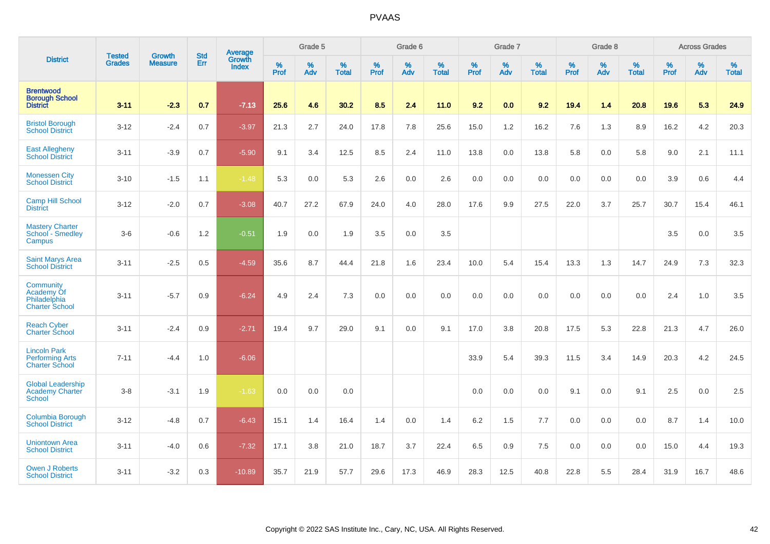# PVAAS

| District | Tested Grades | Growth Measure | Std Err | Average Growth Index | Grade 5 | | | Grade 6 | | | Grade 7 | | | Grade 8 | | | Across Grades | | |
|---|---|---|---|---|---|---|---|---|---|---|---|---|---|---|---|---|---|---|---|
| | | | | | % Prof | % Adv | % Total | % Prof | % Adv | % Total | % Prof | % Adv | % Total | % Prof | % Adv | % Total | % Prof | % Adv | % Total |
| **Brentwood Borough School District** | **3-11** | **-2.3** | **0.7** | **-7.13** | **25.6** | **4.6** | **30.2** | **8.5** | **2.4** | **11.0** | **9.2** | **0.0** | **9.2** | **19.4** | **1.4** | **20.8** | **19.6** | **5.3** | **24.9** |
| Bristol Borough School District | 3-12 | -2.4 | 0.7 | -3.97 | 21.3 | 2.7 | 24.0 | 17.8 | 7.8 | 25.6 | 15.0 | 1.2 | 16.2 | 7.6 | 1.3 | 8.9 | 16.2 | 4.2 | 20.3 |
| East Allegheny School District | 3-11 | -3.9 | 0.7 | -5.90 | 9.1 | 3.4 | 12.5 | 8.5 | 2.4 | 11.0 | 13.8 | 0.0 | 13.8 | 5.8 | 0.0 | 5.8 | 9.0 | 2.1 | 11.1 |
| Monessen City School District | 3-10 | -1.5 | 1.1 | -1.48 | 5.3 | 0.0 | 5.3 | 2.6 | 0.0 | 2.6 | 0.0 | 0.0 | 0.0 | 0.0 | 0.0 | 0.0 | 3.9 | 0.6 | 4.4 |
| Camp Hill School District | 3-12 | -2.0 | 0.7 | -3.08 | 40.7 | 27.2 | 67.9 | 24.0 | 4.0 | 28.0 | 17.6 | 9.9 | 27.5 | 22.0 | 3.7 | 25.7 | 30.7 | 15.4 | 46.1 |
| Mastery Charter School - Smedley Campus | 3-6 | -0.6 | 1.2 | -0.51 | 1.9 | 0.0 | 1.9 | 3.5 | 0.0 | 3.5 | | | | | | | 3.5 | 0.0 | 3.5 |
| Saint Marys Area School District | 3-11 | -2.5 | 0.5 | -4.59 | 35.6 | 8.7 | 44.4 | 21.8 | 1.6 | 23.4 | 10.0 | 5.4 | 15.4 | 13.3 | 1.3 | 14.7 | 24.9 | 7.3 | 32.3 |
| Community Academy Of Philadelphia Charter School | 3-11 | -5.7 | 0.9 | -6.24 | 4.9 | 2.4 | 7.3 | 0.0 | 0.0 | 0.0 | 0.0 | 0.0 | 0.0 | 0.0 | 0.0 | 0.0 | 2.4 | 1.0 | 3.5 |
| Reach Cyber Charter School | 3-11 | -2.4 | 0.9 | -2.71 | 19.4 | 9.7 | 29.0 | 9.1 | 0.0 | 9.1 | 17.0 | 3.8 | 20.8 | 17.5 | 5.3 | 22.8 | 21.3 | 4.7 | 26.0 |
| Lincoln Park Performing Arts Charter School | 7-11 | -4.4 | 1.0 | -6.06 | | | | | | | 33.9 | 5.4 | 39.3 | 11.5 | 3.4 | 14.9 | 20.3 | 4.2 | 24.5 |
| Global Leadership Academy Charter School | 3-8 | -3.1 | 1.9 | -1.63 | 0.0 | 0.0 | 0.0 | | | | 0.0 | 0.0 | 0.0 | 9.1 | 0.0 | 9.1 | 2.5 | 0.0 | 2.5 |
| Columbia Borough School District | 3-12 | -4.8 | 0.7 | -6.43 | 15.1 | 1.4 | 16.4 | 1.4 | 0.0 | 1.4 | 6.2 | 1.5 | 7.7 | 0.0 | 0.0 | 0.0 | 8.7 | 1.4 | 10.0 |
| Uniontown Area School District | 3-11 | -4.0 | 0.6 | -7.32 | 17.1 | 3.8 | 21.0 | 18.7 | 3.7 | 22.4 | 6.5 | 0.9 | 7.5 | 0.0 | 0.0 | 0.0 | 15.0 | 4.4 | 19.3 |
| Owen J Roberts School District | 3-11 | -3.2 | 0.3 | -10.89 | 35.7 | 21.9 | 57.7 | 29.6 | 17.3 | 46.9 | 28.3 | 12.5 | 40.8 | 22.8 | 5.5 | 28.4 | 31.9 | 16.7 | 48.6 |

Copyright © 2022 SAS Institute Inc., Cary, NC, USA. All Rights Reserved.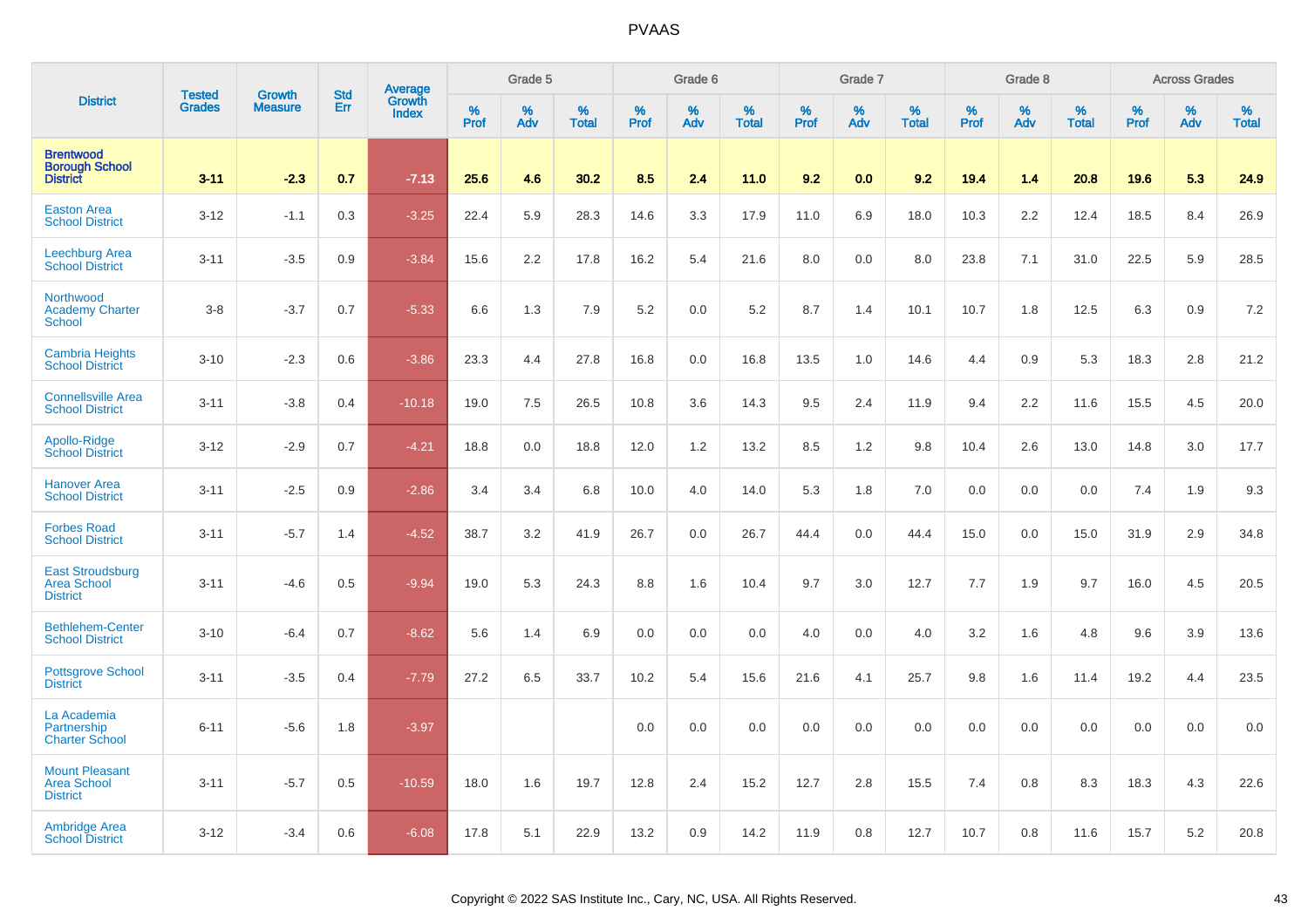# PVAAS

| District | Tested Grades | Growth Measure | Std Err | Average Growth Index | Grade 5 | | | Grade 6 | | | Grade 7 | | | Grade 8 | | | Across Grades | | |
|---|---|---|---|---|---|---|---|---|---|---|---|---|---|---|---|---|---|---|---|
| | | | | | % Prof | % Adv | % Total | % Prof | % Adv | % Total | % Prof | % Adv | % Total | % Prof | % Adv | % Total | % Prof | % Adv | % Total |
| **Brentwood Borough School District** | **3-11** | **-2.3** | **0.7** | **-7.13** | **25.6** | **4.6** | **30.2** | **8.5** | **2.4** | **11.0** | **9.2** | **0.0** | **9.2** | **19.4** | **1.4** | **20.8** | **19.6** | **5.3** | **24.9** |
| Easton Area School District | 3-12 | -1.1 | 0.3 | -3.25 | 22.4 | 5.9 | 28.3 | 14.6 | 3.3 | 17.9 | 11.0 | 6.9 | 18.0 | 10.3 | 2.2 | 12.4 | 18.5 | 8.4 | 26.9 |
| Leechburg Area School District | 3-11 | -3.5 | 0.9 | -3.84 | 15.6 | 2.2 | 17.8 | 16.2 | 5.4 | 21.6 | 8.0 | 0.0 | 8.0 | 23.8 | 7.1 | 31.0 | 22.5 | 5.9 | 28.5 |
| Northwood Academy Charter School | 3-8 | -3.7 | 0.7 | -5.33 | 6.6 | 1.3 | 7.9 | 5.2 | 0.0 | 5.2 | 8.7 | 1.4 | 10.1 | 10.7 | 1.8 | 12.5 | 6.3 | 0.9 | 7.2 |
| Cambria Heights School District | 3-10 | -2.3 | 0.6 | -3.86 | 23.3 | 4.4 | 27.8 | 16.8 | 0.0 | 16.8 | 13.5 | 1.0 | 14.6 | 4.4 | 0.9 | 5.3 | 18.3 | 2.8 | 21.2 |
| Connellsville Area School District | 3-11 | -3.8 | 0.4 | -10.18 | 19.0 | 7.5 | 26.5 | 10.8 | 3.6 | 14.3 | 9.5 | 2.4 | 11.9 | 9.4 | 2.2 | 11.6 | 15.5 | 4.5 | 20.0 |
| Apollo-Ridge School District | 3-12 | -2.9 | 0.7 | -4.21 | 18.8 | 0.0 | 18.8 | 12.0 | 1.2 | 13.2 | 8.5 | 1.2 | 9.8 | 10.4 | 2.6 | 13.0 | 14.8 | 3.0 | 17.7 |
| Hanover Area School District | 3-11 | -2.5 | 0.9 | -2.86 | 3.4 | 3.4 | 6.8 | 10.0 | 4.0 | 14.0 | 5.3 | 1.8 | 7.0 | 0.0 | 0.0 | 0.0 | 7.4 | 1.9 | 9.3 |
| Forbes Road School District | 3-11 | -5.7 | 1.4 | -4.52 | 38.7 | 3.2 | 41.9 | 26.7 | 0.0 | 26.7 | 44.4 | 0.0 | 44.4 | 15.0 | 0.0 | 15.0 | 31.9 | 2.9 | 34.8 |
| East Stroudsburg Area School District | 3-11 | -4.6 | 0.5 | -9.94 | 19.0 | 5.3 | 24.3 | 8.8 | 1.6 | 10.4 | 9.7 | 3.0 | 12.7 | 7.7 | 1.9 | 9.7 | 16.0 | 4.5 | 20.5 |
| Bethlehem-Center School District | 3-10 | -6.4 | 0.7 | -8.62 | 5.6 | 1.4 | 6.9 | 0.0 | 0.0 | 0.0 | 4.0 | 0.0 | 4.0 | 3.2 | 1.6 | 4.8 | 9.6 | 3.9 | 13.6 |
| Pottsgrove School District | 3-11 | -3.5 | 0.4 | -7.79 | 27.2 | 6.5 | 33.7 | 10.2 | 5.4 | 15.6 | 21.6 | 4.1 | 25.7 | 9.8 | 1.6 | 11.4 | 19.2 | 4.4 | 23.5 |
| La Academia Partnership Charter School | 6-11 | -5.6 | 1.8 | -3.97 | | | | 0.0 | 0.0 | 0.0 | 0.0 | 0.0 | 0.0 | 0.0 | 0.0 | 0.0 | 0.0 | 0.0 | 0.0 |
| Mount Pleasant Area School District | 3-11 | -5.7 | 0.5 | -10.59 | 18.0 | 1.6 | 19.7 | 12.8 | 2.4 | 15.2 | 12.7 | 2.8 | 15.5 | 7.4 | 0.8 | 8.3 | 18.3 | 4.3 | 22.6 |
| Ambridge Area School District | 3-12 | -3.4 | 0.6 | -6.08 | 17.8 | 5.1 | 22.9 | 13.2 | 0.9 | 14.2 | 11.9 | 0.8 | 12.7 | 10.7 | 0.8 | 11.6 | 15.7 | 5.2 | 20.8 |

Copyright © 2022 SAS Institute Inc., Cary, NC, USA. All Rights Reserved.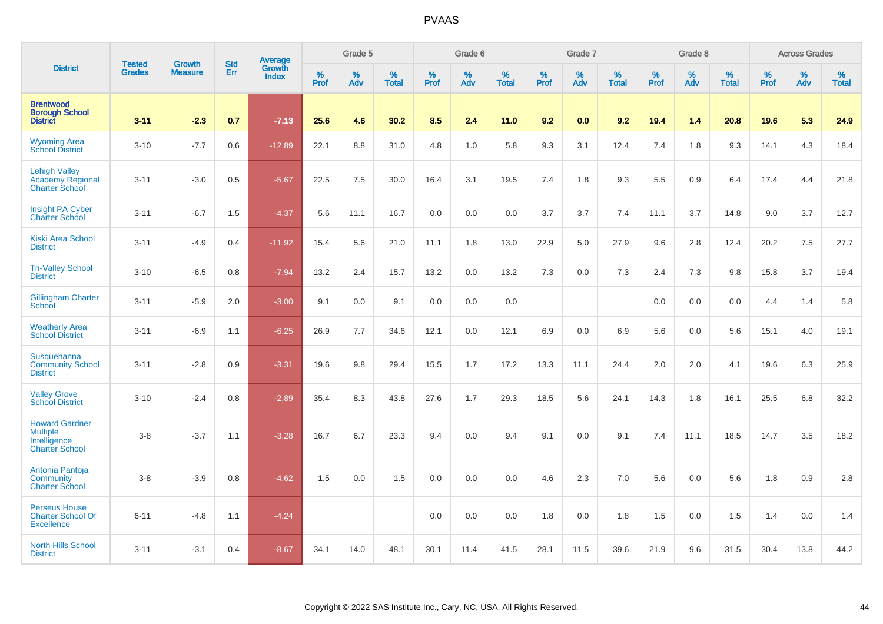# PVAAS

| District | Tested Grades | Growth Measure | Std Err | Average Growth Index | Grade 5 | | | Grade 6 | | | Grade 7 | | | Grade 8 | | | Across Grades | | |
|---|---|---|---|---|---|---|---|---|---|---|---|---|---|---|---|---|---|---|---|
| | | | | | % Prof | % Adv | % Total | % Prof | % Adv | % Total | % Prof | % Adv | % Total | % Prof | % Adv | % Total | % Prof | % Adv | % Total |
| **Brentwood Borough School District** | **3-11** | **-2.3** | **0.7** | **-7.13** | **25.6** | **4.6** | **30.2** | **8.5** | **2.4** | **11.0** | **9.2** | **0.0** | **9.2** | **19.4** | **1.4** | **20.8** | **19.6** | **5.3** | **24.9** |
| Wyoming Area School District | 3-10 | -7.7 | 0.6 | -12.89 | 22.1 | 8.8 | 31.0 | 4.8 | 1.0 | 5.8 | 9.3 | 3.1 | 12.4 | 7.4 | 1.8 | 9.3 | 14.1 | 4.3 | 18.4 |
| Lehigh Valley Academy Regional Charter School | 3-11 | -3.0 | 0.5 | -5.67 | 22.5 | 7.5 | 30.0 | 16.4 | 3.1 | 19.5 | 7.4 | 1.8 | 9.3 | 5.5 | 0.9 | 6.4 | 17.4 | 4.4 | 21.8 |
| Insight PA Cyber Charter School | 3-11 | -6.7 | 1.5 | -4.37 | 5.6 | 11.1 | 16.7 | 0.0 | 0.0 | 0.0 | 3.7 | 3.7 | 7.4 | 11.1 | 3.7 | 14.8 | 9.0 | 3.7 | 12.7 |
| Kiski Area School District | 3-11 | -4.9 | 0.4 | -11.92 | 15.4 | 5.6 | 21.0 | 11.1 | 1.8 | 13.0 | 22.9 | 5.0 | 27.9 | 9.6 | 2.8 | 12.4 | 20.2 | 7.5 | 27.7 |
| Tri-Valley School District | 3-10 | -6.5 | 0.8 | -7.94 | 13.2 | 2.4 | 15.7 | 13.2 | 0.0 | 13.2 | 7.3 | 0.0 | 7.3 | 2.4 | 7.3 | 9.8 | 15.8 | 3.7 | 19.4 |
| Gillingham Charter School | 3-11 | -5.9 | 2.0 | -3.00 | 9.1 | 0.0 | 9.1 | 0.0 | 0.0 | 0.0 | | | | 0.0 | 0.0 | 0.0 | 4.4 | 1.4 | 5.8 |
| Weatherly Area School District | 3-11 | -6.9 | 1.1 | -6.25 | 26.9 | 7.7 | 34.6 | 12.1 | 0.0 | 12.1 | 6.9 | 0.0 | 6.9 | 5.6 | 0.0 | 5.6 | 15.1 | 4.0 | 19.1 |
| Susquehanna Community School District | 3-11 | -2.8 | 0.9 | -3.31 | 19.6 | 9.8 | 29.4 | 15.5 | 1.7 | 17.2 | 13.3 | 11.1 | 24.4 | 2.0 | 2.0 | 4.1 | 19.6 | 6.3 | 25.9 |
| Valley Grove School District | 3-10 | -2.4 | 0.8 | -2.89 | 35.4 | 8.3 | 43.8 | 27.6 | 1.7 | 29.3 | 18.5 | 5.6 | 24.1 | 14.3 | 1.8 | 16.1 | 25.5 | 6.8 | 32.2 |
| Howard Gardner Multiple Intelligence Charter School | 3-8 | -3.7 | 1.1 | -3.28 | 16.7 | 6.7 | 23.3 | 9.4 | 0.0 | 9.4 | 9.1 | 0.0 | 9.1 | 7.4 | 11.1 | 18.5 | 14.7 | 3.5 | 18.2 |
| Antonia Pantoja Community Charter School | 3-8 | -3.9 | 0.8 | -4.62 | 1.5 | 0.0 | 1.5 | 0.0 | 0.0 | 0.0 | 4.6 | 2.3 | 7.0 | 5.6 | 0.0 | 5.6 | 1.8 | 0.9 | 2.8 |
| Perseus House Charter School Of Excellence | 6-11 | -4.8 | 1.1 | -4.24 | | | | 0.0 | 0.0 | 0.0 | 1.8 | 0.0 | 1.8 | 1.5 | 0.0 | 1.5 | 1.4 | 0.0 | 1.4 |
| North Hills School District | 3-11 | -3.1 | 0.4 | -8.67 | 34.1 | 14.0 | 48.1 | 30.1 | 11.4 | 41.5 | 28.1 | 11.5 | 39.6 | 21.9 | 9.6 | 31.5 | 30.4 | 13.8 | 44.2 |

Copyright © 2022 SAS Institute Inc., Cary, NC, USA. All Rights Reserved.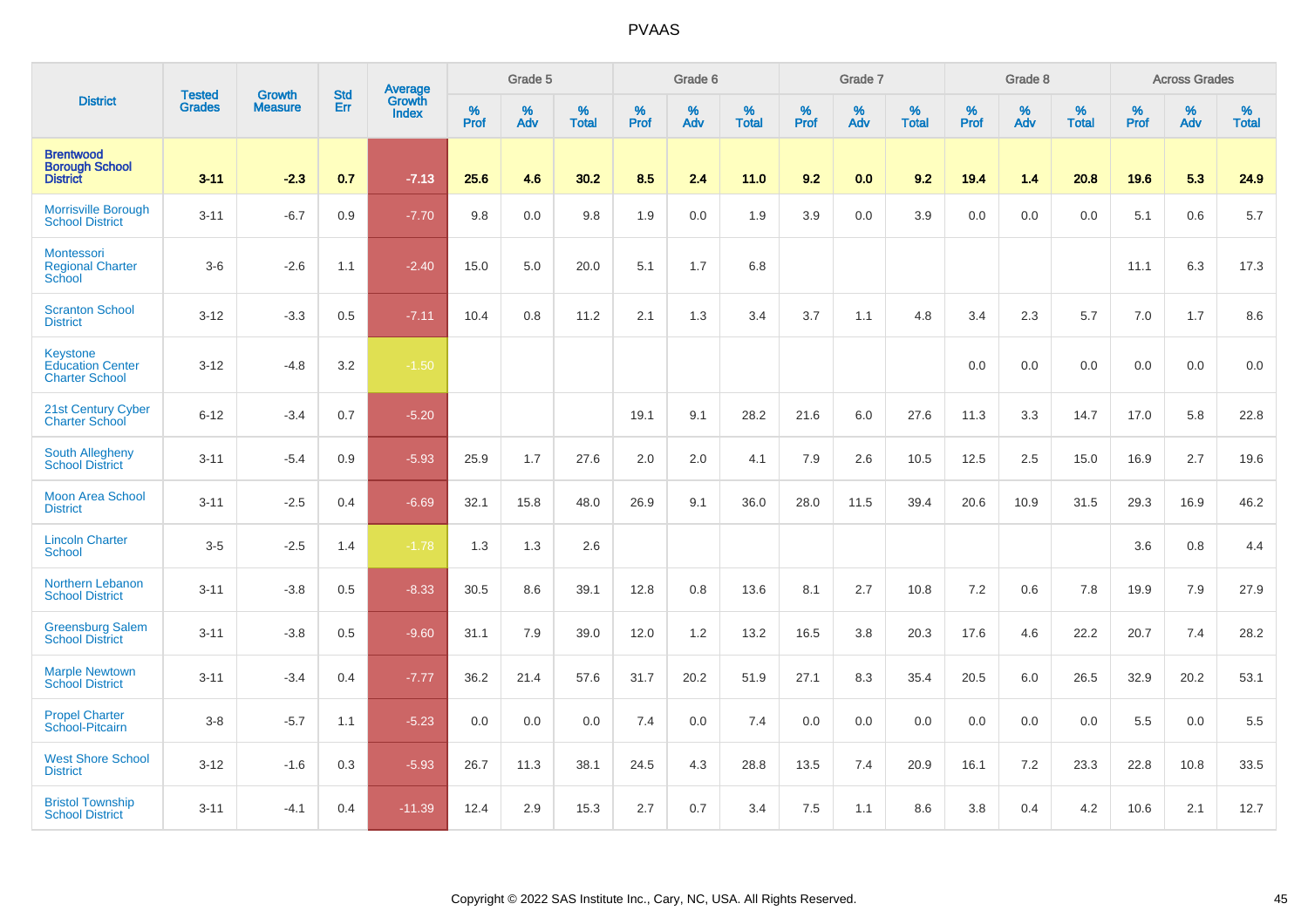# PVAAS

| District | Tested Grades | Growth Measure | Std Err | Average Growth Index | Grade 5 | | | Grade 6 | | | Grade 7 | | | Grade 8 | | | Across Grades | | |
|---|---|---|---|---|---|---|---|---|---|---|---|---|---|---|---|---|---|---|---|
| | | | | | % Prof | % Adv | % Total | % Prof | % Adv | % Total | % Prof | % Adv | % Total | % Prof | % Adv | % Total | % Prof | % Adv | % Total |
| **Brentwood Borough School District** | **3-11** | **-2.3** | **0.7** | **-7.13** | **25.6** | **4.6** | **30.2** | **8.5** | **2.4** | **11.0** | **9.2** | **0.0** | **9.2** | **19.4** | **1.4** | **20.8** | **19.6** | **5.3** | **24.9** |
| Morrisville Borough School District | 3-11 | -6.7 | 0.9 | -7.70 | 9.8 | 0.0 | 9.8 | 1.9 | 0.0 | 1.9 | 3.9 | 0.0 | 3.9 | 0.0 | 0.0 | 0.0 | 5.1 | 0.6 | 5.7 |
| Montessori Regional Charter School | 3-6 | -2.6 | 1.1 | -2.40 | 15.0 | 5.0 | 20.0 | 5.1 | 1.7 | 6.8 | | | | | | | 11.1 | 6.3 | 17.3 |
| Scranton School District | 3-12 | -3.3 | 0.5 | -7.11 | 10.4 | 0.8 | 11.2 | 2.1 | 1.3 | 3.4 | 3.7 | 1.1 | 4.8 | 3.4 | 2.3 | 5.7 | 7.0 | 1.7 | 8.6 |
| Keystone Education Center Charter School | 3-12 | -4.8 | 3.2 | -1.50 | | | | | | | | | | 0.0 | 0.0 | 0.0 | 0.0 | 0.0 | 0.0 |
| 21st Century Cyber Charter School | 6-12 | -3.4 | 0.7 | -5.20 | | | | 19.1 | 9.1 | 28.2 | 21.6 | 6.0 | 27.6 | 11.3 | 3.3 | 14.7 | 17.0 | 5.8 | 22.8 |
| South Allegheny School District | 3-11 | -5.4 | 0.9 | -5.93 | 25.9 | 1.7 | 27.6 | 2.0 | 2.0 | 4.1 | 7.9 | 2.6 | 10.5 | 12.5 | 2.5 | 15.0 | 16.9 | 2.7 | 19.6 |
| Moon Area School District | 3-11 | -2.5 | 0.4 | -6.69 | 32.1 | 15.8 | 48.0 | 26.9 | 9.1 | 36.0 | 28.0 | 11.5 | 39.4 | 20.6 | 10.9 | 31.5 | 29.3 | 16.9 | 46.2 |
| Lincoln Charter School | 3-5 | -2.5 | 1.4 | -1.78 | 1.3 | 1.3 | 2.6 | | | | | | | | | | 3.6 | 0.8 | 4.4 |
| Northern Lebanon School District | 3-11 | -3.8 | 0.5 | -8.33 | 30.5 | 8.6 | 39.1 | 12.8 | 0.8 | 13.6 | 8.1 | 2.7 | 10.8 | 7.2 | 0.6 | 7.8 | 19.9 | 7.9 | 27.9 |
| Greensburg Salem School District | 3-11 | -3.8 | 0.5 | -9.60 | 31.1 | 7.9 | 39.0 | 12.0 | 1.2 | 13.2 | 16.5 | 3.8 | 20.3 | 17.6 | 4.6 | 22.2 | 20.7 | 7.4 | 28.2 |
| Marple Newtown School District | 3-11 | -3.4 | 0.4 | -7.77 | 36.2 | 21.4 | 57.6 | 31.7 | 20.2 | 51.9 | 27.1 | 8.3 | 35.4 | 20.5 | 6.0 | 26.5 | 32.9 | 20.2 | 53.1 |
| Propel Charter School-Pitcairn | 3-8 | -5.7 | 1.1 | -5.23 | 0.0 | 0.0 | 0.0 | 7.4 | 0.0 | 7.4 | 0.0 | 0.0 | 0.0 | 0.0 | 0.0 | 0.0 | 5.5 | 0.0 | 5.5 |
| West Shore School District | 3-12 | -1.6 | 0.3 | -5.93 | 26.7 | 11.3 | 38.1 | 24.5 | 4.3 | 28.8 | 13.5 | 7.4 | 20.9 | 16.1 | 7.2 | 23.3 | 22.8 | 10.8 | 33.5 |
| Bristol Township School District | 3-11 | -4.1 | 0.4 | -11.39 | 12.4 | 2.9 | 15.3 | 2.7 | 0.7 | 3.4 | 7.5 | 1.1 | 8.6 | 3.8 | 0.4 | 4.2 | 10.6 | 2.1 | 12.7 |

Copyright © 2022 SAS Institute Inc., Cary, NC, USA. All Rights Reserved.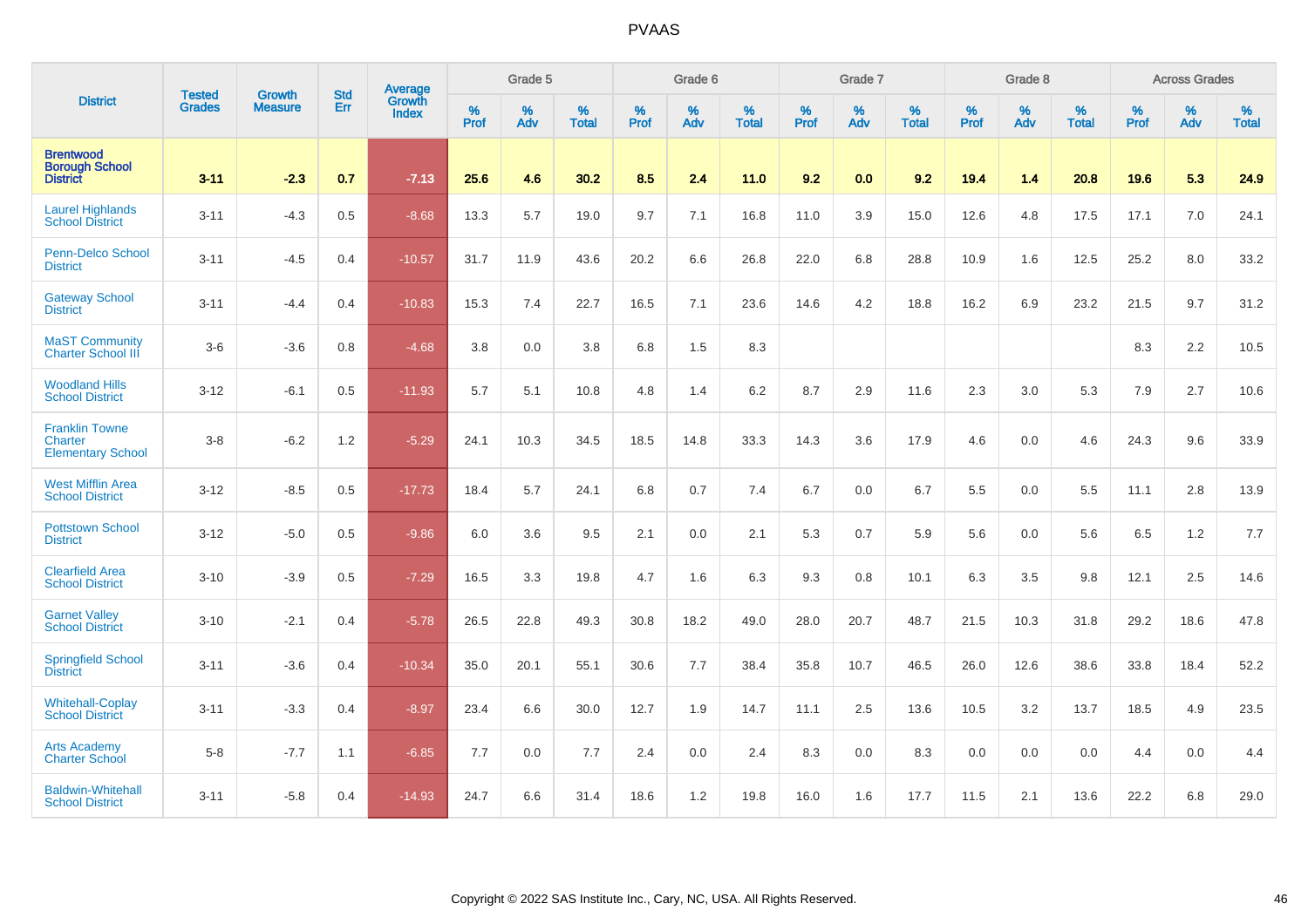# PVAAS

| District | Tested Grades | Growth Measure | Std Err | Average Growth Index | Grade 5 | | | Grade 6 | | | Grade 7 | | | Grade 8 | | | Across Grades | | |
|---|---|---|---|---|---|---|---|---|---|---|---|---|---|---|---|---|---|---|---|
| | | | | | % Prof | % Adv | % Total | % Prof | % Adv | % Total | % Prof | % Adv | % Total | % Prof | % Adv | % Total | % Prof | % Adv | % Total |
| **Brentwood Borough School District** | **3-11** | **-2.3** | **0.7** | **-7.13** | **25.6** | **4.6** | **30.2** | **8.5** | **2.4** | **11.0** | **9.2** | **0.0** | **9.2** | **19.4** | **1.4** | **20.8** | **19.6** | **5.3** | **24.9** |
| Laurel Highlands School District | 3-11 | -4.3 | 0.5 | -8.68 | 13.3 | 5.7 | 19.0 | 9.7 | 7.1 | 16.8 | 11.0 | 3.9 | 15.0 | 12.6 | 4.8 | 17.5 | 17.1 | 7.0 | 24.1 |
| Penn-Delco School District | 3-11 | -4.5 | 0.4 | -10.57 | 31.7 | 11.9 | 43.6 | 20.2 | 6.6 | 26.8 | 22.0 | 6.8 | 28.8 | 10.9 | 1.6 | 12.5 | 25.2 | 8.0 | 33.2 |
| Gateway School District | 3-11 | -4.4 | 0.4 | -10.83 | 15.3 | 7.4 | 22.7 | 16.5 | 7.1 | 23.6 | 14.6 | 4.2 | 18.8 | 16.2 | 6.9 | 23.2 | 21.5 | 9.7 | 31.2 |
| MaST Community Charter School III | 3-6 | -3.6 | 0.8 | -4.68 | 3.8 | 0.0 | 3.8 | 6.8 | 1.5 | 8.3 | | | | | | | 8.3 | 2.2 | 10.5 |
| Woodland Hills School District | 3-12 | -6.1 | 0.5 | -11.93 | 5.7 | 5.1 | 10.8 | 4.8 | 1.4 | 6.2 | 8.7 | 2.9 | 11.6 | 2.3 | 3.0 | 5.3 | 7.9 | 2.7 | 10.6 |
| Franklin Towne Charter Elementary School | 3-8 | -6.2 | 1.2 | -5.29 | 24.1 | 10.3 | 34.5 | 18.5 | 14.8 | 33.3 | 14.3 | 3.6 | 17.9 | 4.6 | 0.0 | 4.6 | 24.3 | 9.6 | 33.9 |
| West Mifflin Area School District | 3-12 | -8.5 | 0.5 | -17.73 | 18.4 | 5.7 | 24.1 | 6.8 | 0.7 | 7.4 | 6.7 | 0.0 | 6.7 | 5.5 | 0.0 | 5.5 | 11.1 | 2.8 | 13.9 |
| Pottstown School District | 3-12 | -5.0 | 0.5 | -9.86 | 6.0 | 3.6 | 9.5 | 2.1 | 0.0 | 2.1 | 5.3 | 0.7 | 5.9 | 5.6 | 0.0 | 5.6 | 6.5 | 1.2 | 7.7 |
| Clearfield Area School District | 3-10 | -3.9 | 0.5 | -7.29 | 16.5 | 3.3 | 19.8 | 4.7 | 1.6 | 6.3 | 9.3 | 0.8 | 10.1 | 6.3 | 3.5 | 9.8 | 12.1 | 2.5 | 14.6 |
| Garnet Valley School District | 3-10 | -2.1 | 0.4 | -5.78 | 26.5 | 22.8 | 49.3 | 30.8 | 18.2 | 49.0 | 28.0 | 20.7 | 48.7 | 21.5 | 10.3 | 31.8 | 29.2 | 18.6 | 47.8 |
| Springfield School District | 3-11 | -3.6 | 0.4 | -10.34 | 35.0 | 20.1 | 55.1 | 30.6 | 7.7 | 38.4 | 35.8 | 10.7 | 46.5 | 26.0 | 12.6 | 38.6 | 33.8 | 18.4 | 52.2 |
| Whitehall-Coplay School District | 3-11 | -3.3 | 0.4 | -8.97 | 23.4 | 6.6 | 30.0 | 12.7 | 1.9 | 14.7 | 11.1 | 2.5 | 13.6 | 10.5 | 3.2 | 13.7 | 18.5 | 4.9 | 23.5 |
| Arts Academy Charter School | 5-8 | -7.7 | 1.1 | -6.85 | 7.7 | 0.0 | 7.7 | 2.4 | 0.0 | 2.4 | 8.3 | 0.0 | 8.3 | 0.0 | 0.0 | 0.0 | 4.4 | 0.0 | 4.4 |
| Baldwin-Whitehall School District | 3-11 | -5.8 | 0.4 | -14.93 | 24.7 | 6.6 | 31.4 | 18.6 | 1.2 | 19.8 | 16.0 | 1.6 | 17.7 | 11.5 | 2.1 | 13.6 | 22.2 | 6.8 | 29.0 |

Copyright © 2022 SAS Institute Inc., Cary, NC, USA. All Rights Reserved.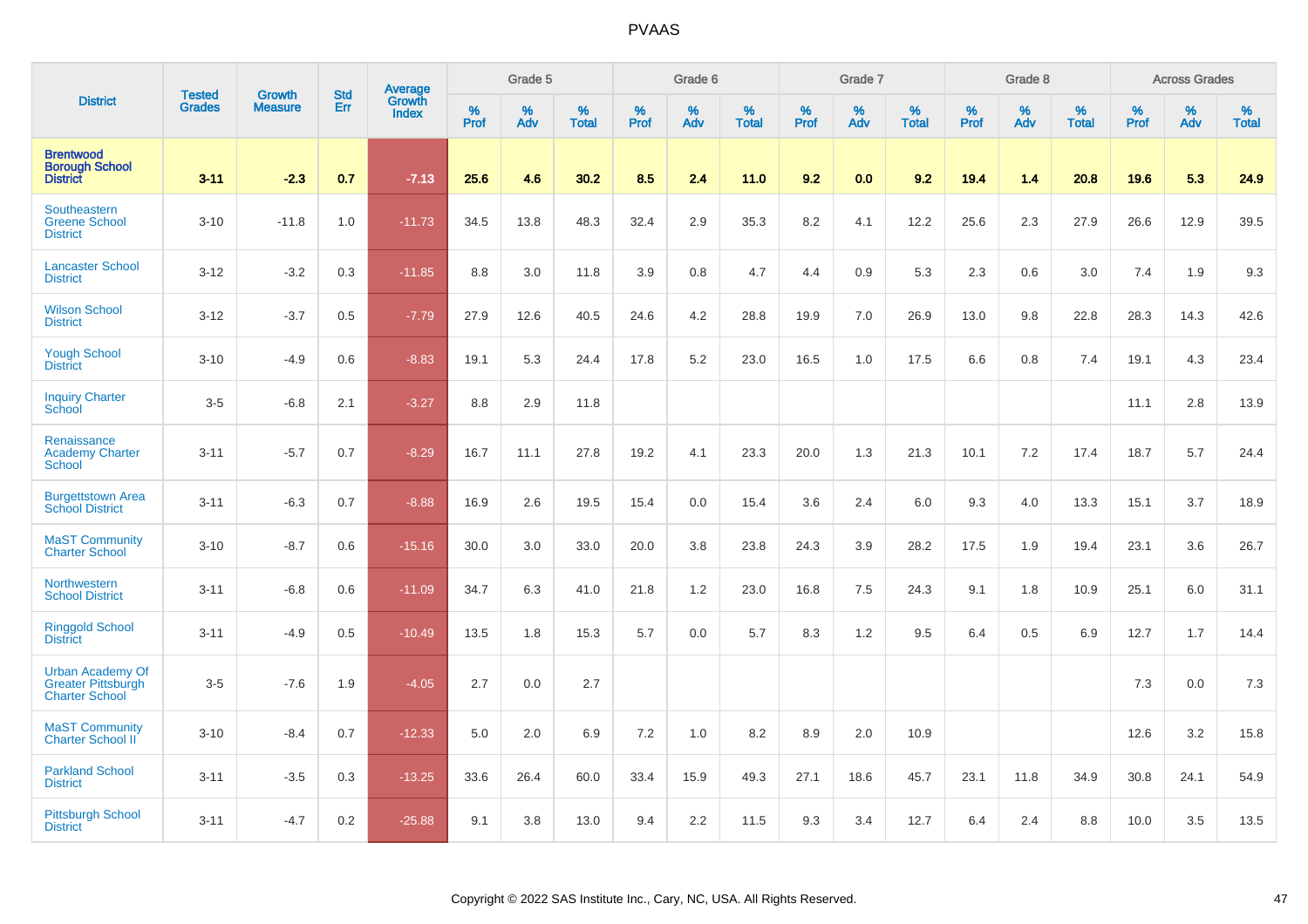| District | Tested Grades | Growth Measure | Std Err | Average Growth Index | Grade 5 | | | Grade 6 | | | Grade 7 | | | Grade 8 | | | Across Grades | | |
|---|---|---|---|---|---|---|---|---|---|---|---|---|---|---|---|---|---|---|---|
| | | | | | % Prof | % Adv | % Total | % Prof | % Adv | % Total | % Prof | % Adv | % Total | % Prof | % Adv | % Total | % Prof | % Adv | % Total |
| **Brentwood Borough School District** | **3-11** | **-2.3** | **0.7** | **-7.13** | **25.6** | **4.6** | **30.2** | **8.5** | **2.4** | **11.0** | **9.2** | **0.0** | **9.2** | **19.4** | **1.4** | **20.8** | **19.6** | **5.3** | **24.9** |
| Southeastern Greene School District | 3-10 | -11.8 | 1.0 | -11.73 | 34.5 | 13.8 | 48.3 | 32.4 | 2.9 | 35.3 | 8.2 | 4.1 | 12.2 | 25.6 | 2.3 | 27.9 | 26.6 | 12.9 | 39.5 |
| Lancaster School District | 3-12 | -3.2 | 0.3 | -11.85 | 8.8 | 3.0 | 11.8 | 3.9 | 0.8 | 4.7 | 4.4 | 0.9 | 5.3 | 2.3 | 0.6 | 3.0 | 7.4 | 1.9 | 9.3 |
| Wilson School District | 3-12 | -3.7 | 0.5 | -7.79 | 27.9 | 12.6 | 40.5 | 24.6 | 4.2 | 28.8 | 19.9 | 7.0 | 26.9 | 13.0 | 9.8 | 22.8 | 28.3 | 14.3 | 42.6 |
| Yough School District | 3-10 | -4.9 | 0.6 | -8.83 | 19.1 | 5.3 | 24.4 | 17.8 | 5.2 | 23.0 | 16.5 | 1.0 | 17.5 | 6.6 | 0.8 | 7.4 | 19.1 | 4.3 | 23.4 |
| Inquiry Charter School | 3-5 | -6.8 | 2.1 | -3.27 | 8.8 | 2.9 | 11.8 | | | | | | | | | | 11.1 | 2.8 | 13.9 |
| Renaissance Academy Charter School | 3-11 | -5.7 | 0.7 | -8.29 | 16.7 | 11.1 | 27.8 | 19.2 | 4.1 | 23.3 | 20.0 | 1.3 | 21.3 | 10.1 | 7.2 | 17.4 | 18.7 | 5.7 | 24.4 |
| Burgettstown Area School District | 3-11 | -6.3 | 0.7 | -8.88 | 16.9 | 2.6 | 19.5 | 15.4 | 0.0 | 15.4 | 3.6 | 2.4 | 6.0 | 9.3 | 4.0 | 13.3 | 15.1 | 3.7 | 18.9 |
| MaST Community Charter School | 3-10 | -8.7 | 0.6 | -15.16 | 30.0 | 3.0 | 33.0 | 20.0 | 3.8 | 23.8 | 24.3 | 3.9 | 28.2 | 17.5 | 1.9 | 19.4 | 23.1 | 3.6 | 26.7 |
| Northwestern School District | 3-11 | -6.8 | 0.6 | -11.09 | 34.7 | 6.3 | 41.0 | 21.8 | 1.2 | 23.0 | 16.8 | 7.5 | 24.3 | 9.1 | 1.8 | 10.9 | 25.1 | 6.0 | 31.1 |
| Ringgold School District | 3-11 | -4.9 | 0.5 | -10.49 | 13.5 | 1.8 | 15.3 | 5.7 | 0.0 | 5.7 | 8.3 | 1.2 | 9.5 | 6.4 | 0.5 | 6.9 | 12.7 | 1.7 | 14.4 |
| Urban Academy Of Greater Pittsburgh Charter School | 3-5 | -7.6 | 1.9 | -4.05 | 2.7 | 0.0 | 2.7 | | | | | | | | | | 7.3 | 0.0 | 7.3 |
| MaST Community Charter School II | 3-10 | -8.4 | 0.7 | -12.33 | 5.0 | 2.0 | 6.9 | 7.2 | 1.0 | 8.2 | 8.9 | 2.0 | 10.9 | | | | 12.6 | 3.2 | 15.8 |
| Parkland School District | 3-11 | -3.5 | 0.3 | -13.25 | 33.6 | 26.4 | 60.0 | 33.4 | 15.9 | 49.3 | 27.1 | 18.6 | 45.7 | 23.1 | 11.8 | 34.9 | 30.8 | 24.1 | 54.9 |
| Pittsburgh School District | 3-11 | -4.7 | 0.2 | -25.88 | 9.1 | 3.8 | 13.0 | 9.4 | 2.2 | 11.5 | 9.3 | 3.4 | 12.7 | 6.4 | 2.4 | 8.8 | 10.0 | 3.5 | 13.5 |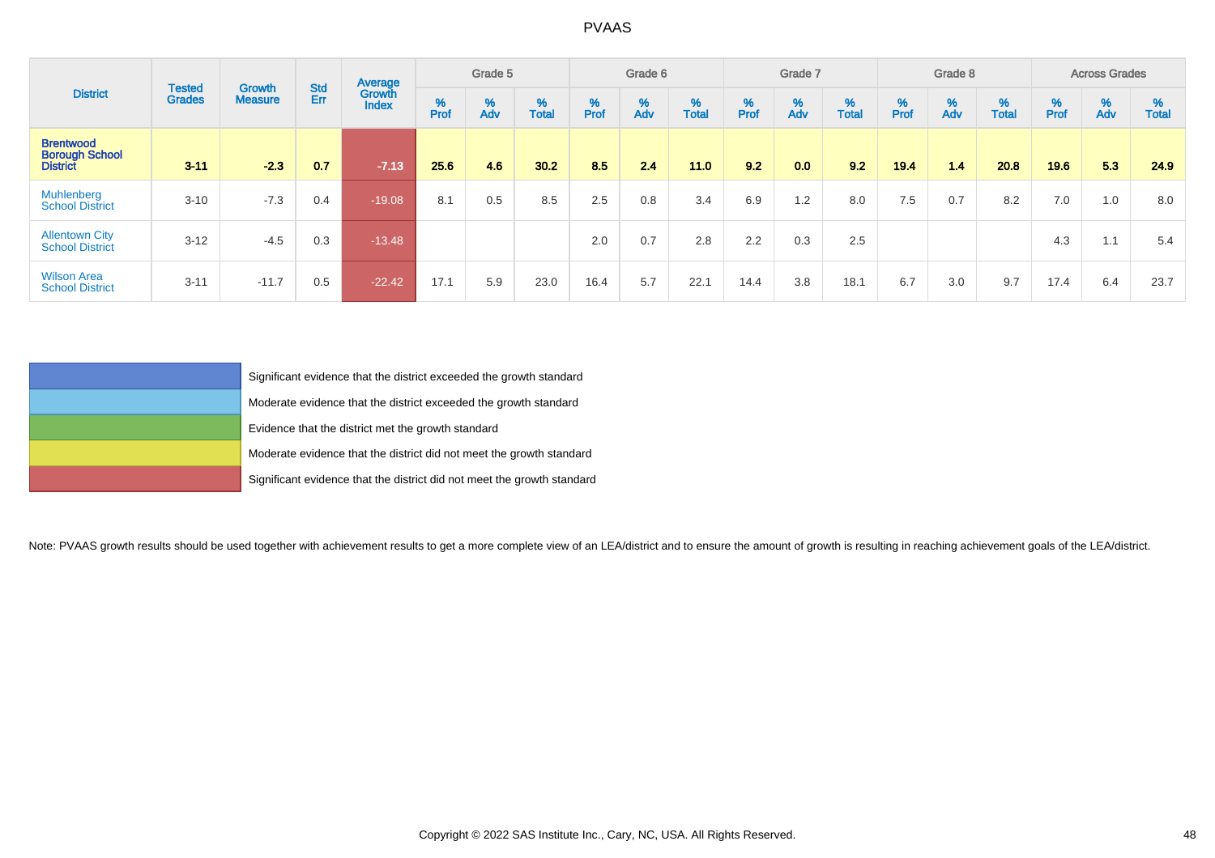# PVAAS

| District | Tested Grades | Growth Measure | Std Err | Average Growth Index | Grade 5 | | | Grade 6 | | | Grade 7 | | | Grade 8 | | | Across Grades | | |
|---|---|---|---|---|---|---|---|---|---|---|---|---|---|---|---|---|---|---|---|
| | | | | | % Prof | % Adv | % Total | % Prof | % Adv | % Total | % Prof | % Adv | % Total | % Prof | % Adv | % Total | % Prof | % Adv | % Total |
| **Brentwood Borough School District** | **3-11** | **-2.3** | **0.7** | **-7.13** | **25.6** | **4.6** | **30.2** | **8.5** | **2.4** | **11.0** | **9.2** | **0.0** | **9.2** | **19.4** | **1.4** | **20.8** | **19.6** | **5.3** | **24.9** |
| Muhlenberg School District | 3-10 | -7.3 | 0.4 | -19.08 | 8.1 | 0.5 | 8.5 | 2.5 | 0.8 | 3.4 | 6.9 | 1.2 | 8.0 | 7.5 | 0.7 | 8.2 | 7.0 | 1.0 | 8.0 |
| Allentown City School District | 3-12 | -4.5 | 0.3 | -13.48 | | | | 2.0 | 0.7 | 2.8 | 2.2 | 0.3 | 2.5 | | | | 4.3 | 1.1 | 5.4 |
| Wilson Area School District | 3-11 | -11.7 | 0.5 | -22.42 | 17.1 | 5.9 | 23.0 | 16.4 | 5.7 | 22.1 | 14.4 | 3.8 | 18.1 | 6.7 | 3.0 | 9.7 | 17.4 | 6.4 | 23.7 |

- Significant evidence that the district exceeded the growth standard
- Moderate evidence that the district exceeded the growth standard
- Evidence that the district met the growth standard
- Moderate evidence that the district did not meet the growth standard
- Significant evidence that the district did not meet the growth standard

Note: PVAAS growth results should be used together with achievement results to get a more complete view of an LEA/district and to ensure the amount of growth is resulting in reaching achievement goals of the LEA/district.

Copyright © 2022 SAS Institute Inc., Cary, NC, USA. All Rights Reserved.